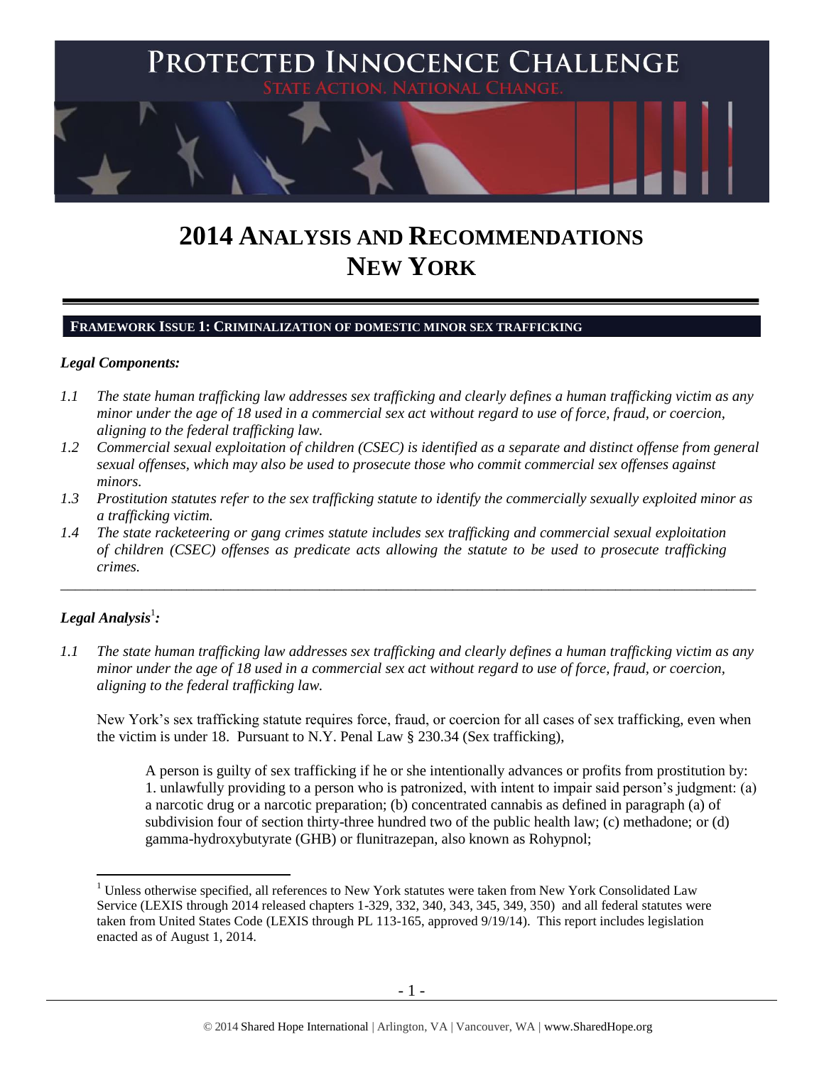# PROTECTED INNOCENCE CHALLENGE

STATE ACTION. NATIONAL CHANGE.

# 2014 ANALYSIS AND RECOMMENDATIONS NEW YORK

## FRAMEWORK ISSUE 1: CRIMINALIZATION OF DOMESTIC MINOR SEX TRAFFICKING

### *Legal Components:*

*1.1 The state human trafficking law addresses sex trafficking and clearly defines a human trafficking victim as any minor under the age of 18 used in a commercial sex act without regard to use of force, fraud, or coercion, aligning to the federal trafficking law.*

*1.2 Commercial sexual exploitation of children (CSEC) is identified as a separate and distinct offense from general sexual offenses, which may also be used to prosecute those who commit commercial sex offenses against minors.*

*1.3 Prostitution statutes refer to the sex trafficking statute to identify the commercially sexually exploited minor as a trafficking victim.*

*1.4 The state racketeering or gang crimes statute includes sex trafficking and commercial sexual exploitation of children (CSEC) offenses as predicate acts allowing the statute to be used to prosecute trafficking crimes.*

---

### *Legal Analysis*[1]*:*

*1.1 The state human trafficking law addresses sex trafficking and clearly defines a human trafficking victim as any minor under the age of 18 used in a commercial sex act without regard to use of force, fraud, or coercion, aligning to the federal trafficking law.*

New York's sex trafficking statute requires force, fraud, or coercion for all cases of sex trafficking, even when the victim is under 18. Pursuant to N.Y. Penal Law § 230.34 (Sex trafficking),

> A person is guilty of sex trafficking if he or she intentionally advances or profits from prostitution by:
> 1. unlawfully providing to a person who is patronized, with intent to impair said person's judgment: (a) a narcotic drug or a narcotic preparation; (b) concentrated cannabis as defined in paragraph (a) of subdivision four of section thirty-three hundred two of the public health law; (c) methadone; or (d) gamma-hydroxybutyrate (GHB) or flunitrazepan, also known as Rohypnol;

---

[1] Unless otherwise specified, all references to New York statutes were taken from New York Consolidated Law Service (LEXIS through 2014 released chapters 1-329, 332, 340, 343, 345, 349, 350) and all federal statutes were taken from United States Code (LEXIS through PL 113-165, approved 9/19/14). This report includes legislation enacted as of August 1, 2014.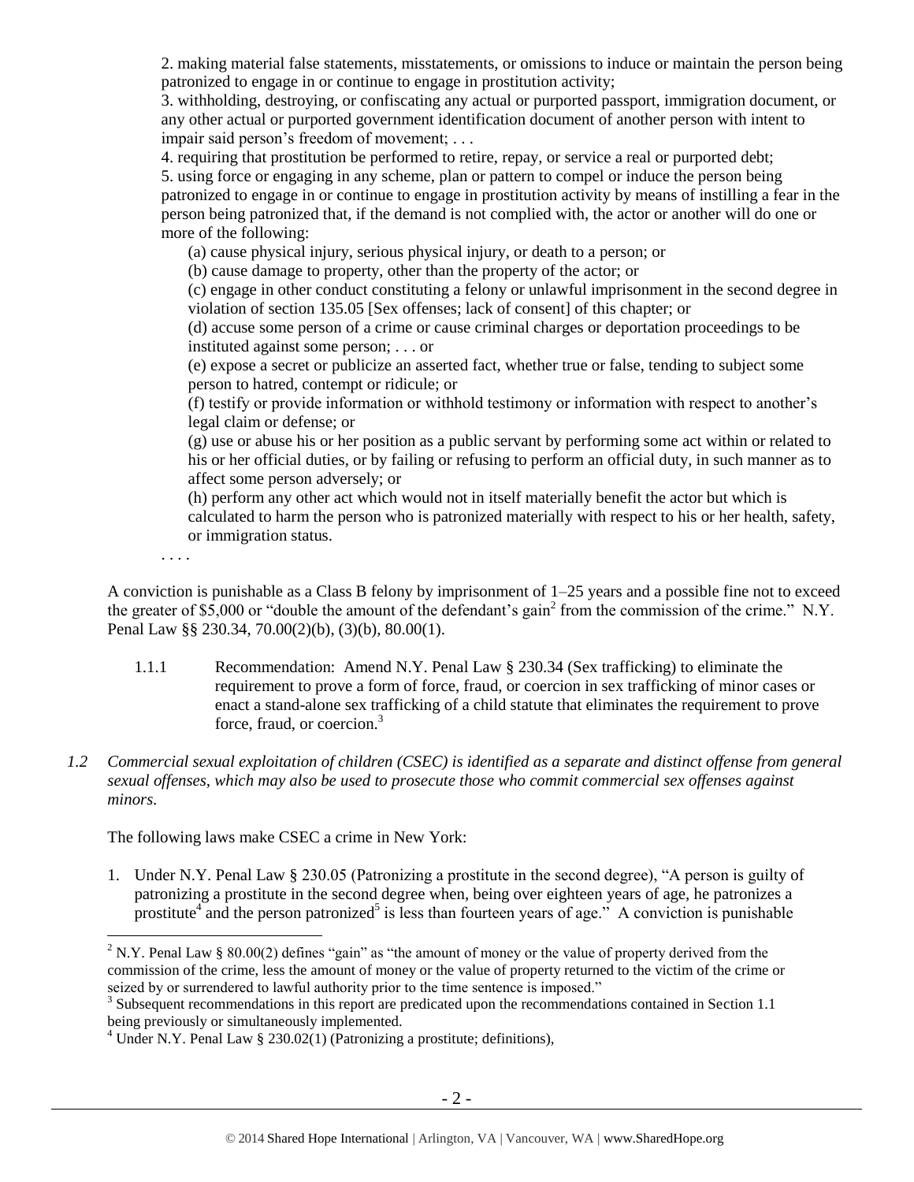2. making material false statements, misstatements, or omissions to induce or maintain the person being patronized to engage in or continue to engage in prostitution activity;

3. withholding, destroying, or confiscating any actual or purported passport, immigration document, or any other actual or purported government identification document of another person with intent to impair said person's freedom of movement; . . .

4. requiring that prostitution be performed to retire, repay, or service a real or purported debt;

5. using force or engaging in any scheme, plan or pattern to compel or induce the person being patronized to engage in or continue to engage in prostitution activity by means of instilling a fear in the person being patronized that, if the demand is not complied with, the actor or another will do one or more of the following:

(a) cause physical injury, serious physical injury, or death to a person; or

(b) cause damage to property, other than the property of the actor; or

(c) engage in other conduct constituting a felony or unlawful imprisonment in the second degree in violation of section 135.05 [Sex offenses; lack of consent] of this chapter; or

(d) accuse some person of a crime or cause criminal charges or deportation proceedings to be instituted against some person; . . . or

(e) expose a secret or publicize an asserted fact, whether true or false, tending to subject some person to hatred, contempt or ridicule; or

(f) testify or provide information or withhold testimony or information with respect to another's legal claim or defense; or

(g) use or abuse his or her position as a public servant by performing some act within or related to his or her official duties, or by failing or refusing to perform an official duty, in such manner as to affect some person adversely; or

(h) perform any other act which would not in itself materially benefit the actor but which is calculated to harm the person who is patronized materially with respect to his or her health, safety, or immigration status.

. . . .

A conviction is punishable as a Class B felony by imprisonment of 1–25 years and a possible fine not to exceed the greater of $5,000 or "double the amount of the defendant's gain[2] from the commission of the crime." N.Y. Penal Law §§ 230.34, 70.00(2)(b), (3)(b), 80.00(1).

1.1.1 Recommendation: Amend N.Y. Penal Law § 230.34 (Sex trafficking) to eliminate the requirement to prove a form of force, fraud, or coercion in sex trafficking of minor cases or enact a stand-alone sex trafficking of a child statute that eliminates the requirement to prove force, fraud, or coercion.[3]

*1.2 Commercial sexual exploitation of children (CSEC) is identified as a separate and distinct offense from general sexual offenses, which may also be used to prosecute those who commit commercial sex offenses against minors.*

The following laws make CSEC a crime in New York:

1. Under N.Y. Penal Law § 230.05 (Patronizing a prostitute in the second degree), "A person is guilty of patronizing a prostitute in the second degree when, being over eighteen years of age, he patronizes a prostitute[4] and the person patronized[5] is less than fourteen years of age." A conviction is punishable

---

[2] N.Y. Penal Law § 80.00(2) defines "gain" as "the amount of money or the value of property derived from the commission of the crime, less the amount of money or the value of property returned to the victim of the crime or seized by or surrendered to lawful authority prior to the time sentence is imposed."

[3] Subsequent recommendations in this report are predicated upon the recommendations contained in Section 1.1 being previously or simultaneously implemented.

[4] Under N.Y. Penal Law § 230.02(1) (Patronizing a prostitute; definitions),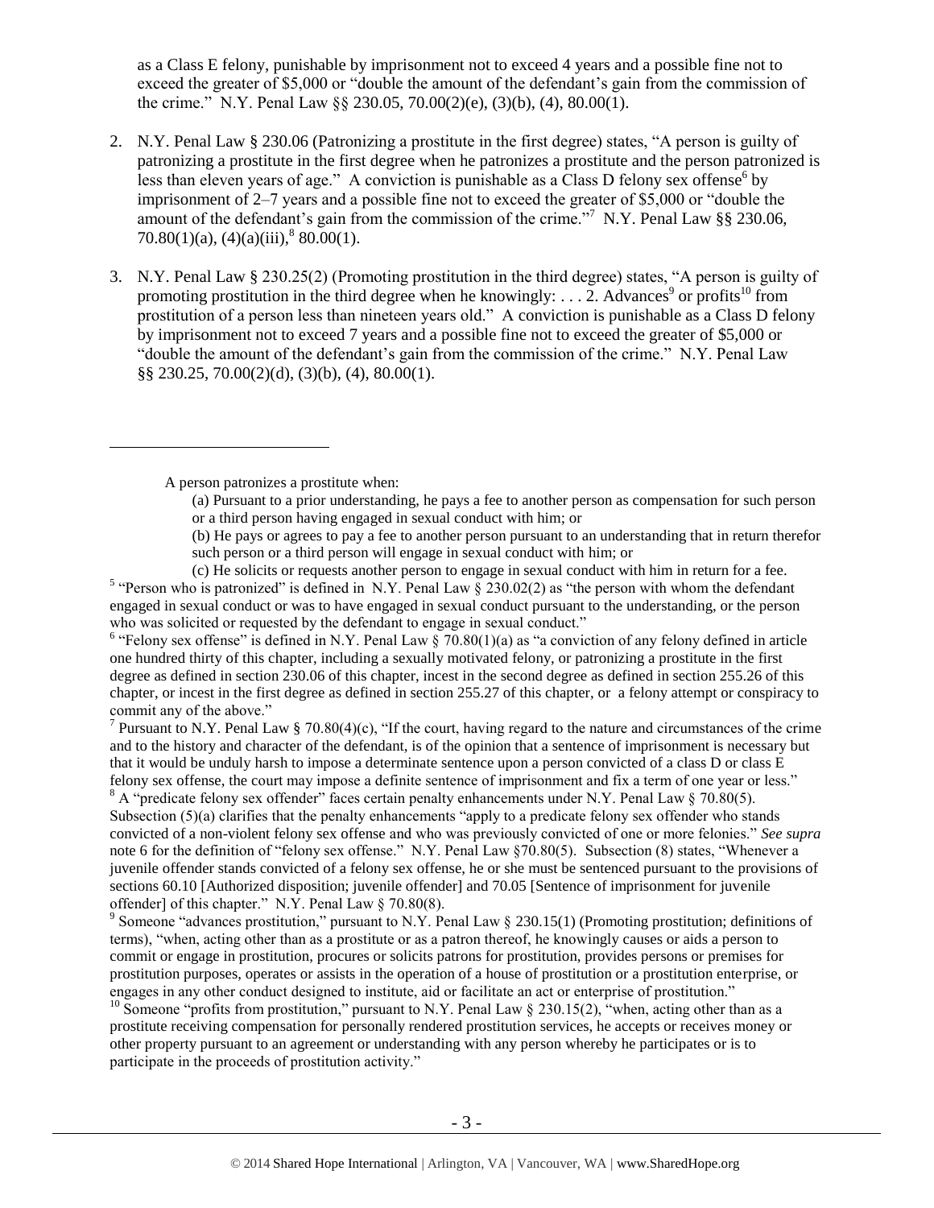as a Class E felony, punishable by imprisonment not to exceed 4 years and a possible fine not to exceed the greater of $5,000 or "double the amount of the defendant's gain from the commission of the crime." N.Y. Penal Law §§ 230.05, 70.00(2)(e), (3)(b), (4), 80.00(1).

2. N.Y. Penal Law § 230.06 (Patronizing a prostitute in the first degree) states, "A person is guilty of patronizing a prostitute in the first degree when he patronizes a prostitute and the person patronized is less than eleven years of age." A conviction is punishable as a Class D felony sex offense[6] by imprisonment of 2–7 years and a possible fine not to exceed the greater of $5,000 or "double the amount of the defendant's gain from the commission of the crime."[7] N.Y. Penal Law §§ 230.06, 70.80(1)(a), (4)(a)(iii),[8] 80.00(1).

3. N.Y. Penal Law § 230.25(2) (Promoting prostitution in the third degree) states, "A person is guilty of promoting prostitution in the third degree when he knowingly: . . . 2. Advances[9] or profits[10] from prostitution of a person less than nineteen years old." A conviction is punishable as a Class D felony by imprisonment not to exceed 7 years and a possible fine not to exceed the greater of $5,000 or "double the amount of the defendant's gain from the commission of the crime." N.Y. Penal Law §§ 230.25, 70.00(2)(d), (3)(b), (4), 80.00(1).

---

A person patronizes a prostitute when:

> (a) Pursuant to a prior understanding, he pays a fee to another person as compensation for such person or a third person having engaged in sexual conduct with him; or
>
> (b) He pays or agrees to pay a fee to another person pursuant to an understanding that in return therefor such person or a third person will engage in sexual conduct with him; or
>
> (c) He solicits or requests another person to engage in sexual conduct with him in return for a fee.

[5] "Person who is patronized" is defined in N.Y. Penal Law § 230.02(2) as "the person with whom the defendant engaged in sexual conduct or was to have engaged in sexual conduct pursuant to the understanding, or the person who was solicited or requested by the defendant to engage in sexual conduct."

[6] "Felony sex offense" is defined in N.Y. Penal Law § 70.80(1)(a) as "a conviction of any felony defined in article one hundred thirty of this chapter, including a sexually motivated felony, or patronizing a prostitute in the first degree as defined in section 230.06 of this chapter, incest in the second degree as defined in section 255.26 of this chapter, or incest in the first degree as defined in section 255.27 of this chapter, or a felony attempt or conspiracy to commit any of the above."

[7] Pursuant to N.Y. Penal Law § 70.80(4)(c), "If the court, having regard to the nature and circumstances of the crime and to the history and character of the defendant, is of the opinion that a sentence of imprisonment is necessary but that it would be unduly harsh to impose a determinate sentence upon a person convicted of a class D or class E felony sex offense, the court may impose a definite sentence of imprisonment and fix a term of one year or less."

[8] A "predicate felony sex offender" faces certain penalty enhancements under N.Y. Penal Law § 70.80(5). Subsection (5)(a) clarifies that the penalty enhancements "apply to a predicate felony sex offender who stands convicted of a non-violent felony sex offense and who was previously convicted of one or more felonies." *See supra* note 6 for the definition of "felony sex offense." N.Y. Penal Law §70.80(5). Subsection (8) states, "Whenever a juvenile offender stands convicted of a felony sex offense, he or she must be sentenced pursuant to the provisions of sections 60.10 [Authorized disposition; juvenile offender] and 70.05 [Sentence of imprisonment for juvenile offender] of this chapter." N.Y. Penal Law § 70.80(8).

[9] Someone "advances prostitution," pursuant to N.Y. Penal Law § 230.15(1) (Promoting prostitution; definitions of terms), "when, acting other than as a prostitute or as a patron thereof, he knowingly causes or aids a person to commit or engage in prostitution, procures or solicits patrons for prostitution, provides persons or premises for prostitution purposes, operates or assists in the operation of a house of prostitution or a prostitution enterprise, or engages in any other conduct designed to institute, aid or facilitate an act or enterprise of prostitution."

[10] Someone "profits from prostitution," pursuant to N.Y. Penal Law § 230.15(2), "when, acting other than as a prostitute receiving compensation for personally rendered prostitution services, he accepts or receives money or other property pursuant to an agreement or understanding with any person whereby he participates or is to participate in the proceeds of prostitution activity."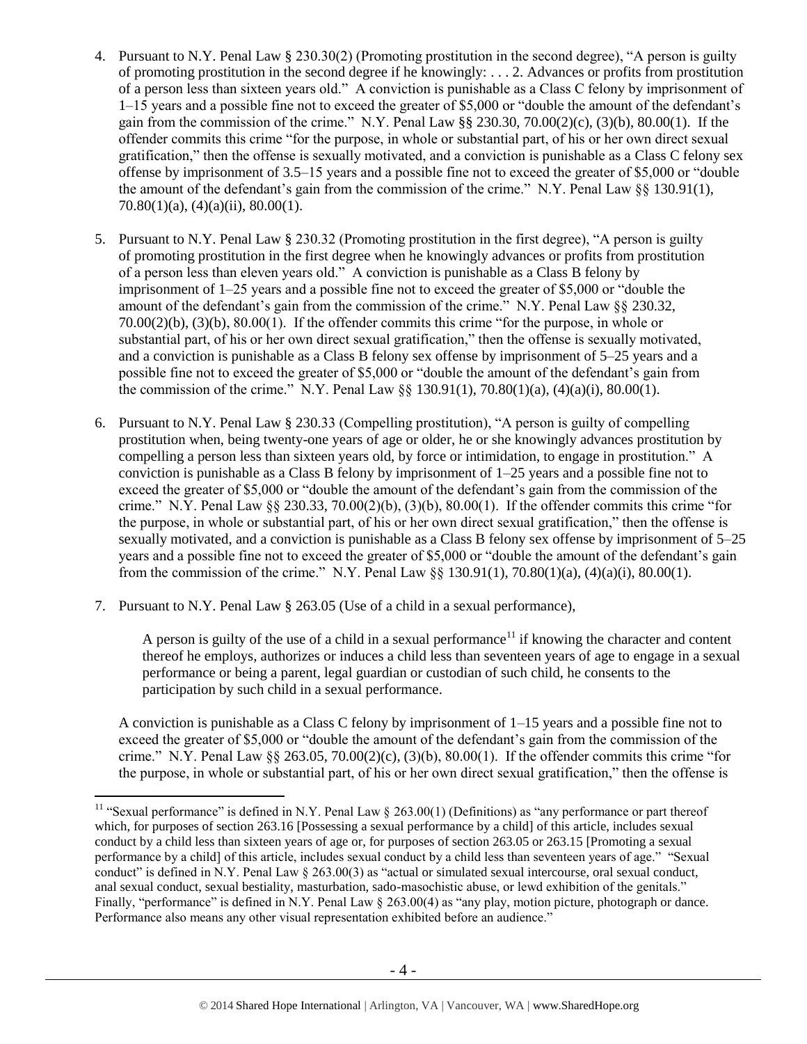4. Pursuant to N.Y. Penal Law § 230.30(2) (Promoting prostitution in the second degree), "A person is guilty of promoting prostitution in the second degree if he knowingly: . . . 2. Advances or profits from prostitution of a person less than sixteen years old." A conviction is punishable as a Class C felony by imprisonment of 1–15 years and a possible fine not to exceed the greater of $5,000 or "double the amount of the defendant's gain from the commission of the crime." N.Y. Penal Law §§ 230.30, 70.00(2)(c), (3)(b), 80.00(1). If the offender commits this crime "for the purpose, in whole or substantial part, of his or her own direct sexual gratification," then the offense is sexually motivated, and a conviction is punishable as a Class C felony sex offense by imprisonment of 3.5–15 years and a possible fine not to exceed the greater of $5,000 or "double the amount of the defendant's gain from the commission of the crime." N.Y. Penal Law §§ 130.91(1), 70.80(1)(a), (4)(a)(ii), 80.00(1).

5. Pursuant to N.Y. Penal Law § 230.32 (Promoting prostitution in the first degree), "A person is guilty of promoting prostitution in the first degree when he knowingly advances or profits from prostitution of a person less than eleven years old." A conviction is punishable as a Class B felony by imprisonment of 1–25 years and a possible fine not to exceed the greater of $5,000 or "double the amount of the defendant's gain from the commission of the crime." N.Y. Penal Law §§ 230.32, 70.00(2)(b), (3)(b), 80.00(1). If the offender commits this crime "for the purpose, in whole or substantial part, of his or her own direct sexual gratification," then the offense is sexually motivated, and a conviction is punishable as a Class B felony sex offense by imprisonment of 5–25 years and a possible fine not to exceed the greater of $5,000 or "double the amount of the defendant's gain from the commission of the crime." N.Y. Penal Law §§ 130.91(1), 70.80(1)(a), (4)(a)(i), 80.00(1).

6. Pursuant to N.Y. Penal Law § 230.33 (Compelling prostitution), "A person is guilty of compelling prostitution when, being twenty-one years of age or older, he or she knowingly advances prostitution by compelling a person less than sixteen years old, by force or intimidation, to engage in prostitution." A conviction is punishable as a Class B felony by imprisonment of 1–25 years and a possible fine not to exceed the greater of $5,000 or "double the amount of the defendant's gain from the commission of the crime." N.Y. Penal Law §§ 230.33, 70.00(2)(b), (3)(b), 80.00(1). If the offender commits this crime "for the purpose, in whole or substantial part, of his or her own direct sexual gratification," then the offense is sexually motivated, and a conviction is punishable as a Class B felony sex offense by imprisonment of 5–25 years and a possible fine not to exceed the greater of $5,000 or "double the amount of the defendant's gain from the commission of the crime." N.Y. Penal Law §§ 130.91(1), 70.80(1)(a), (4)(a)(i), 80.00(1).

7. Pursuant to N.Y. Penal Law § 263.05 (Use of a child in a sexual performance),

   > A person is guilty of the use of a child in a sexual performance[11] if knowing the character and content thereof he employs, authorizes or induces a child less than seventeen years of age to engage in a sexual performance or being a parent, legal guardian or custodian of such child, he consents to the participation by such child in a sexual performance.

   A conviction is punishable as a Class C felony by imprisonment of 1–15 years and a possible fine not to exceed the greater of $5,000 or "double the amount of the defendant's gain from the commission of the crime." N.Y. Penal Law §§ 263.05, 70.00(2)(c), (3)(b), 80.00(1). If the offender commits this crime "for the purpose, in whole or substantial part, of his or her own direct sexual gratification," then the offense is

---

[11] "Sexual performance" is defined in N.Y. Penal Law § 263.00(1) (Definitions) as "any performance or part thereof which, for purposes of section 263.16 [Possessing a sexual performance by a child] of this article, includes sexual conduct by a child less than sixteen years of age or, for purposes of section 263.05 or 263.15 [Promoting a sexual performance by a child] of this article, includes sexual conduct by a child less than seventeen years of age." "Sexual conduct" is defined in N.Y. Penal Law § 263.00(3) as "actual or simulated sexual intercourse, oral sexual conduct, anal sexual conduct, sexual bestiality, masturbation, sado-masochistic abuse, or lewd exhibition of the genitals." Finally, "performance" is defined in N.Y. Penal Law § 263.00(4) as "any play, motion picture, photograph or dance. Performance also means any other visual representation exhibited before an audience."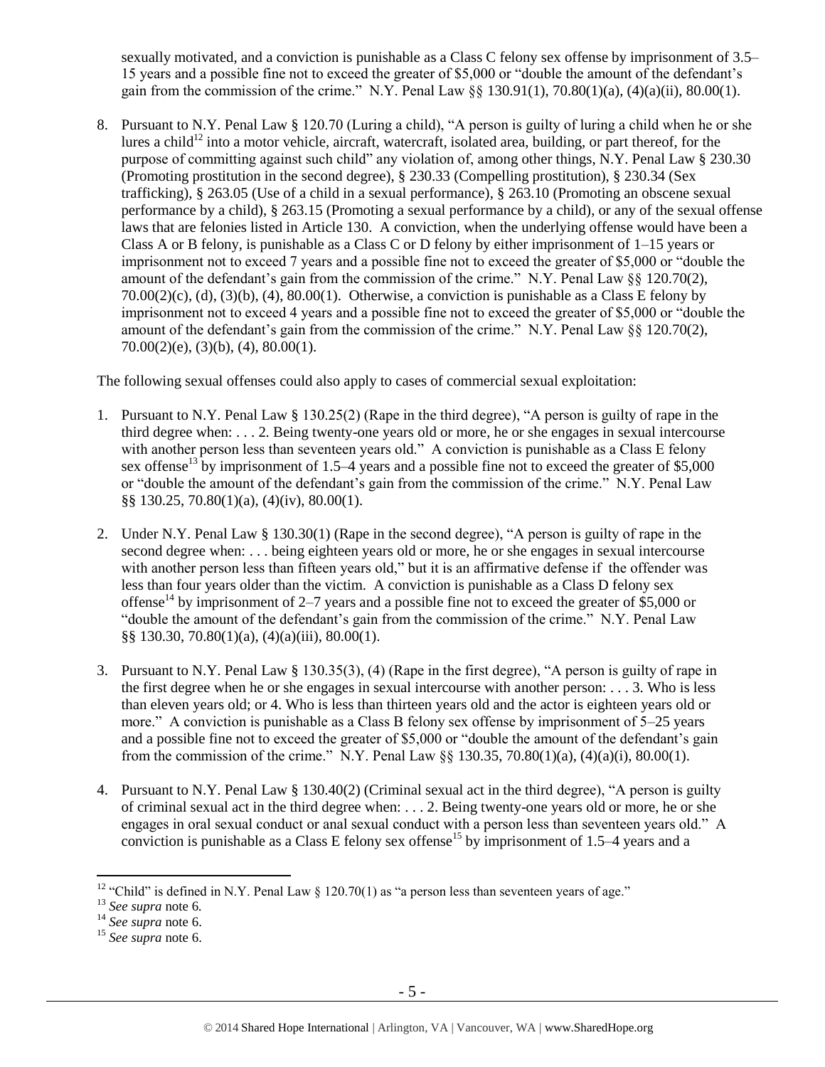sexually motivated, and a conviction is punishable as a Class C felony sex offense by imprisonment of 3.5–15 years and a possible fine not to exceed the greater of $5,000 or "double the amount of the defendant's gain from the commission of the crime." N.Y. Penal Law §§ 130.91(1), 70.80(1)(a), (4)(a)(ii), 80.00(1).

8. Pursuant to N.Y. Penal Law § 120.70 (Luring a child), "A person is guilty of luring a child when he or she lures a child[12] into a motor vehicle, aircraft, watercraft, isolated area, building, or part thereof, for the purpose of committing against such child" any violation of, among other things, N.Y. Penal Law § 230.30 (Promoting prostitution in the second degree), § 230.33 (Compelling prostitution), § 230.34 (Sex trafficking), § 263.05 (Use of a child in a sexual performance), § 263.10 (Promoting an obscene sexual performance by a child), § 263.15 (Promoting a sexual performance by a child), or any of the sexual offense laws that are felonies listed in Article 130. A conviction, when the underlying offense would have been a Class A or B felony, is punishable as a Class C or D felony by either imprisonment of 1–15 years or imprisonment not to exceed 7 years and a possible fine not to exceed the greater of $5,000 or "double the amount of the defendant's gain from the commission of the crime." N.Y. Penal Law §§ 120.70(2), 70.00(2)(c), (d), (3)(b), (4), 80.00(1). Otherwise, a conviction is punishable as a Class E felony by imprisonment not to exceed 4 years and a possible fine not to exceed the greater of $5,000 or "double the amount of the defendant's gain from the commission of the crime." N.Y. Penal Law §§ 120.70(2), 70.00(2)(e), (3)(b), (4), 80.00(1).

The following sexual offenses could also apply to cases of commercial sexual exploitation:

1. Pursuant to N.Y. Penal Law § 130.25(2) (Rape in the third degree), "A person is guilty of rape in the third degree when: . . . 2. Being twenty-one years old or more, he or she engages in sexual intercourse with another person less than seventeen years old." A conviction is punishable as a Class E felony sex offense[13] by imprisonment of 1.5–4 years and a possible fine not to exceed the greater of $5,000 or "double the amount of the defendant's gain from the commission of the crime." N.Y. Penal Law §§ 130.25, 70.80(1)(a), (4)(iv), 80.00(1).

2. Under N.Y. Penal Law § 130.30(1) (Rape in the second degree), "A person is guilty of rape in the second degree when: . . . being eighteen years old or more, he or she engages in sexual intercourse with another person less than fifteen years old," but it is an affirmative defense if the offender was less than four years older than the victim. A conviction is punishable as a Class D felony sex offense[14] by imprisonment of 2–7 years and a possible fine not to exceed the greater of $5,000 or "double the amount of the defendant's gain from the commission of the crime." N.Y. Penal Law §§ 130.30, 70.80(1)(a), (4)(a)(iii), 80.00(1).

3. Pursuant to N.Y. Penal Law § 130.35(3), (4) (Rape in the first degree), "A person is guilty of rape in the first degree when he or she engages in sexual intercourse with another person: . . . 3. Who is less than eleven years old; or 4. Who is less than thirteen years old and the actor is eighteen years old or more." A conviction is punishable as a Class B felony sex offense by imprisonment of 5–25 years and a possible fine not to exceed the greater of $5,000 or "double the amount of the defendant's gain from the commission of the crime." N.Y. Penal Law §§ 130.35, 70.80(1)(a), (4)(a)(i), 80.00(1).

4. Pursuant to N.Y. Penal Law § 130.40(2) (Criminal sexual act in the third degree), "A person is guilty of criminal sexual act in the third degree when: . . . 2. Being twenty-one years old or more, he or she engages in oral sexual conduct or anal sexual conduct with a person less than seventeen years old." A conviction is punishable as a Class E felony sex offense[15] by imprisonment of 1.5–4 years and a

[12] "Child" is defined in N.Y. Penal Law § 120.70(1) as "a person less than seventeen years of age."
[13] *See supra* note 6.
[14] *See supra* note 6.
[15] *See supra* note 6.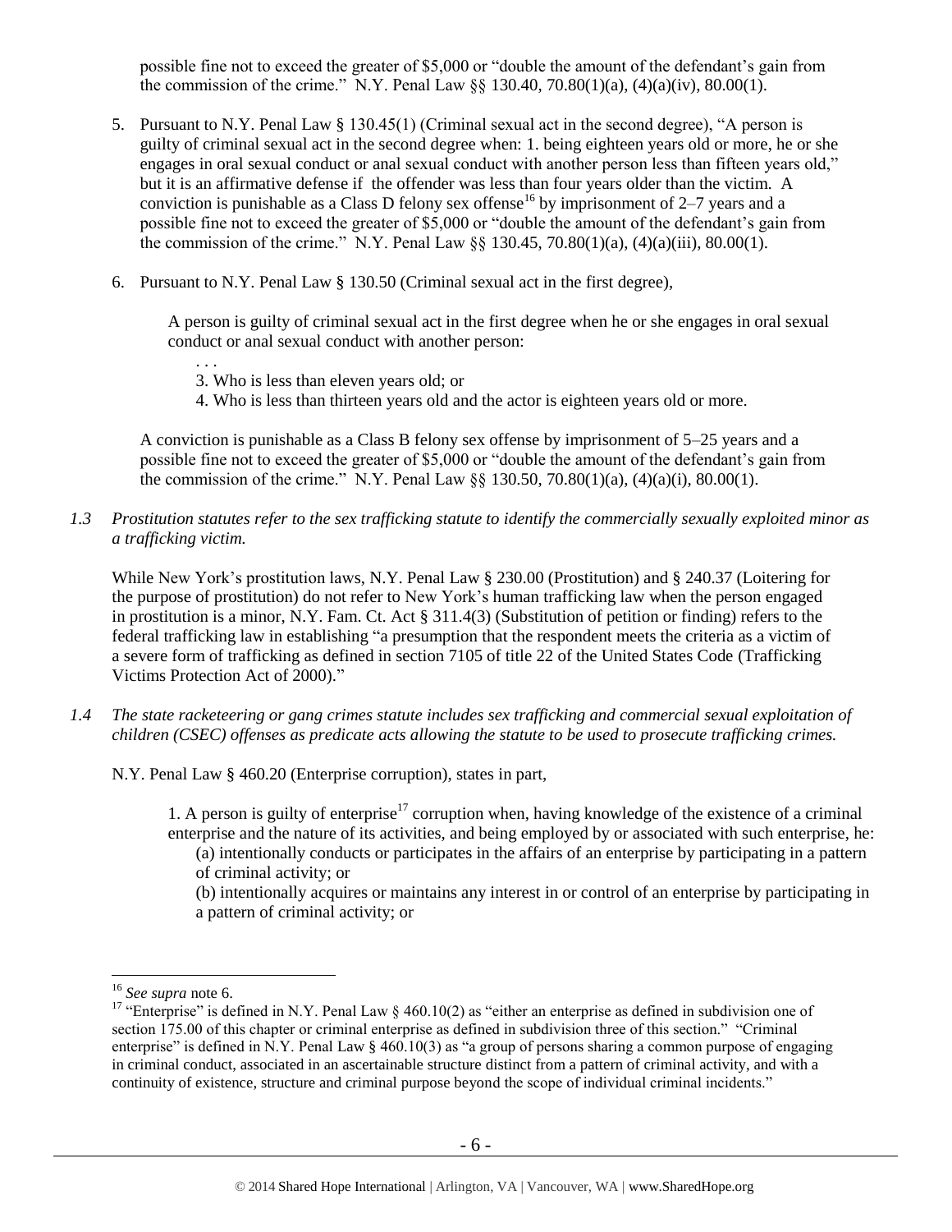possible fine not to exceed the greater of $5,000 or "double the amount of the defendant's gain from the commission of the crime." N.Y. Penal Law §§ 130.40, 70.80(1)(a), (4)(a)(iv), 80.00(1).

5. Pursuant to N.Y. Penal Law § 130.45(1) (Criminal sexual act in the second degree), "A person is guilty of criminal sexual act in the second degree when: 1. being eighteen years old or more, he or she engages in oral sexual conduct or anal sexual conduct with another person less than fifteen years old," but it is an affirmative defense if the offender was less than four years older than the victim. A conviction is punishable as a Class D felony sex offense[16] by imprisonment of 2–7 years and a possible fine not to exceed the greater of $5,000 or "double the amount of the defendant's gain from the commission of the crime." N.Y. Penal Law §§ 130.45, 70.80(1)(a), (4)(a)(iii), 80.00(1).

6. Pursuant to N.Y. Penal Law § 130.50 (Criminal sexual act in the first degree),

   > A person is guilty of criminal sexual act in the first degree when he or she engages in oral sexual conduct or anal sexual conduct with another person:
   >
   > . . .
   >
   > 3. Who is less than eleven years old; or
   > 4. Who is less than thirteen years old and the actor is eighteen years old or more.

   A conviction is punishable as a Class B felony sex offense by imprisonment of 5–25 years and a possible fine not to exceed the greater of $5,000 or "double the amount of the defendant's gain from the commission of the crime." N.Y. Penal Law §§ 130.50, 70.80(1)(a), (4)(a)(i), 80.00(1).

*1.3 Prostitution statutes refer to the sex trafficking statute to identify the commercially sexually exploited minor as a trafficking victim.*

While New York's prostitution laws, N.Y. Penal Law § 230.00 (Prostitution) and § 240.37 (Loitering for the purpose of prostitution) do not refer to New York's human trafficking law when the person engaged in prostitution is a minor, N.Y. Fam. Ct. Act § 311.4(3) (Substitution of petition or finding) refers to the federal trafficking law in establishing "a presumption that the respondent meets the criteria as a victim of a severe form of trafficking as defined in section 7105 of title 22 of the United States Code (Trafficking Victims Protection Act of 2000)."

*1.4 The state racketeering or gang crimes statute includes sex trafficking and commercial sexual exploitation of children (CSEC) offenses as predicate acts allowing the statute to be used to prosecute trafficking crimes.*

N.Y. Penal Law § 460.20 (Enterprise corruption), states in part,

> 1. A person is guilty of enterprise[17] corruption when, having knowledge of the existence of a criminal enterprise and the nature of its activities, and being employed by or associated with such enterprise, he:
>
> (a) intentionally conducts or participates in the affairs of an enterprise by participating in a pattern of criminal activity; or
>
> (b) intentionally acquires or maintains any interest in or control of an enterprise by participating in a pattern of criminal activity; or

---

[16] *See supra* note 6.

[17] "Enterprise" is defined in N.Y. Penal Law § 460.10(2) as "either an enterprise as defined in subdivision one of section 175.00 of this chapter or criminal enterprise as defined in subdivision three of this section." "Criminal enterprise" is defined in N.Y. Penal Law § 460.10(3) as "a group of persons sharing a common purpose of engaging in criminal conduct, associated in an ascertainable structure distinct from a pattern of criminal activity, and with a continuity of existence, structure and criminal purpose beyond the scope of individual criminal incidents."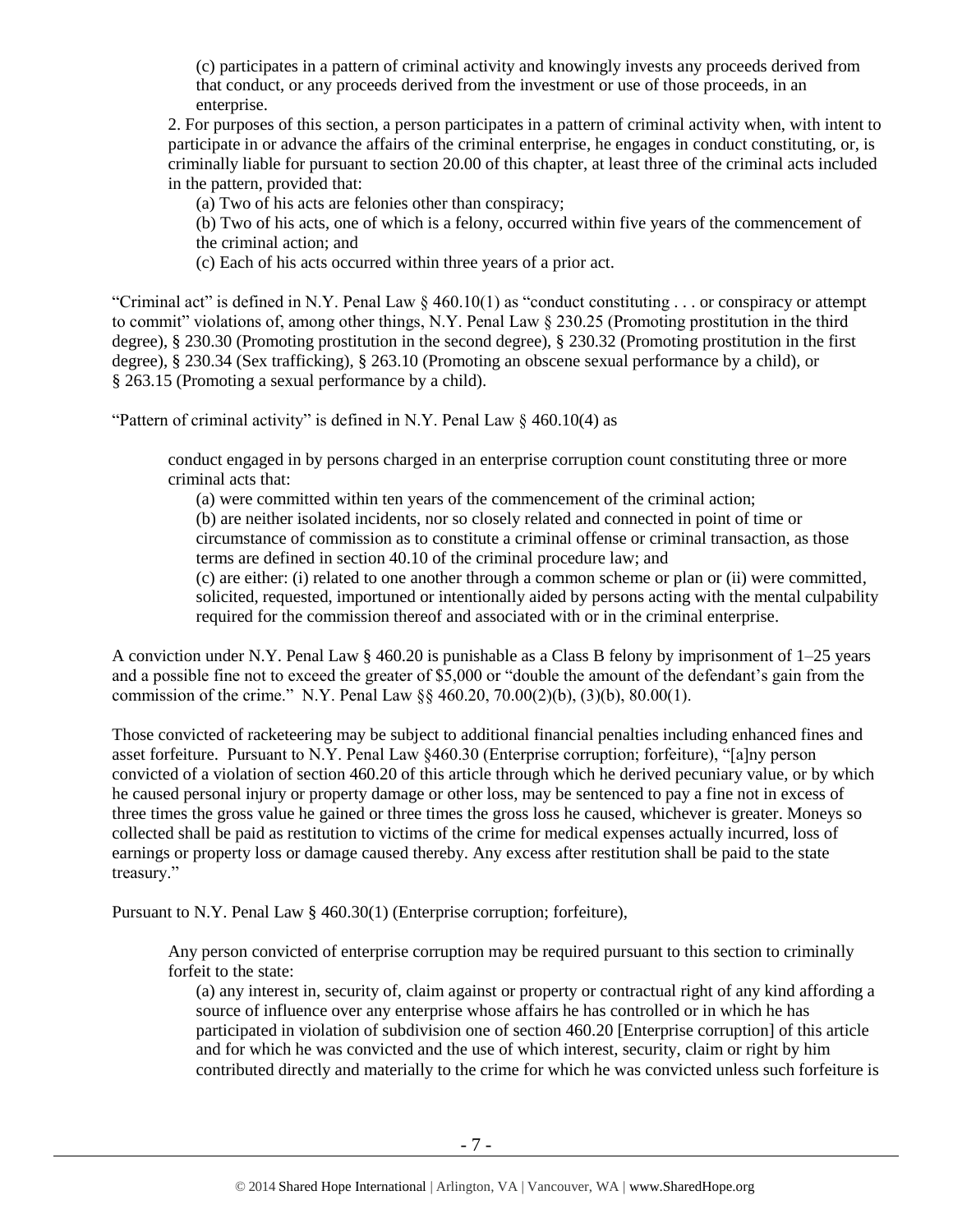(c) participates in a pattern of criminal activity and knowingly invests any proceeds derived from that conduct, or any proceeds derived from the investment or use of those proceeds, in an enterprise.

2. For purposes of this section, a person participates in a pattern of criminal activity when, with intent to participate in or advance the affairs of the criminal enterprise, he engages in conduct constituting, or, is criminally liable for pursuant to section 20.00 of this chapter, at least three of the criminal acts included in the pattern, provided that:

(a) Two of his acts are felonies other than conspiracy;

(b) Two of his acts, one of which is a felony, occurred within five years of the commencement of the criminal action; and

(c) Each of his acts occurred within three years of a prior act.

"Criminal act" is defined in N.Y. Penal Law § 460.10(1) as "conduct constituting . . . or conspiracy or attempt to commit" violations of, among other things, N.Y. Penal Law § 230.25 (Promoting prostitution in the third degree), § 230.30 (Promoting prostitution in the second degree), § 230.32 (Promoting prostitution in the first degree), § 230.34 (Sex trafficking), § 263.10 (Promoting an obscene sexual performance by a child), or § 263.15 (Promoting a sexual performance by a child).

"Pattern of criminal activity" is defined in N.Y. Penal Law § 460.10(4) as

> conduct engaged in by persons charged in an enterprise corruption count constituting three or more criminal acts that:
>
> (a) were committed within ten years of the commencement of the criminal action;
>
> (b) are neither isolated incidents, nor so closely related and connected in point of time or circumstance of commission as to constitute a criminal offense or criminal transaction, as those terms are defined in section 40.10 of the criminal procedure law; and
>
> (c) are either: (i) related to one another through a common scheme or plan or (ii) were committed, solicited, requested, importuned or intentionally aided by persons acting with the mental culpability required for the commission thereof and associated with or in the criminal enterprise.

A conviction under N.Y. Penal Law § 460.20 is punishable as a Class B felony by imprisonment of 1–25 years and a possible fine not to exceed the greater of $5,000 or "double the amount of the defendant's gain from the commission of the crime." N.Y. Penal Law §§ 460.20, 70.00(2)(b), (3)(b), 80.00(1).

Those convicted of racketeering may be subject to additional financial penalties including enhanced fines and asset forfeiture. Pursuant to N.Y. Penal Law §460.30 (Enterprise corruption; forfeiture), "[a]ny person convicted of a violation of section 460.20 of this article through which he derived pecuniary value, or by which he caused personal injury or property damage or other loss, may be sentenced to pay a fine not in excess of three times the gross value he gained or three times the gross loss he caused, whichever is greater. Moneys so collected shall be paid as restitution to victims of the crime for medical expenses actually incurred, loss of earnings or property loss or damage caused thereby. Any excess after restitution shall be paid to the state treasury."

Pursuant to N.Y. Penal Law § 460.30(1) (Enterprise corruption; forfeiture),

> Any person convicted of enterprise corruption may be required pursuant to this section to criminally forfeit to the state:
>
> (a) any interest in, security of, claim against or property or contractual right of any kind affording a source of influence over any enterprise whose affairs he has controlled or in which he has participated in violation of subdivision one of section 460.20 [Enterprise corruption] of this article and for which he was convicted and the use of which interest, security, claim or right by him contributed directly and materially to the crime for which he was convicted unless such forfeiture is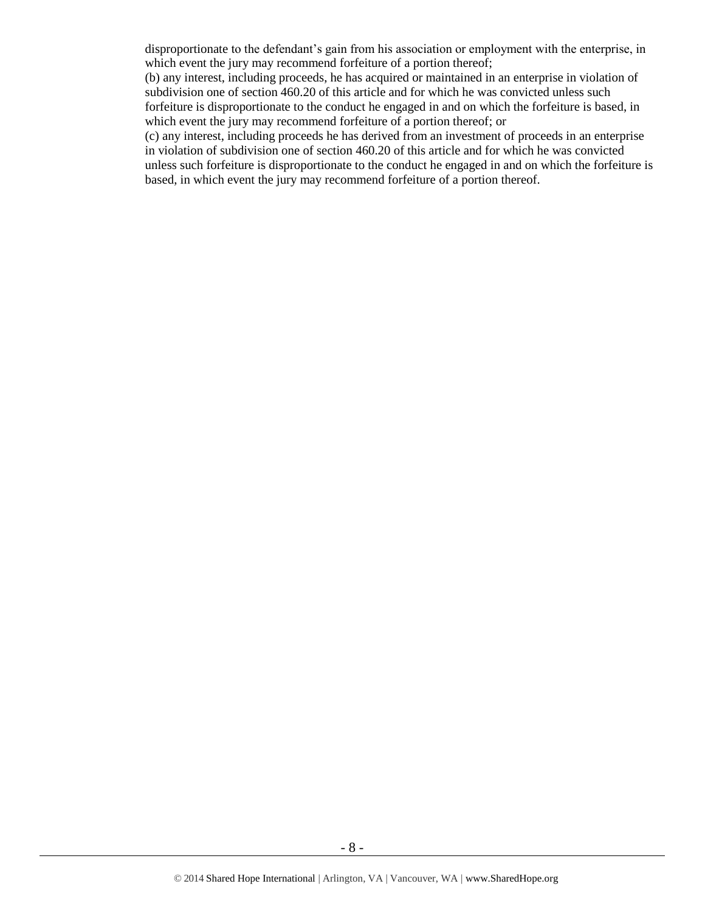disproportionate to the defendant's gain from his association or employment with the enterprise, in which event the jury may recommend forfeiture of a portion thereof;
(b) any interest, including proceeds, he has acquired or maintained in an enterprise in violation of subdivision one of section 460.20 of this article and for which he was convicted unless such forfeiture is disproportionate to the conduct he engaged in and on which the forfeiture is based, in which event the jury may recommend forfeiture of a portion thereof; or
(c) any interest, including proceeds he has derived from an investment of proceeds in an enterprise in violation of subdivision one of section 460.20 of this article and for which he was convicted unless such forfeiture is disproportionate to the conduct he engaged in and on which the forfeiture is based, in which event the jury may recommend forfeiture of a portion thereof.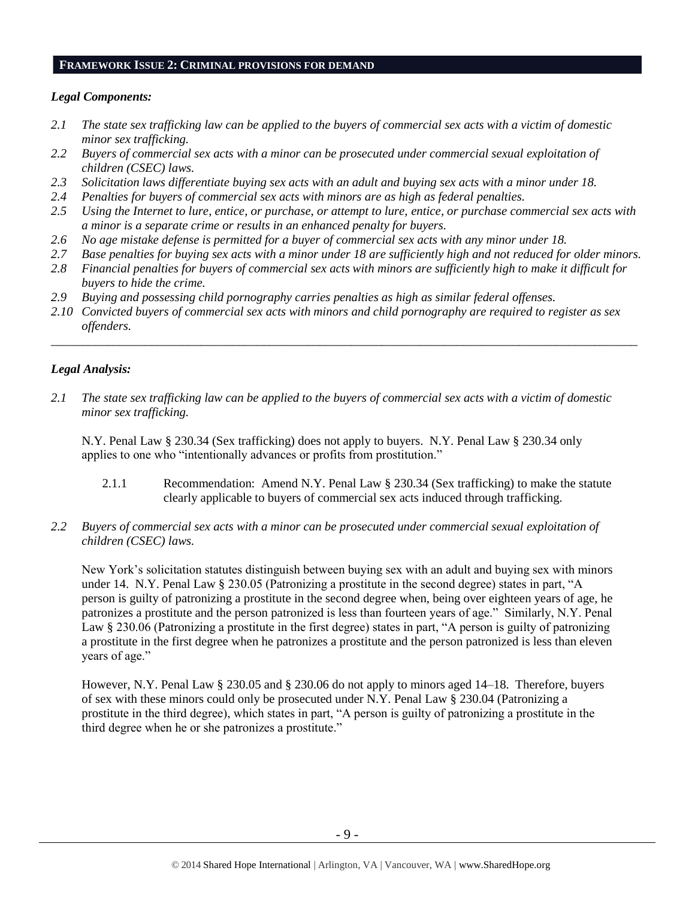## FRAMEWORK ISSUE 2: CRIMINAL PROVISIONS FOR DEMAND

### *Legal Components:*

*2.1 The state sex trafficking law can be applied to the buyers of commercial sex acts with a victim of domestic minor sex trafficking.*

*2.2 Buyers of commercial sex acts with a minor can be prosecuted under commercial sexual exploitation of children (CSEC) laws.*

*2.3 Solicitation laws differentiate buying sex acts with an adult and buying sex acts with a minor under 18.*

*2.4 Penalties for buyers of commercial sex acts with minors are as high as federal penalties.*

*2.5 Using the Internet to lure, entice, or purchase, or attempt to lure, entice, or purchase commercial sex acts with a minor is a separate crime or results in an enhanced penalty for buyers.*

*2.6 No age mistake defense is permitted for a buyer of commercial sex acts with any minor under 18.*

*2.7 Base penalties for buying sex acts with a minor under 18 are sufficiently high and not reduced for older minors.*

*2.8 Financial penalties for buyers of commercial sex acts with minors are sufficiently high to make it difficult for buyers to hide the crime.*

*2.9 Buying and possessing child pornography carries penalties as high as similar federal offenses.*

*2.10 Convicted buyers of commercial sex acts with minors and child pornography are required to register as sex offenders.*

---

### *Legal Analysis:*

*2.1 The state sex trafficking law can be applied to the buyers of commercial sex acts with a victim of domestic minor sex trafficking.*

N.Y. Penal Law § 230.34 (Sex trafficking) does not apply to buyers. N.Y. Penal Law § 230.34 only applies to one who "intentionally advances or profits from prostitution."

2.1.1 Recommendation: Amend N.Y. Penal Law § 230.34 (Sex trafficking) to make the statute clearly applicable to buyers of commercial sex acts induced through trafficking.

*2.2 Buyers of commercial sex acts with a minor can be prosecuted under commercial sexual exploitation of children (CSEC) laws.*

New York's solicitation statutes distinguish between buying sex with an adult and buying sex with minors under 14. N.Y. Penal Law § 230.05 (Patronizing a prostitute in the second degree) states in part, "A person is guilty of patronizing a prostitute in the second degree when, being over eighteen years of age, he patronizes a prostitute and the person patronized is less than fourteen years of age." Similarly, N.Y. Penal Law § 230.06 (Patronizing a prostitute in the first degree) states in part, "A person is guilty of patronizing a prostitute in the first degree when he patronizes a prostitute and the person patronized is less than eleven years of age."

However, N.Y. Penal Law § 230.05 and § 230.06 do not apply to minors aged 14–18. Therefore, buyers of sex with these minors could only be prosecuted under N.Y. Penal Law § 230.04 (Patronizing a prostitute in the third degree), which states in part, "A person is guilty of patronizing a prostitute in the third degree when he or she patronizes a prostitute."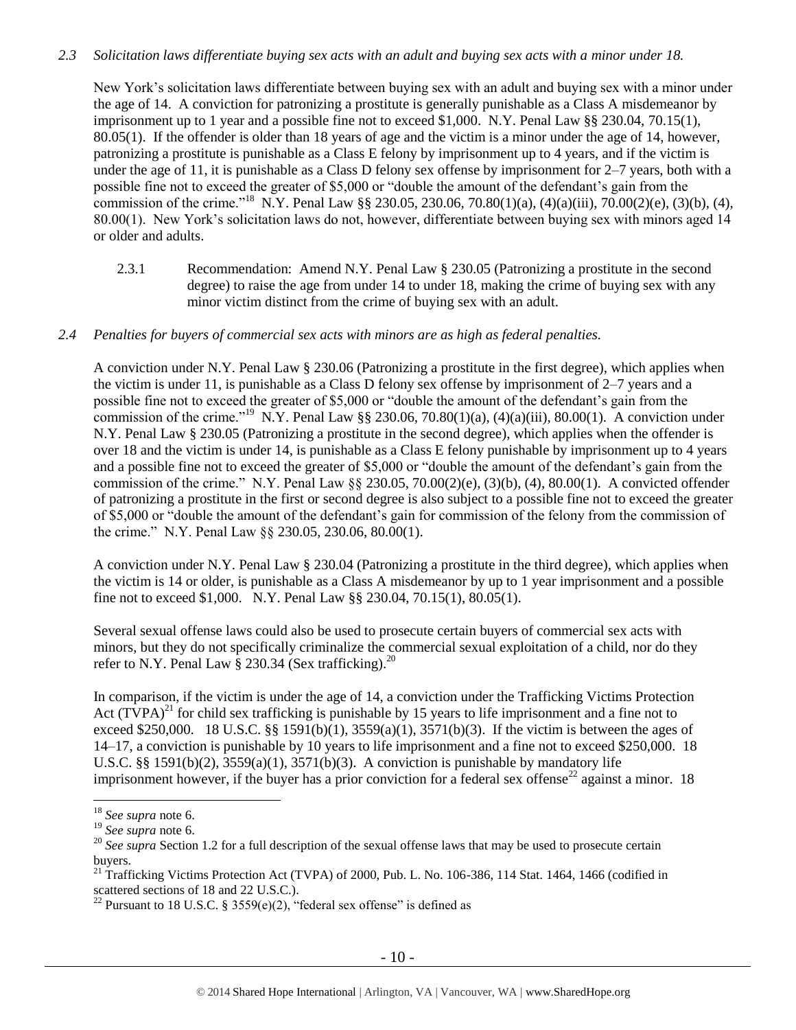*2.3 Solicitation laws differentiate buying sex acts with an adult and buying sex acts with a minor under 18.*

New York's solicitation laws differentiate between buying sex with an adult and buying sex with a minor under the age of 14. A conviction for patronizing a prostitute is generally punishable as a Class A misdemeanor by imprisonment up to 1 year and a possible fine not to exceed $1,000. N.Y. Penal Law §§ 230.04, 70.15(1), 80.05(1). If the offender is older than 18 years of age and the victim is a minor under the age of 14, however, patronizing a prostitute is punishable as a Class E felony by imprisonment up to 4 years, and if the victim is under the age of 11, it is punishable as a Class D felony sex offense by imprisonment for 2–7 years, both with a possible fine not to exceed the greater of $5,000 or "double the amount of the defendant's gain from the commission of the crime."[18] N.Y. Penal Law §§ 230.05, 230.06, 70.80(1)(a), (4)(a)(iii), 70.00(2)(e), (3)(b), (4), 80.00(1). New York's solicitation laws do not, however, differentiate between buying sex with minors aged 14 or older and adults.

2.3.1 Recommendation: Amend N.Y. Penal Law § 230.05 (Patronizing a prostitute in the second degree) to raise the age from under 14 to under 18, making the crime of buying sex with any minor victim distinct from the crime of buying sex with an adult.

*2.4 Penalties for buyers of commercial sex acts with minors are as high as federal penalties.*

A conviction under N.Y. Penal Law § 230.06 (Patronizing a prostitute in the first degree), which applies when the victim is under 11, is punishable as a Class D felony sex offense by imprisonment of 2–7 years and a possible fine not to exceed the greater of $5,000 or "double the amount of the defendant's gain from the commission of the crime."[19] N.Y. Penal Law §§ 230.06, 70.80(1)(a), (4)(a)(iii), 80.00(1). A conviction under N.Y. Penal Law § 230.05 (Patronizing a prostitute in the second degree), which applies when the offender is over 18 and the victim is under 14, is punishable as a Class E felony punishable by imprisonment up to 4 years and a possible fine not to exceed the greater of $5,000 or "double the amount of the defendant's gain from the commission of the crime." N.Y. Penal Law §§ 230.05, 70.00(2)(e), (3)(b), (4), 80.00(1). A convicted offender of patronizing a prostitute in the first or second degree is also subject to a possible fine not to exceed the greater of $5,000 or "double the amount of the defendant's gain for commission of the felony from the commission of the crime." N.Y. Penal Law §§ 230.05, 230.06, 80.00(1).

A conviction under N.Y. Penal Law § 230.04 (Patronizing a prostitute in the third degree), which applies when the victim is 14 or older, is punishable as a Class A misdemeanor by up to 1 year imprisonment and a possible fine not to exceed $1,000. N.Y. Penal Law §§ 230.04, 70.15(1), 80.05(1).

Several sexual offense laws could also be used to prosecute certain buyers of commercial sex acts with minors, but they do not specifically criminalize the commercial sexual exploitation of a child, nor do they refer to N.Y. Penal Law § 230.34 (Sex trafficking).[20]

In comparison, if the victim is under the age of 14, a conviction under the Trafficking Victims Protection Act (TVPA)[21] for child sex trafficking is punishable by 15 years to life imprisonment and a fine not to exceed $250,000. 18 U.S.C. §§ 1591(b)(1), 3559(a)(1), 3571(b)(3). If the victim is between the ages of 14–17, a conviction is punishable by 10 years to life imprisonment and a fine not to exceed $250,000. 18 U.S.C. §§ 1591(b)(2), 3559(a)(1), 3571(b)(3). A conviction is punishable by mandatory life imprisonment however, if the buyer has a prior conviction for a federal sex offense[22] against a minor. 18

---

[18] *See supra* note 6.

[19] *See supra* note 6.

[20] *See supra* Section 1.2 for a full description of the sexual offense laws that may be used to prosecute certain buyers.

[21] Trafficking Victims Protection Act (TVPA) of 2000, Pub. L. No. 106-386, 114 Stat. 1464, 1466 (codified in scattered sections of 18 and 22 U.S.C.).

[22] Pursuant to 18 U.S.C. § 3559(e)(2), "federal sex offense" is defined as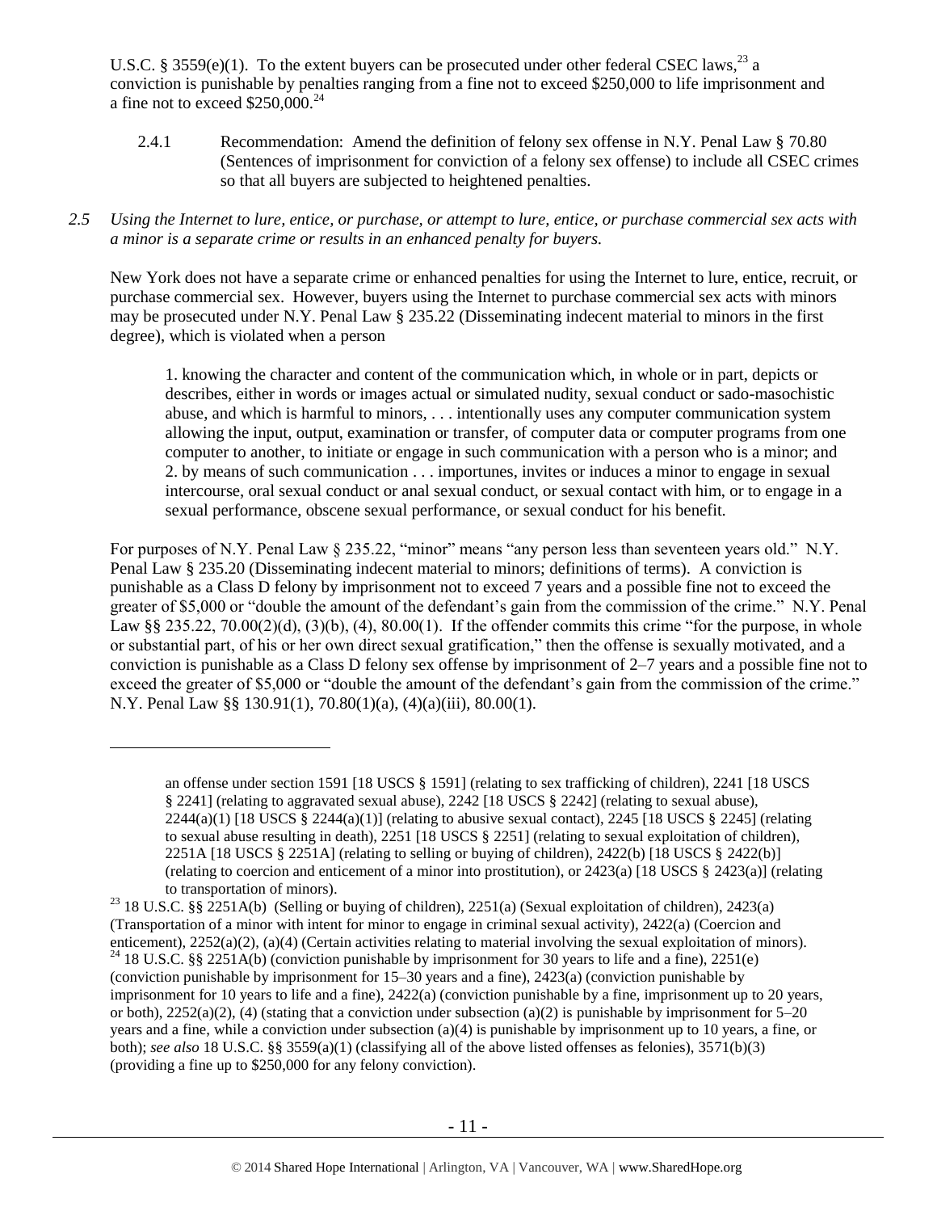U.S.C. § 3559(e)(1). To the extent buyers can be prosecuted under other federal CSEC laws,[23] a conviction is punishable by penalties ranging from a fine not to exceed $250,000 to life imprisonment and a fine not to exceed $250,000.[24]

> 2.4.1 Recommendation: Amend the definition of felony sex offense in N.Y. Penal Law § 70.80 (Sentences of imprisonment for conviction of a felony sex offense) to include all CSEC crimes so that all buyers are subjected to heightened penalties.

*2.5 Using the Internet to lure, entice, or purchase, or attempt to lure, entice, or purchase commercial sex acts with a minor is a separate crime or results in an enhanced penalty for buyers.*

New York does not have a separate crime or enhanced penalties for using the Internet to lure, entice, recruit, or purchase commercial sex. However, buyers using the Internet to purchase commercial sex acts with minors may be prosecuted under N.Y. Penal Law § 235.22 (Disseminating indecent material to minors in the first degree), which is violated when a person

> 1. knowing the character and content of the communication which, in whole or in part, depicts or describes, either in words or images actual or simulated nudity, sexual conduct or sado-masochistic abuse, and which is harmful to minors, . . . intentionally uses any computer communication system allowing the input, output, examination or transfer, of computer data or computer programs from one computer to another, to initiate or engage in such communication with a person who is a minor; and
> 2. by means of such communication . . . importunes, invites or induces a minor to engage in sexual intercourse, oral sexual conduct or anal sexual conduct, or sexual contact with him, or to engage in a sexual performance, obscene sexual performance, or sexual conduct for his benefit.

For purposes of N.Y. Penal Law § 235.22, "minor" means "any person less than seventeen years old." N.Y. Penal Law § 235.20 (Disseminating indecent material to minors; definitions of terms). A conviction is punishable as a Class D felony by imprisonment not to exceed 7 years and a possible fine not to exceed the greater of $5,000 or "double the amount of the defendant's gain from the commission of the crime." N.Y. Penal Law §§ 235.22, 70.00(2)(d), (3)(b), (4), 80.00(1). If the offender commits this crime "for the purpose, in whole or substantial part, of his or her own direct sexual gratification," then the offense is sexually motivated, and a conviction is punishable as a Class D felony sex offense by imprisonment of 2–7 years and a possible fine not to exceed the greater of $5,000 or "double the amount of the defendant's gain from the commission of the crime." N.Y. Penal Law §§ 130.91(1), 70.80(1)(a), (4)(a)(iii), 80.00(1).

---

> an offense under section 1591 [18 USCS § 1591] (relating to sex trafficking of children), 2241 [18 USCS § 2241] (relating to aggravated sexual abuse), 2242 [18 USCS § 2242] (relating to sexual abuse), 2244(a)(1) [18 USCS § 2244(a)(1)] (relating to abusive sexual contact), 2245 [18 USCS § 2245] (relating to sexual abuse resulting in death), 2251 [18 USCS § 2251] (relating to sexual exploitation of children), 2251A [18 USCS § 2251A] (relating to selling or buying of children), 2422(b) [18 USCS § 2422(b)] (relating to coercion and enticement of a minor into prostitution), or 2423(a) [18 USCS § 2423(a)] (relating to transportation of minors).

[23] 18 U.S.C. §§ 2251A(b) (Selling or buying of children), 2251(a) (Sexual exploitation of children), 2423(a) (Transportation of a minor with intent for minor to engage in criminal sexual activity), 2422(a) (Coercion and enticement), 2252(a)(2), (a)(4) (Certain activities relating to material involving the sexual exploitation of minors).

[24] 18 U.S.C. §§ 2251A(b) (conviction punishable by imprisonment for 30 years to life and a fine), 2251(e) (conviction punishable by imprisonment for 15–30 years and a fine), 2423(a) (conviction punishable by imprisonment for 10 years to life and a fine), 2422(a) (conviction punishable by a fine, imprisonment up to 20 years, or both), 2252(a)(2), (4) (stating that a conviction under subsection (a)(2) is punishable by imprisonment for 5–20 years and a fine, while a conviction under subsection (a)(4) is punishable by imprisonment up to 10 years, a fine, or both); *see also* 18 U.S.C. §§ 3559(a)(1) (classifying all of the above listed offenses as felonies), 3571(b)(3) (providing a fine up to $250,000 for any felony conviction).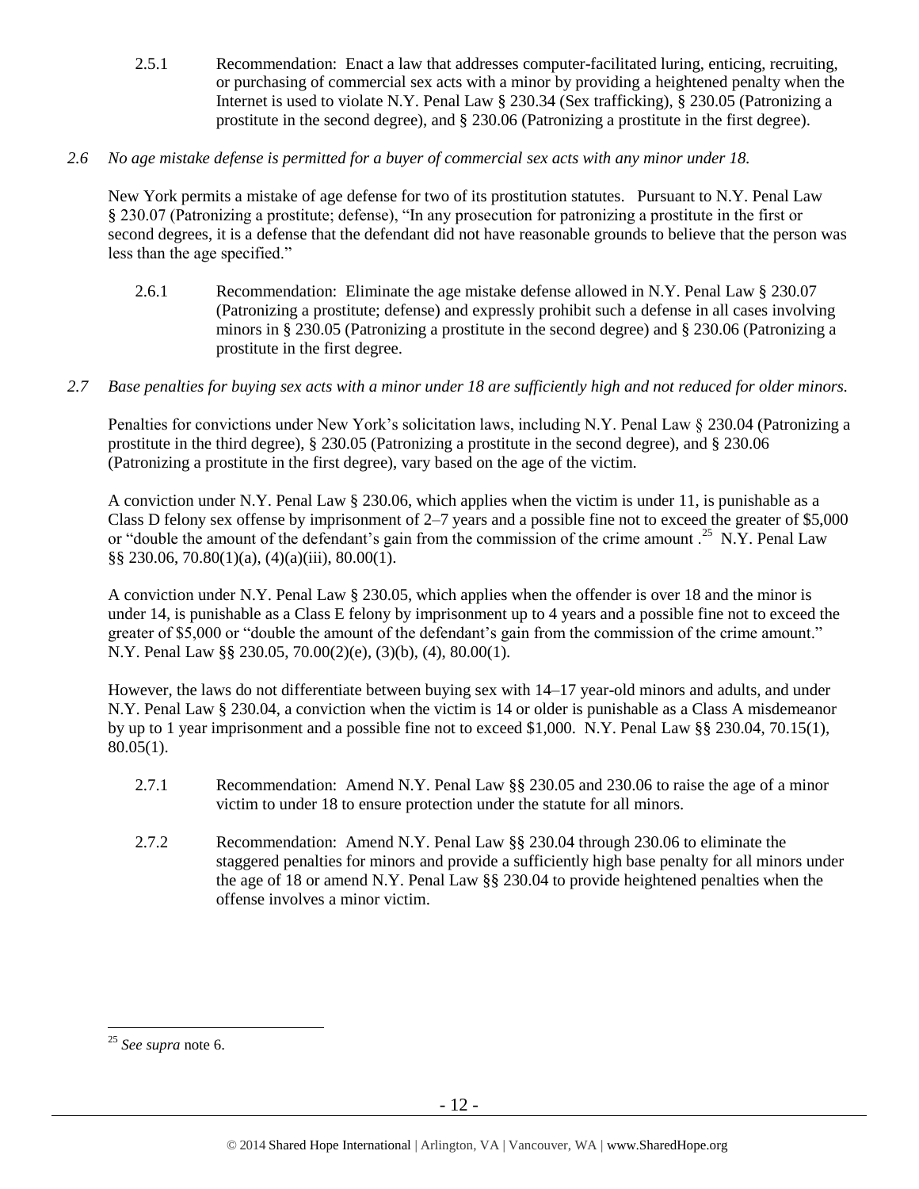2.5.1 Recommendation: Enact a law that addresses computer-facilitated luring, enticing, recruiting, or purchasing of commercial sex acts with a minor by providing a heightened penalty when the Internet is used to violate N.Y. Penal Law § 230.34 (Sex trafficking), § 230.05 (Patronizing a prostitute in the second degree), and § 230.06 (Patronizing a prostitute in the first degree).

*2.6 No age mistake defense is permitted for a buyer of commercial sex acts with any minor under 18.*

New York permits a mistake of age defense for two of its prostitution statutes. Pursuant to N.Y. Penal Law § 230.07 (Patronizing a prostitute; defense), "In any prosecution for patronizing a prostitute in the first or second degrees, it is a defense that the defendant did not have reasonable grounds to believe that the person was less than the age specified."

2.6.1 Recommendation: Eliminate the age mistake defense allowed in N.Y. Penal Law § 230.07 (Patronizing a prostitute; defense) and expressly prohibit such a defense in all cases involving minors in § 230.05 (Patronizing a prostitute in the second degree) and § 230.06 (Patronizing a prostitute in the first degree.

*2.7 Base penalties for buying sex acts with a minor under 18 are sufficiently high and not reduced for older minors.*

Penalties for convictions under New York's solicitation laws, including N.Y. Penal Law § 230.04 (Patronizing a prostitute in the third degree), § 230.05 (Patronizing a prostitute in the second degree), and § 230.06 (Patronizing a prostitute in the first degree), vary based on the age of the victim.

A conviction under N.Y. Penal Law § 230.06, which applies when the victim is under 11, is punishable as a Class D felony sex offense by imprisonment of 2–7 years and a possible fine not to exceed the greater of $5,000 or "double the amount of the defendant's gain from the commission of the crime amount .[25] N.Y. Penal Law §§ 230.06, 70.80(1)(a), (4)(a)(iii), 80.00(1).

A conviction under N.Y. Penal Law § 230.05, which applies when the offender is over 18 and the minor is under 14, is punishable as a Class E felony by imprisonment up to 4 years and a possible fine not to exceed the greater of $5,000 or "double the amount of the defendant's gain from the commission of the crime amount." N.Y. Penal Law §§ 230.05, 70.00(2)(e), (3)(b), (4), 80.00(1).

However, the laws do not differentiate between buying sex with 14–17 year-old minors and adults, and under N.Y. Penal Law § 230.04, a conviction when the victim is 14 or older is punishable as a Class A misdemeanor by up to 1 year imprisonment and a possible fine not to exceed $1,000. N.Y. Penal Law §§ 230.04, 70.15(1), 80.05(1).

2.7.1 Recommendation: Amend N.Y. Penal Law §§ 230.05 and 230.06 to raise the age of a minor victim to under 18 to ensure protection under the statute for all minors.

2.7.2 Recommendation: Amend N.Y. Penal Law §§ 230.04 through 230.06 to eliminate the staggered penalties for minors and provide a sufficiently high base penalty for all minors under the age of 18 or amend N.Y. Penal Law §§ 230.04 to provide heightened penalties when the offense involves a minor victim.

---

[25] *See supra* note 6.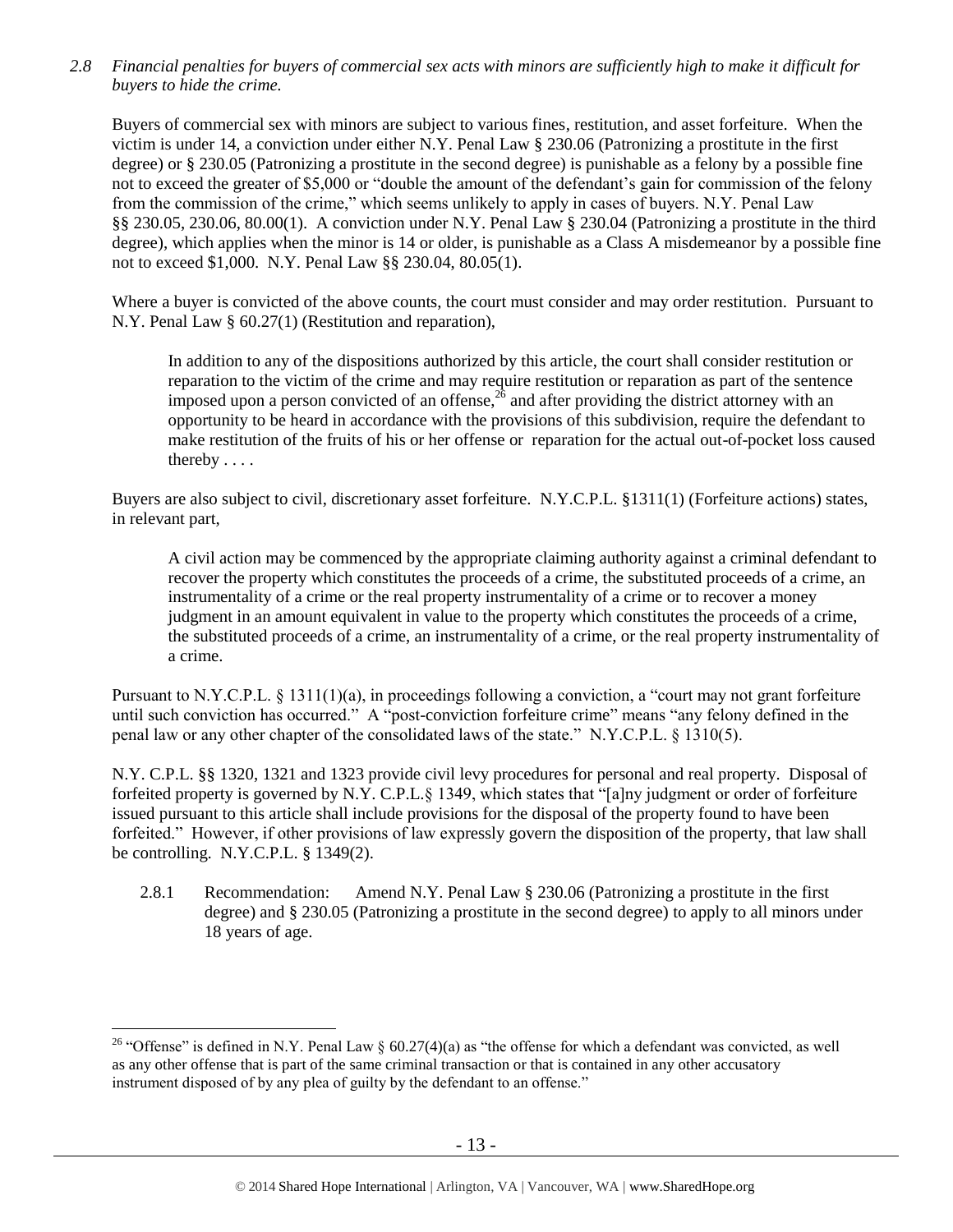*2.8 Financial penalties for buyers of commercial sex acts with minors are sufficiently high to make it difficult for buyers to hide the crime.*

Buyers of commercial sex with minors are subject to various fines, restitution, and asset forfeiture. When the victim is under 14, a conviction under either N.Y. Penal Law § 230.06 (Patronizing a prostitute in the first degree) or § 230.05 (Patronizing a prostitute in the second degree) is punishable as a felony by a possible fine not to exceed the greater of $5,000 or "double the amount of the defendant's gain for commission of the felony from the commission of the crime," which seems unlikely to apply in cases of buyers. N.Y. Penal Law §§ 230.05, 230.06, 80.00(1). A conviction under N.Y. Penal Law § 230.04 (Patronizing a prostitute in the third degree), which applies when the minor is 14 or older, is punishable as a Class A misdemeanor by a possible fine not to exceed $1,000. N.Y. Penal Law §§ 230.04, 80.05(1).

Where a buyer is convicted of the above counts, the court must consider and may order restitution. Pursuant to N.Y. Penal Law § 60.27(1) (Restitution and reparation),

> In addition to any of the dispositions authorized by this article, the court shall consider restitution or reparation to the victim of the crime and may require restitution or reparation as part of the sentence imposed upon a person convicted of an offense,[26] and after providing the district attorney with an opportunity to be heard in accordance with the provisions of this subdivision, require the defendant to make restitution of the fruits of his or her offense or reparation for the actual out-of-pocket loss caused thereby . . . .

Buyers are also subject to civil, discretionary asset forfeiture. N.Y.C.P.L. §1311(1) (Forfeiture actions) states, in relevant part,

> A civil action may be commenced by the appropriate claiming authority against a criminal defendant to recover the property which constitutes the proceeds of a crime, the substituted proceeds of a crime, an instrumentality of a crime or the real property instrumentality of a crime or to recover a money judgment in an amount equivalent in value to the property which constitutes the proceeds of a crime, the substituted proceeds of a crime, an instrumentality of a crime, or the real property instrumentality of a crime.

Pursuant to N.Y.C.P.L. § 1311(1)(a), in proceedings following a conviction, a "court may not grant forfeiture until such conviction has occurred." A "post-conviction forfeiture crime" means "any felony defined in the penal law or any other chapter of the consolidated laws of the state." N.Y.C.P.L. § 1310(5).

N.Y. C.P.L. §§ 1320, 1321 and 1323 provide civil levy procedures for personal and real property. Disposal of forfeited property is governed by N.Y. C.P.L.§ 1349, which states that "[a]ny judgment or order of forfeiture issued pursuant to this article shall include provisions for the disposal of the property found to have been forfeited." However, if other provisions of law expressly govern the disposition of the property, that law shall be controlling. N.Y.C.P.L. § 1349(2).

2.8.1 Recommendation: Amend N.Y. Penal Law § 230.06 (Patronizing a prostitute in the first degree) and § 230.05 (Patronizing a prostitute in the second degree) to apply to all minors under 18 years of age.

---

[26] "Offense" is defined in N.Y. Penal Law § 60.27(4)(a) as "the offense for which a defendant was convicted, as well as any other offense that is part of the same criminal transaction or that is contained in any other accusatory instrument disposed of by any plea of guilty by the defendant to an offense."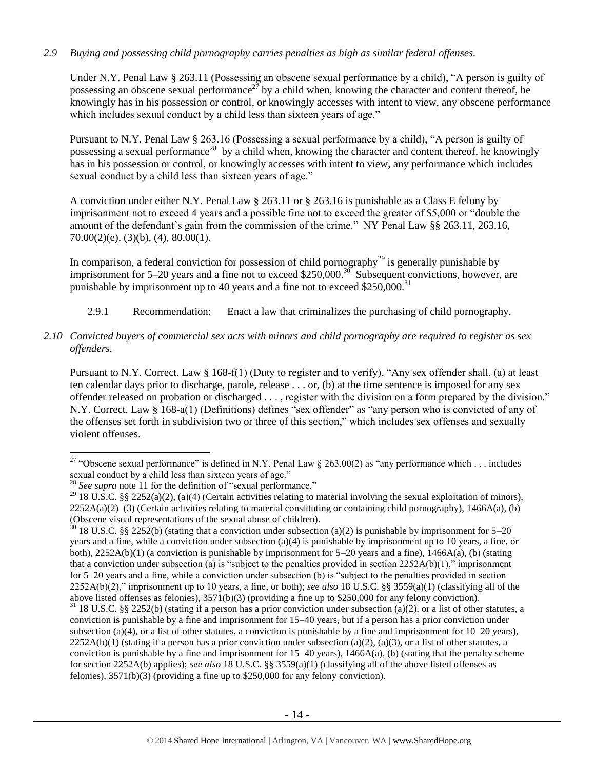*2.9 Buying and possessing child pornography carries penalties as high as similar federal offenses.*

Under N.Y. Penal Law § 263.11 (Possessing an obscene sexual performance by a child), "A person is guilty of possessing an obscene sexual performance[27] by a child when, knowing the character and content thereof, he knowingly has in his possession or control, or knowingly accesses with intent to view, any obscene performance which includes sexual conduct by a child less than sixteen years of age."

Pursuant to N.Y. Penal Law § 263.16 (Possessing a sexual performance by a child), "A person is guilty of possessing a sexual performance[28] by a child when, knowing the character and content thereof, he knowingly has in his possession or control, or knowingly accesses with intent to view, any performance which includes sexual conduct by a child less than sixteen years of age."

A conviction under either N.Y. Penal Law § 263.11 or § 263.16 is punishable as a Class E felony by imprisonment not to exceed 4 years and a possible fine not to exceed the greater of $5,000 or "double the amount of the defendant's gain from the commission of the crime." NY Penal Law §§ 263.11, 263.16, 70.00(2)(e), (3)(b), (4), 80.00(1).

In comparison, a federal conviction for possession of child pornography[29] is generally punishable by imprisonment for 5–20 years and a fine not to exceed $250,000.[30] Subsequent convictions, however, are punishable by imprisonment up to 40 years and a fine not to exceed $250,000.[31]

2.9.1 Recommendation: Enact a law that criminalizes the purchasing of child pornography.

*2.10 Convicted buyers of commercial sex acts with minors and child pornography are required to register as sex offenders.*

Pursuant to N.Y. Correct. Law § 168-f(1) (Duty to register and to verify), "Any sex offender shall, (a) at least ten calendar days prior to discharge, parole, release . . . or, (b) at the time sentence is imposed for any sex offender released on probation or discharged . . . , register with the division on a form prepared by the division." N.Y. Correct. Law § 168-a(1) (Definitions) defines "sex offender" as "any person who is convicted of any of the offenses set forth in subdivision two or three of this section," which includes sex offenses and sexually violent offenses.

---

[27] "Obscene sexual performance" is defined in N.Y. Penal Law § 263.00(2) as "any performance which . . . includes sexual conduct by a child less than sixteen years of age."

[28] *See supra* note 11 for the definition of "sexual performance."

[29] 18 U.S.C. §§ 2252(a)(2), (a)(4) (Certain activities relating to material involving the sexual exploitation of minors), 2252A(a)(2)–(3) (Certain activities relating to material constituting or containing child pornography), 1466A(a), (b) (Obscene visual representations of the sexual abuse of children).

[30] 18 U.S.C. §§ 2252(b) (stating that a conviction under subsection (a)(2) is punishable by imprisonment for 5–20 years and a fine, while a conviction under subsection (a)(4) is punishable by imprisonment up to 10 years, a fine, or both), 2252A(b)(1) (a conviction is punishable by imprisonment for 5–20 years and a fine), 1466A(a), (b) (stating that a conviction under subsection (a) is "subject to the penalties provided in section 2252A(b)(1)," imprisonment for 5–20 years and a fine, while a conviction under subsection (b) is "subject to the penalties provided in section 2252A(b)(2)," imprisonment up to 10 years, a fine, or both); *see also* 18 U.S.C. §§ 3559(a)(1) (classifying all of the above listed offenses as felonies), 3571(b)(3) (providing a fine up to $250,000 for any felony conviction).

[31] 18 U.S.C. §§ 2252(b) (stating if a person has a prior conviction under subsection (a)(2), or a list of other statutes, a conviction is punishable by a fine and imprisonment for 15–40 years, but if a person has a prior conviction under subsection (a)(4), or a list of other statutes, a conviction is punishable by a fine and imprisonment for 10–20 years), 2252A(b)(1) (stating if a person has a prior conviction under subsection (a)(2), (a)(3), or a list of other statutes, a conviction is punishable by a fine and imprisonment for 15–40 years), 1466A(a), (b) (stating that the penalty scheme for section 2252A(b) applies); *see also* 18 U.S.C. §§ 3559(a)(1) (classifying all of the above listed offenses as felonies), 3571(b)(3) (providing a fine up to $250,000 for any felony conviction).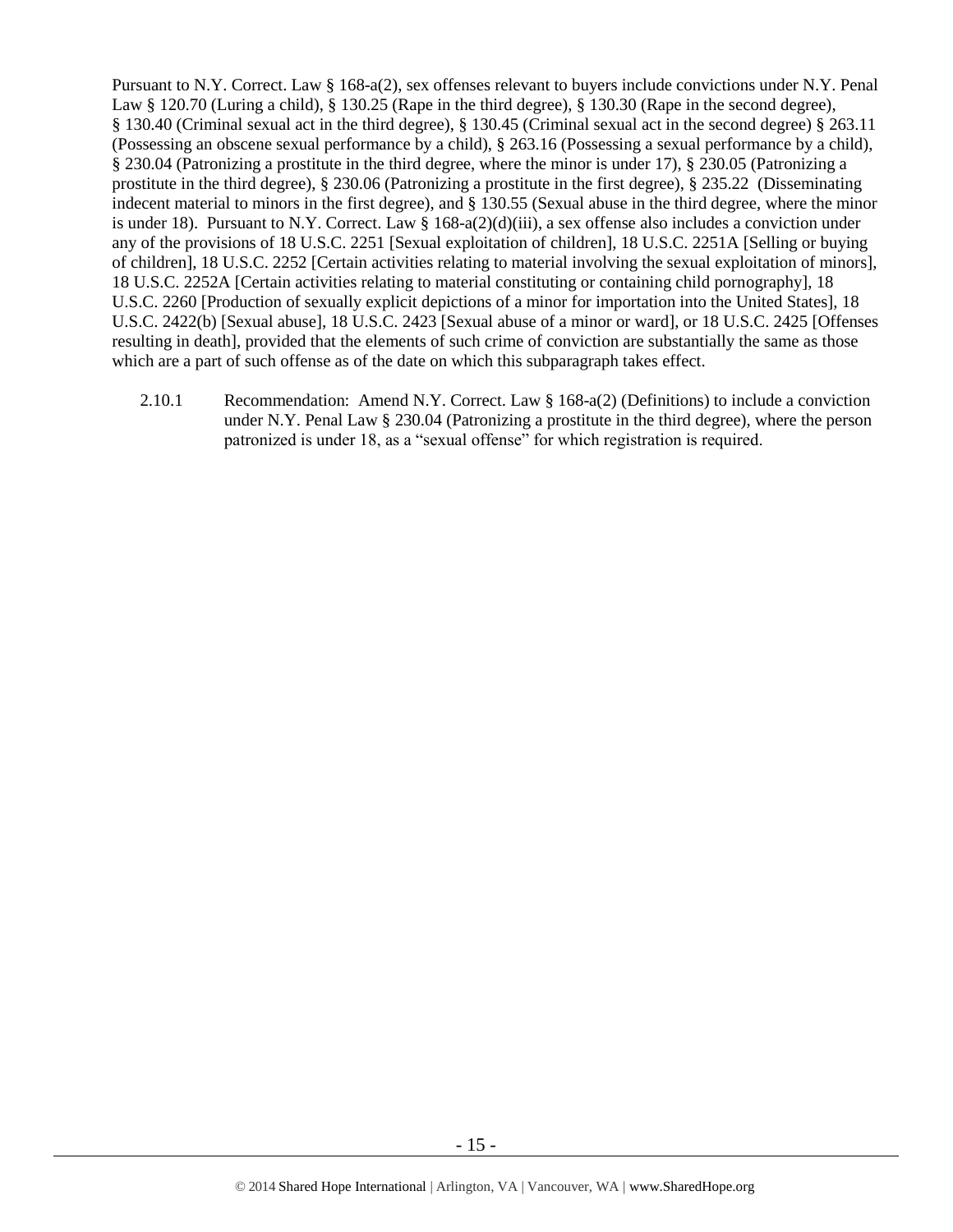Pursuant to N.Y. Correct. Law § 168-a(2), sex offenses relevant to buyers include convictions under N.Y. Penal Law § 120.70 (Luring a child), § 130.25 (Rape in the third degree), § 130.30 (Rape in the second degree), § 130.40 (Criminal sexual act in the third degree), § 130.45 (Criminal sexual act in the second degree) § 263.11 (Possessing an obscene sexual performance by a child), § 263.16 (Possessing a sexual performance by a child), § 230.04 (Patronizing a prostitute in the third degree, where the minor is under 17), § 230.05 (Patronizing a prostitute in the third degree), § 230.06 (Patronizing a prostitute in the first degree), § 235.22 (Disseminating indecent material to minors in the first degree), and § 130.55 (Sexual abuse in the third degree, where the minor is under 18). Pursuant to N.Y. Correct. Law § 168-a(2)(d)(iii), a sex offense also includes a conviction under any of the provisions of 18 U.S.C. 2251 [Sexual exploitation of children], 18 U.S.C. 2251A [Selling or buying of children], 18 U.S.C. 2252 [Certain activities relating to material involving the sexual exploitation of minors], 18 U.S.C. 2252A [Certain activities relating to material constituting or containing child pornography], 18 U.S.C. 2260 [Production of sexually explicit depictions of a minor for importation into the United States], 18 U.S.C. 2422(b) [Sexual abuse], 18 U.S.C. 2423 [Sexual abuse of a minor or ward], or 18 U.S.C. 2425 [Offenses resulting in death], provided that the elements of such crime of conviction are substantially the same as those which are a part of such offense as of the date on which this subparagraph takes effect.

2.10.1 Recommendation: Amend N.Y. Correct. Law § 168-a(2) (Definitions) to include a conviction under N.Y. Penal Law § 230.04 (Patronizing a prostitute in the third degree), where the person patronized is under 18, as a "sexual offense" for which registration is required.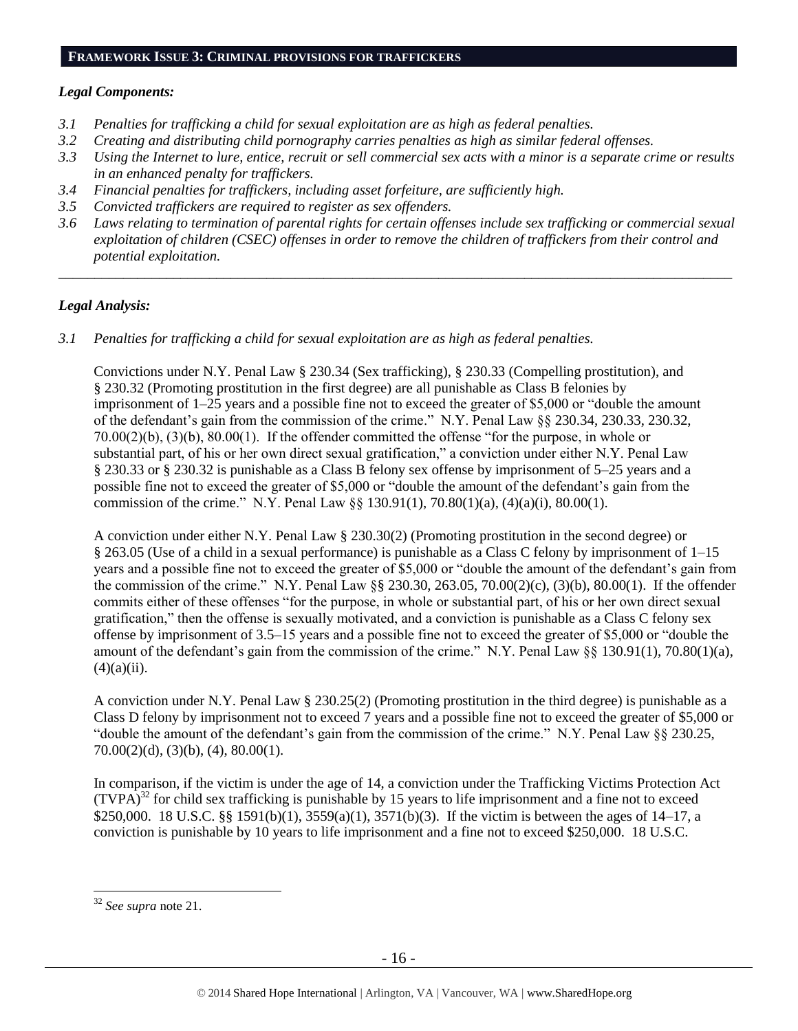## FRAMEWORK ISSUE 3: CRIMINAL PROVISIONS FOR TRAFFICKERS

### *Legal Components:*

*3.1 Penalties for trafficking a child for sexual exploitation are as high as federal penalties.*

*3.2 Creating and distributing child pornography carries penalties as high as similar federal offenses.*

*3.3 Using the Internet to lure, entice, recruit or sell commercial sex acts with a minor is a separate crime or results in an enhanced penalty for traffickers.*

*3.4 Financial penalties for traffickers, including asset forfeiture, are sufficiently high.*

*3.5 Convicted traffickers are required to register as sex offenders.*

*3.6 Laws relating to termination of parental rights for certain offenses include sex trafficking or commercial sexual exploitation of children (CSEC) offenses in order to remove the children of traffickers from their control and potential exploitation.*

---

### *Legal Analysis:*

*3.1 Penalties for trafficking a child for sexual exploitation are as high as federal penalties.*

Convictions under N.Y. Penal Law § 230.34 (Sex trafficking), § 230.33 (Compelling prostitution), and § 230.32 (Promoting prostitution in the first degree) are all punishable as Class B felonies by imprisonment of 1–25 years and a possible fine not to exceed the greater of $5,000 or "double the amount of the defendant's gain from the commission of the crime." N.Y. Penal Law §§ 230.34, 230.33, 230.32, 70.00(2)(b), (3)(b), 80.00(1). If the offender committed the offense "for the purpose, in whole or substantial part, of his or her own direct sexual gratification," a conviction under either N.Y. Penal Law § 230.33 or § 230.32 is punishable as a Class B felony sex offense by imprisonment of 5–25 years and a possible fine not to exceed the greater of $5,000 or "double the amount of the defendant's gain from the commission of the crime." N.Y. Penal Law §§ 130.91(1), 70.80(1)(a), (4)(a)(i), 80.00(1).

A conviction under either N.Y. Penal Law § 230.30(2) (Promoting prostitution in the second degree) or § 263.05 (Use of a child in a sexual performance) is punishable as a Class C felony by imprisonment of 1–15 years and a possible fine not to exceed the greater of $5,000 or "double the amount of the defendant's gain from the commission of the crime." N.Y. Penal Law §§ 230.30, 263.05, 70.00(2)(c), (3)(b), 80.00(1). If the offender commits either of these offenses "for the purpose, in whole or substantial part, of his or her own direct sexual gratification," then the offense is sexually motivated, and a conviction is punishable as a Class C felony sex offense by imprisonment of 3.5–15 years and a possible fine not to exceed the greater of $5,000 or "double the amount of the defendant's gain from the commission of the crime." N.Y. Penal Law §§ 130.91(1), 70.80(1)(a), (4)(a)(ii).

A conviction under N.Y. Penal Law § 230.25(2) (Promoting prostitution in the third degree) is punishable as a Class D felony by imprisonment not to exceed 7 years and a possible fine not to exceed the greater of $5,000 or "double the amount of the defendant's gain from the commission of the crime." N.Y. Penal Law §§ 230.25, 70.00(2)(d), (3)(b), (4), 80.00(1).

In comparison, if the victim is under the age of 14, a conviction under the Trafficking Victims Protection Act (TVPA)[32] for child sex trafficking is punishable by 15 years to life imprisonment and a fine not to exceed $250,000. 18 U.S.C. §§ 1591(b)(1), 3559(a)(1), 3571(b)(3). If the victim is between the ages of 14–17, a conviction is punishable by 10 years to life imprisonment and a fine not to exceed $250,000. 18 U.S.C.

---

[32] *See supra* note 21.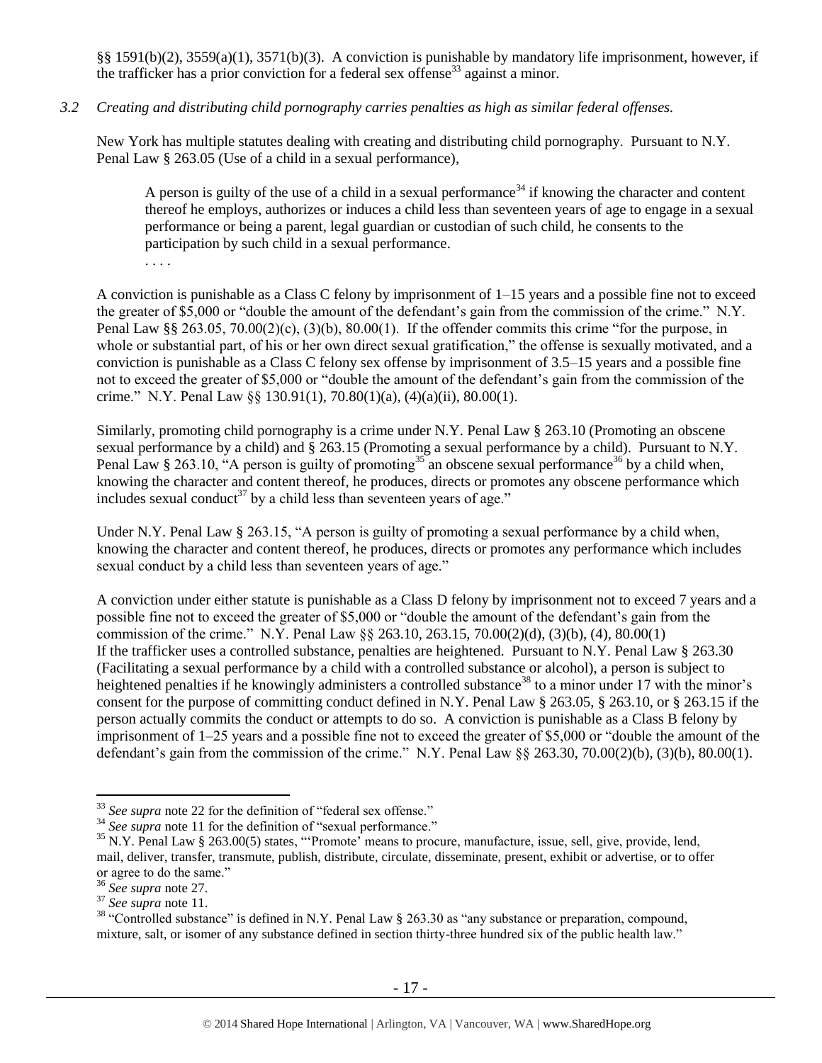§§ 1591(b)(2), 3559(a)(1), 3571(b)(3). A conviction is punishable by mandatory life imprisonment, however, if the trafficker has a prior conviction for a federal sex offense[33] against a minor.

*3.2 Creating and distributing child pornography carries penalties as high as similar federal offenses.*

New York has multiple statutes dealing with creating and distributing child pornography. Pursuant to N.Y. Penal Law § 263.05 (Use of a child in a sexual performance),

> A person is guilty of the use of a child in a sexual performance[34] if knowing the character and content thereof he employs, authorizes or induces a child less than seventeen years of age to engage in a sexual performance or being a parent, legal guardian or custodian of such child, he consents to the participation by such child in a sexual performance.
>
> . . . .

A conviction is punishable as a Class C felony by imprisonment of 1–15 years and a possible fine not to exceed the greater of $5,000 or "double the amount of the defendant's gain from the commission of the crime." N.Y. Penal Law §§ 263.05, 70.00(2)(c), (3)(b), 80.00(1). If the offender commits this crime "for the purpose, in whole or substantial part, of his or her own direct sexual gratification," the offense is sexually motivated, and a conviction is punishable as a Class C felony sex offense by imprisonment of 3.5–15 years and a possible fine not to exceed the greater of $5,000 or "double the amount of the defendant's gain from the commission of the crime." N.Y. Penal Law §§ 130.91(1), 70.80(1)(a), (4)(a)(ii), 80.00(1).

Similarly, promoting child pornography is a crime under N.Y. Penal Law § 263.10 (Promoting an obscene sexual performance by a child) and § 263.15 (Promoting a sexual performance by a child). Pursuant to N.Y. Penal Law § 263.10, "A person is guilty of promoting[35] an obscene sexual performance[36] by a child when, knowing the character and content thereof, he produces, directs or promotes any obscene performance which includes sexual conduct[37] by a child less than seventeen years of age."

Under N.Y. Penal Law § 263.15, "A person is guilty of promoting a sexual performance by a child when, knowing the character and content thereof, he produces, directs or promotes any performance which includes sexual conduct by a child less than seventeen years of age."

A conviction under either statute is punishable as a Class D felony by imprisonment not to exceed 7 years and a possible fine not to exceed the greater of $5,000 or "double the amount of the defendant's gain from the commission of the crime." N.Y. Penal Law §§ 263.10, 263.15, 70.00(2)(d), (3)(b), (4), 80.00(1)
If the trafficker uses a controlled substance, penalties are heightened. Pursuant to N.Y. Penal Law § 263.30 (Facilitating a sexual performance by a child with a controlled substance or alcohol), a person is subject to heightened penalties if he knowingly administers a controlled substance[38] to a minor under 17 with the minor's consent for the purpose of committing conduct defined in N.Y. Penal Law § 263.05, § 263.10, or § 263.15 if the person actually commits the conduct or attempts to do so. A conviction is punishable as a Class B felony by imprisonment of 1–25 years and a possible fine not to exceed the greater of $5,000 or "double the amount of the defendant's gain from the commission of the crime." N.Y. Penal Law §§ 263.30, 70.00(2)(b), (3)(b), 80.00(1).

---

[33] *See supra* note 22 for the definition of "federal sex offense."

[34] *See supra* note 11 for the definition of "sexual performance."

[35] N.Y. Penal Law § 263.00(5) states, "'Promote' means to procure, manufacture, issue, sell, give, provide, lend, mail, deliver, transfer, transmute, publish, distribute, circulate, disseminate, present, exhibit or advertise, or to offer or agree to do the same."

[36] *See supra* note 27.

[37] *See supra* note 11.

[38] "Controlled substance" is defined in N.Y. Penal Law § 263.30 as "any substance or preparation, compound, mixture, salt, or isomer of any substance defined in section thirty-three hundred six of the public health law."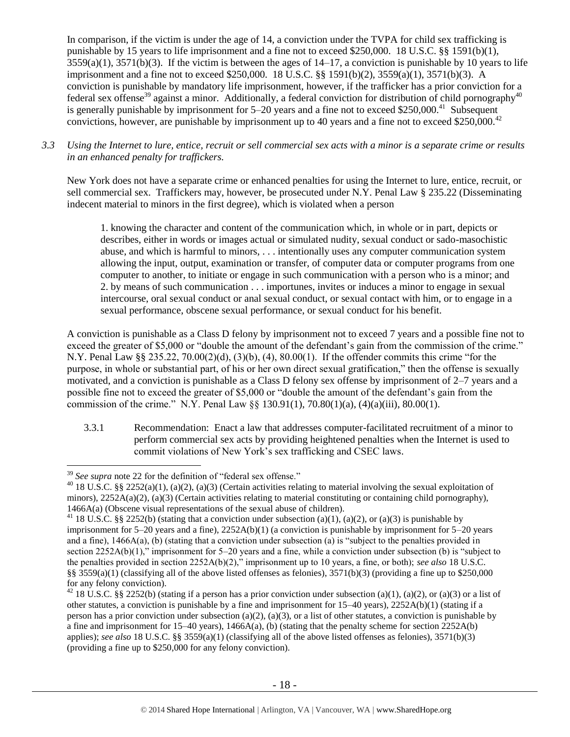In comparison, if the victim is under the age of 14, a conviction under the TVPA for child sex trafficking is punishable by 15 years to life imprisonment and a fine not to exceed $250,000. 18 U.S.C. §§ 1591(b)(1), 3559(a)(1), 3571(b)(3). If the victim is between the ages of 14–17, a conviction is punishable by 10 years to life imprisonment and a fine not to exceed $250,000. 18 U.S.C. §§ 1591(b)(2), 3559(a)(1), 3571(b)(3). A conviction is punishable by mandatory life imprisonment, however, if the trafficker has a prior conviction for a federal sex offense[39] against a minor. Additionally, a federal conviction for distribution of child pornography[40] is generally punishable by imprisonment for 5–20 years and a fine not to exceed $250,000.[41] Subsequent convictions, however, are punishable by imprisonment up to 40 years and a fine not to exceed $250,000.[42]

*3.3 Using the Internet to lure, entice, recruit or sell commercial sex acts with a minor is a separate crime or results in an enhanced penalty for traffickers.*

New York does not have a separate crime or enhanced penalties for using the Internet to lure, entice, recruit, or sell commercial sex. Traffickers may, however, be prosecuted under N.Y. Penal Law § 235.22 (Disseminating indecent material to minors in the first degree), which is violated when a person

> 1. knowing the character and content of the communication which, in whole or in part, depicts or describes, either in words or images actual or simulated nudity, sexual conduct or sado-masochistic abuse, and which is harmful to minors, . . . intentionally uses any computer communication system allowing the input, output, examination or transfer, of computer data or computer programs from one computer to another, to initiate or engage in such communication with a person who is a minor; and
> 2. by means of such communication . . . importunes, invites or induces a minor to engage in sexual intercourse, oral sexual conduct or anal sexual conduct, or sexual contact with him, or to engage in a sexual performance, obscene sexual performance, or sexual conduct for his benefit.

A conviction is punishable as a Class D felony by imprisonment not to exceed 7 years and a possible fine not to exceed the greater of $5,000 or "double the amount of the defendant's gain from the commission of the crime." N.Y. Penal Law §§ 235.22, 70.00(2)(d), (3)(b), (4), 80.00(1). If the offender commits this crime "for the purpose, in whole or substantial part, of his or her own direct sexual gratification," then the offense is sexually motivated, and a conviction is punishable as a Class D felony sex offense by imprisonment of 2–7 years and a possible fine not to exceed the greater of $5,000 or "double the amount of the defendant's gain from the commission of the crime." N.Y. Penal Law §§ 130.91(1), 70.80(1)(a), (4)(a)(iii), 80.00(1).

3.3.1 Recommendation: Enact a law that addresses computer-facilitated recruitment of a minor to perform commercial sex acts by providing heightened penalties when the Internet is used to commit violations of New York's sex trafficking and CSEC laws.

---

[39] *See supra* note 22 for the definition of "federal sex offense."

[40] 18 U.S.C. §§ 2252(a)(1), (a)(2), (a)(3) (Certain activities relating to material involving the sexual exploitation of minors), 2252A(a)(2), (a)(3) (Certain activities relating to material constituting or containing child pornography), 1466A(a) (Obscene visual representations of the sexual abuse of children).

[41] 18 U.S.C. §§ 2252(b) (stating that a conviction under subsection (a)(1), (a)(2), or (a)(3) is punishable by imprisonment for 5–20 years and a fine), 2252A(b)(1) (a conviction is punishable by imprisonment for 5–20 years and a fine), 1466A(a), (b) (stating that a conviction under subsection (a) is "subject to the penalties provided in section 2252A(b)(1)," imprisonment for 5–20 years and a fine, while a conviction under subsection (b) is "subject to the penalties provided in section 2252A(b)(2)," imprisonment up to 10 years, a fine, or both); *see also* 18 U.S.C. §§ 3559(a)(1) (classifying all of the above listed offenses as felonies), 3571(b)(3) (providing a fine up to $250,000 for any felony conviction).

[42] 18 U.S.C. §§ 2252(b) (stating if a person has a prior conviction under subsection (a)(1), (a)(2), or (a)(3) or a list of other statutes, a conviction is punishable by a fine and imprisonment for 15–40 years), 2252A(b)(1) (stating if a person has a prior conviction under subsection (a)(2), (a)(3), or a list of other statutes, a conviction is punishable by a fine and imprisonment for 15–40 years), 1466A(a), (b) (stating that the penalty scheme for section 2252A(b) applies); *see also* 18 U.S.C. §§ 3559(a)(1) (classifying all of the above listed offenses as felonies), 3571(b)(3) (providing a fine up to $250,000 for any felony conviction).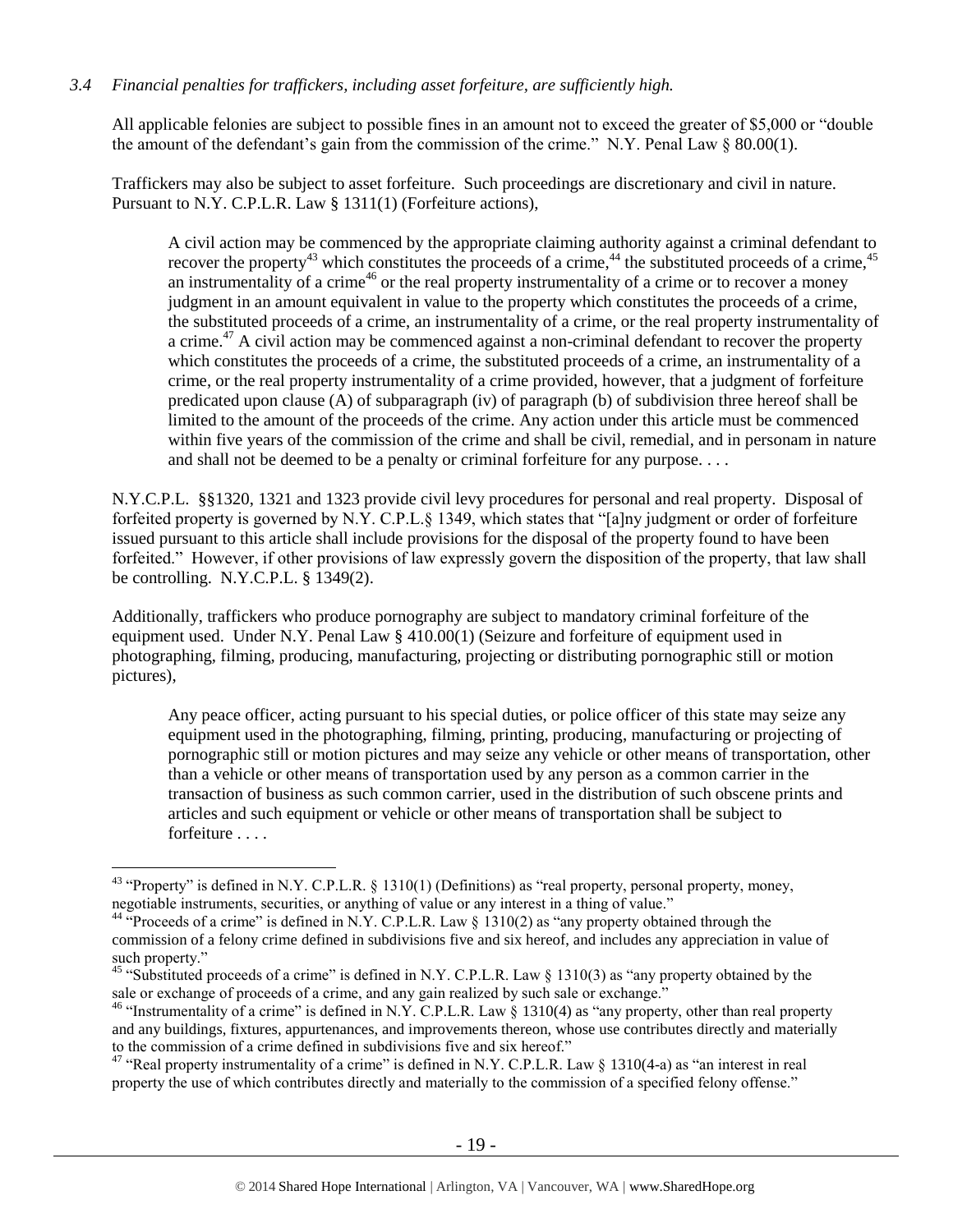*3.4 Financial penalties for traffickers, including asset forfeiture, are sufficiently high.*

All applicable felonies are subject to possible fines in an amount not to exceed the greater of $5,000 or "double the amount of the defendant's gain from the commission of the crime." N.Y. Penal Law § 80.00(1).

Traffickers may also be subject to asset forfeiture. Such proceedings are discretionary and civil in nature. Pursuant to N.Y. C.P.L.R. Law § 1311(1) (Forfeiture actions),

> A civil action may be commenced by the appropriate claiming authority against a criminal defendant to recover the property[43] which constitutes the proceeds of a crime,[44] the substituted proceeds of a crime,[45] an instrumentality of a crime[46] or the real property instrumentality of a crime or to recover a money judgment in an amount equivalent in value to the property which constitutes the proceeds of a crime, the substituted proceeds of a crime, an instrumentality of a crime, or the real property instrumentality of a crime.[47] A civil action may be commenced against a non-criminal defendant to recover the property which constitutes the proceeds of a crime, the substituted proceeds of a crime, an instrumentality of a crime, or the real property instrumentality of a crime provided, however, that a judgment of forfeiture predicated upon clause (A) of subparagraph (iv) of paragraph (b) of subdivision three hereof shall be limited to the amount of the proceeds of the crime. Any action under this article must be commenced within five years of the commission of the crime and shall be civil, remedial, and in personam in nature and shall not be deemed to be a penalty or criminal forfeiture for any purpose. . . .

N.Y.C.P.L. §§1320, 1321 and 1323 provide civil levy procedures for personal and real property. Disposal of forfeited property is governed by N.Y. C.P.L.§ 1349, which states that "[a]ny judgment or order of forfeiture issued pursuant to this article shall include provisions for the disposal of the property found to have been forfeited." However, if other provisions of law expressly govern the disposition of the property, that law shall be controlling. N.Y.C.P.L. § 1349(2).

Additionally, traffickers who produce pornography are subject to mandatory criminal forfeiture of the equipment used. Under N.Y. Penal Law § 410.00(1) (Seizure and forfeiture of equipment used in photographing, filming, producing, manufacturing, projecting or distributing pornographic still or motion pictures),

> Any peace officer, acting pursuant to his special duties, or police officer of this state may seize any equipment used in the photographing, filming, printing, producing, manufacturing or projecting of pornographic still or motion pictures and may seize any vehicle or other means of transportation, other than a vehicle or other means of transportation used by any person as a common carrier in the transaction of business as such common carrier, used in the distribution of such obscene prints and articles and such equipment or vehicle or other means of transportation shall be subject to forfeiture . . . .

---

[43] "Property" is defined in N.Y. C.P.L.R. § 1310(1) (Definitions) as "real property, personal property, money, negotiable instruments, securities, or anything of value or any interest in a thing of value."

[44] "Proceeds of a crime" is defined in N.Y. C.P.L.R. Law § 1310(2) as "any property obtained through the commission of a felony crime defined in subdivisions five and six hereof, and includes any appreciation in value of such property."

[45] "Substituted proceeds of a crime" is defined in N.Y. C.P.L.R. Law § 1310(3) as "any property obtained by the sale or exchange of proceeds of a crime, and any gain realized by such sale or exchange."

[46] "Instrumentality of a crime" is defined in N.Y. C.P.L.R. Law § 1310(4) as "any property, other than real property and any buildings, fixtures, appurtenances, and improvements thereon, whose use contributes directly and materially to the commission of a crime defined in subdivisions five and six hereof."

[47] "Real property instrumentality of a crime" is defined in N.Y. C.P.L.R. Law § 1310(4-a) as "an interest in real property the use of which contributes directly and materially to the commission of a specified felony offense."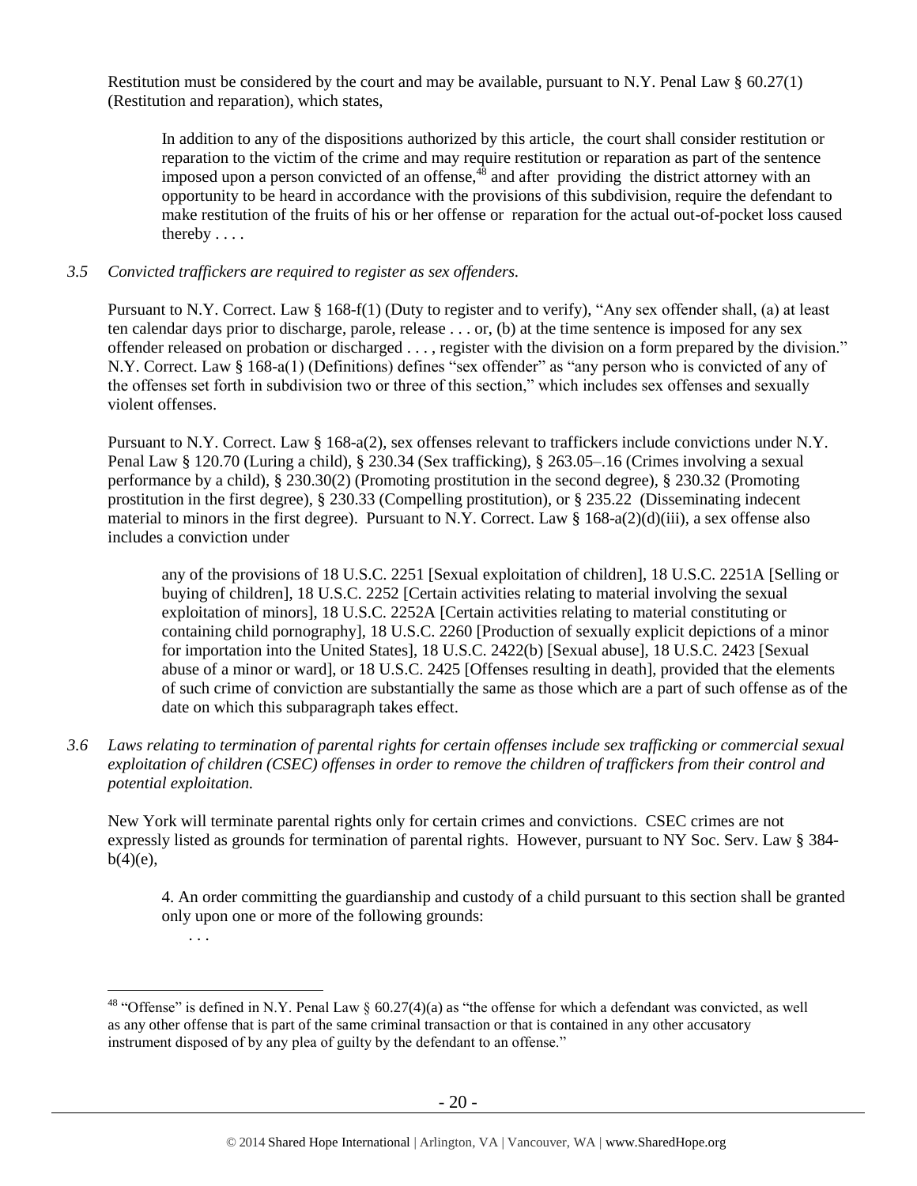Restitution must be considered by the court and may be available, pursuant to N.Y. Penal Law § 60.27(1) (Restitution and reparation), which states,

> In addition to any of the dispositions authorized by this article, the court shall consider restitution or reparation to the victim of the crime and may require restitution or reparation as part of the sentence imposed upon a person convicted of an offense,[48] and after providing the district attorney with an opportunity to be heard in accordance with the provisions of this subdivision, require the defendant to make restitution of the fruits of his or her offense or reparation for the actual out-of-pocket loss caused thereby . . . .

*3.5 Convicted traffickers are required to register as sex offenders.*

Pursuant to N.Y. Correct. Law § 168-f(1) (Duty to register and to verify), "Any sex offender shall, (a) at least ten calendar days prior to discharge, parole, release . . . or, (b) at the time sentence is imposed for any sex offender released on probation or discharged . . . , register with the division on a form prepared by the division." N.Y. Correct. Law § 168-a(1) (Definitions) defines "sex offender" as "any person who is convicted of any of the offenses set forth in subdivision two or three of this section," which includes sex offenses and sexually violent offenses.

Pursuant to N.Y. Correct. Law § 168-a(2), sex offenses relevant to traffickers include convictions under N.Y. Penal Law § 120.70 (Luring a child), § 230.34 (Sex trafficking), § 263.05–.16 (Crimes involving a sexual performance by a child), § 230.30(2) (Promoting prostitution in the second degree), § 230.32 (Promoting prostitution in the first degree), § 230.33 (Compelling prostitution), or § 235.22 (Disseminating indecent material to minors in the first degree). Pursuant to N.Y. Correct. Law § 168-a(2)(d)(iii), a sex offense also includes a conviction under

> any of the provisions of 18 U.S.C. 2251 [Sexual exploitation of children], 18 U.S.C. 2251A [Selling or buying of children], 18 U.S.C. 2252 [Certain activities relating to material involving the sexual exploitation of minors], 18 U.S.C. 2252A [Certain activities relating to material constituting or containing child pornography], 18 U.S.C. 2260 [Production of sexually explicit depictions of a minor for importation into the United States], 18 U.S.C. 2422(b) [Sexual abuse], 18 U.S.C. 2423 [Sexual abuse of a minor or ward], or 18 U.S.C. 2425 [Offenses resulting in death], provided that the elements of such crime of conviction are substantially the same as those which are a part of such offense as of the date on which this subparagraph takes effect.

*3.6 Laws relating to termination of parental rights for certain offenses include sex trafficking or commercial sexual exploitation of children (CSEC) offenses in order to remove the children of traffickers from their control and potential exploitation.*

New York will terminate parental rights only for certain crimes and convictions. CSEC crimes are not expressly listed as grounds for termination of parental rights. However, pursuant to NY Soc. Serv. Law § 384-b(4)(e),

> 4. An order committing the guardianship and custody of a child pursuant to this section shall be granted only upon one or more of the following grounds:
>
> . . .

---

[48] "Offense" is defined in N.Y. Penal Law § 60.27(4)(a) as "the offense for which a defendant was convicted, as well as any other offense that is part of the same criminal transaction or that is contained in any other accusatory instrument disposed of by any plea of guilty by the defendant to an offense."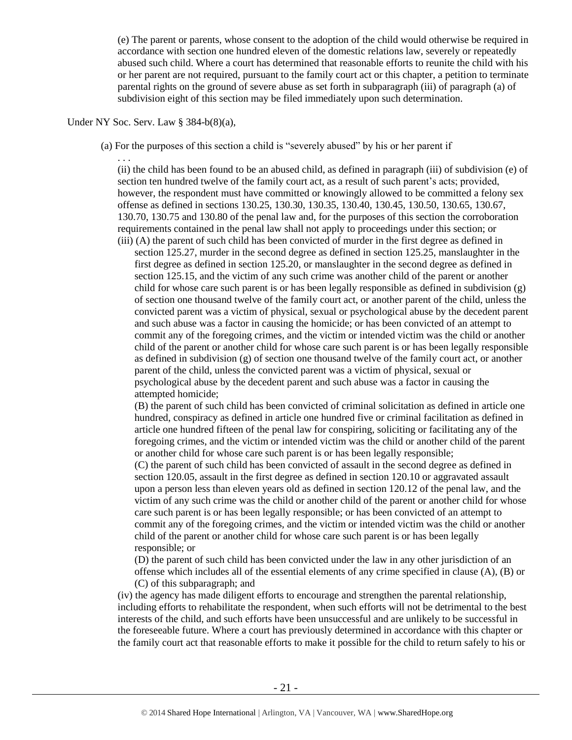(e) The parent or parents, whose consent to the adoption of the child would otherwise be required in accordance with section one hundred eleven of the domestic relations law, severely or repeatedly abused such child. Where a court has determined that reasonable efforts to reunite the child with his or her parent are not required, pursuant to the family court act or this chapter, a petition to terminate parental rights on the ground of severe abuse as set forth in subparagraph (iii) of paragraph (a) of subdivision eight of this section may be filed immediately upon such determination.

Under NY Soc. Serv. Law § 384-b(8)(a),

(a) For the purposes of this section a child is "severely abused" by his or her parent if

. . .

(ii) the child has been found to be an abused child, as defined in paragraph (iii) of subdivision (e) of section ten hundred twelve of the family court act, as a result of such parent's acts; provided, however, the respondent must have committed or knowingly allowed to be committed a felony sex offense as defined in sections 130.25, 130.30, 130.35, 130.40, 130.45, 130.50, 130.65, 130.67, 130.70, 130.75 and 130.80 of the penal law and, for the purposes of this section the corroboration requirements contained in the penal law shall not apply to proceedings under this section; or

(iii) (A) the parent of such child has been convicted of murder in the first degree as defined in section 125.27, murder in the second degree as defined in section 125.25, manslaughter in the first degree as defined in section 125.20, or manslaughter in the second degree as defined in section 125.15, and the victim of any such crime was another child of the parent or another child for whose care such parent is or has been legally responsible as defined in subdivision (g) of section one thousand twelve of the family court act, or another parent of the child, unless the convicted parent was a victim of physical, sexual or psychological abuse by the decedent parent and such abuse was a factor in causing the homicide; or has been convicted of an attempt to commit any of the foregoing crimes, and the victim or intended victim was the child or another child of the parent or another child for whose care such parent is or has been legally responsible as defined in subdivision (g) of section one thousand twelve of the family court act, or another parent of the child, unless the convicted parent was a victim of physical, sexual or psychological abuse by the decedent parent and such abuse was a factor in causing the attempted homicide;

(B) the parent of such child has been convicted of criminal solicitation as defined in article one hundred, conspiracy as defined in article one hundred five or criminal facilitation as defined in article one hundred fifteen of the penal law for conspiring, soliciting or facilitating any of the foregoing crimes, and the victim or intended victim was the child or another child of the parent or another child for whose care such parent is or has been legally responsible;

(C) the parent of such child has been convicted of assault in the second degree as defined in section 120.05, assault in the first degree as defined in section 120.10 or aggravated assault upon a person less than eleven years old as defined in section 120.12 of the penal law, and the victim of any such crime was the child or another child of the parent or another child for whose care such parent is or has been legally responsible; or has been convicted of an attempt to commit any of the foregoing crimes, and the victim or intended victim was the child or another child of the parent or another child for whose care such parent is or has been legally responsible; or

(D) the parent of such child has been convicted under the law in any other jurisdiction of an offense which includes all of the essential elements of any crime specified in clause (A), (B) or (C) of this subparagraph; and

(iv) the agency has made diligent efforts to encourage and strengthen the parental relationship, including efforts to rehabilitate the respondent, when such efforts will not be detrimental to the best interests of the child, and such efforts have been unsuccessful and are unlikely to be successful in the foreseeable future. Where a court has previously determined in accordance with this chapter or the family court act that reasonable efforts to make it possible for the child to return safely to his or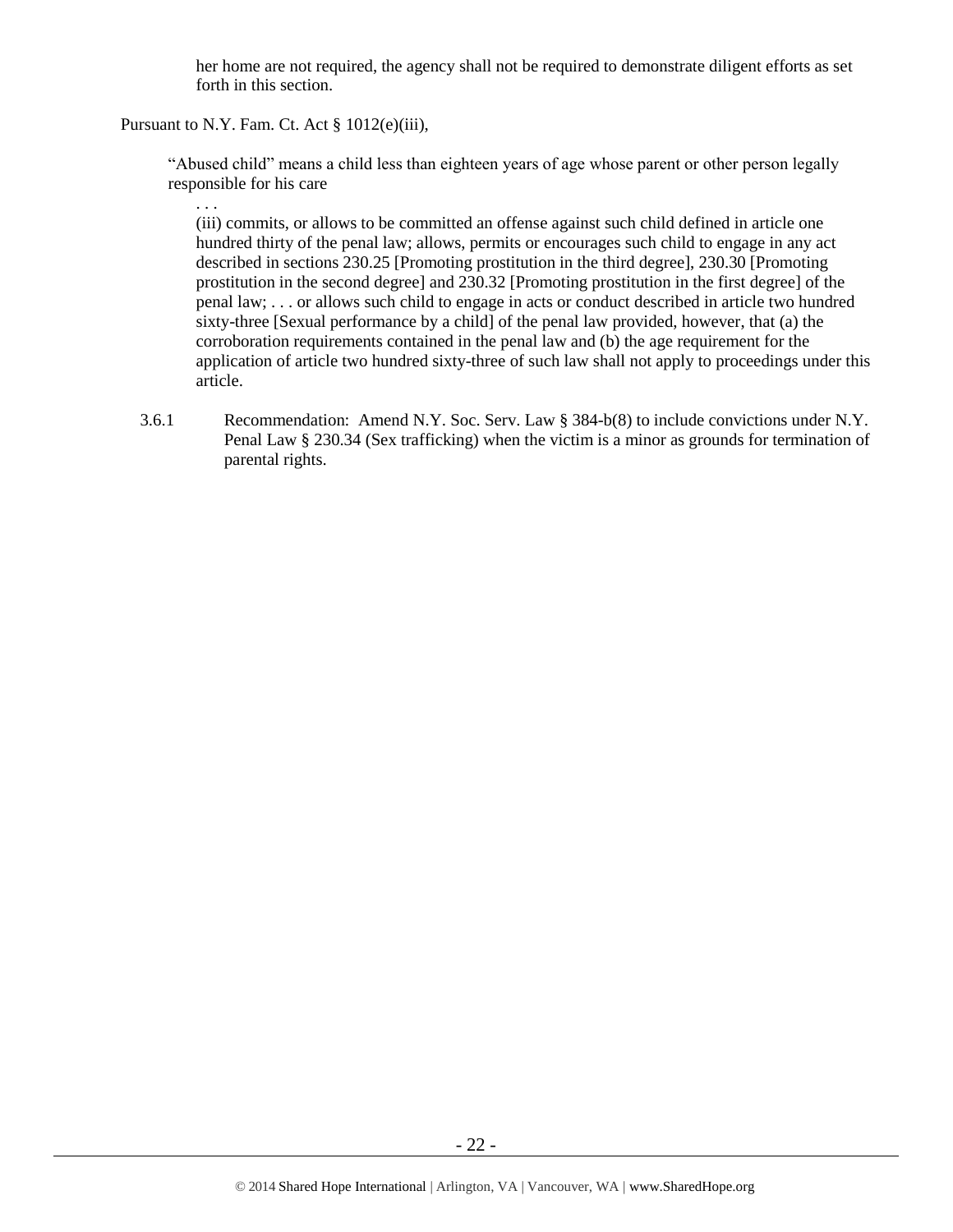> her home are not required, the agency shall not be required to demonstrate diligent efforts as set forth in this section.

Pursuant to N.Y. Fam. Ct. Act § 1012(e)(iii),

> "Abused child" means a child less than eighteen years of age whose parent or other person legally responsible for his care
>
> . . .
>
> (iii) commits, or allows to be committed an offense against such child defined in article one hundred thirty of the penal law; allows, permits or encourages such child to engage in any act described in sections 230.25 [Promoting prostitution in the third degree], 230.30 [Promoting prostitution in the second degree] and 230.32 [Promoting prostitution in the first degree] of the penal law; . . . or allows such child to engage in acts or conduct described in article two hundred sixty-three [Sexual performance by a child] of the penal law provided, however, that (a) the corroboration requirements contained in the penal law and (b) the age requirement for the application of article two hundred sixty-three of such law shall not apply to proceedings under this article.

3.6.1 Recommendation: Amend N.Y. Soc. Serv. Law § 384-b(8) to include convictions under N.Y. Penal Law § 230.34 (Sex trafficking) when the victim is a minor as grounds for termination of parental rights.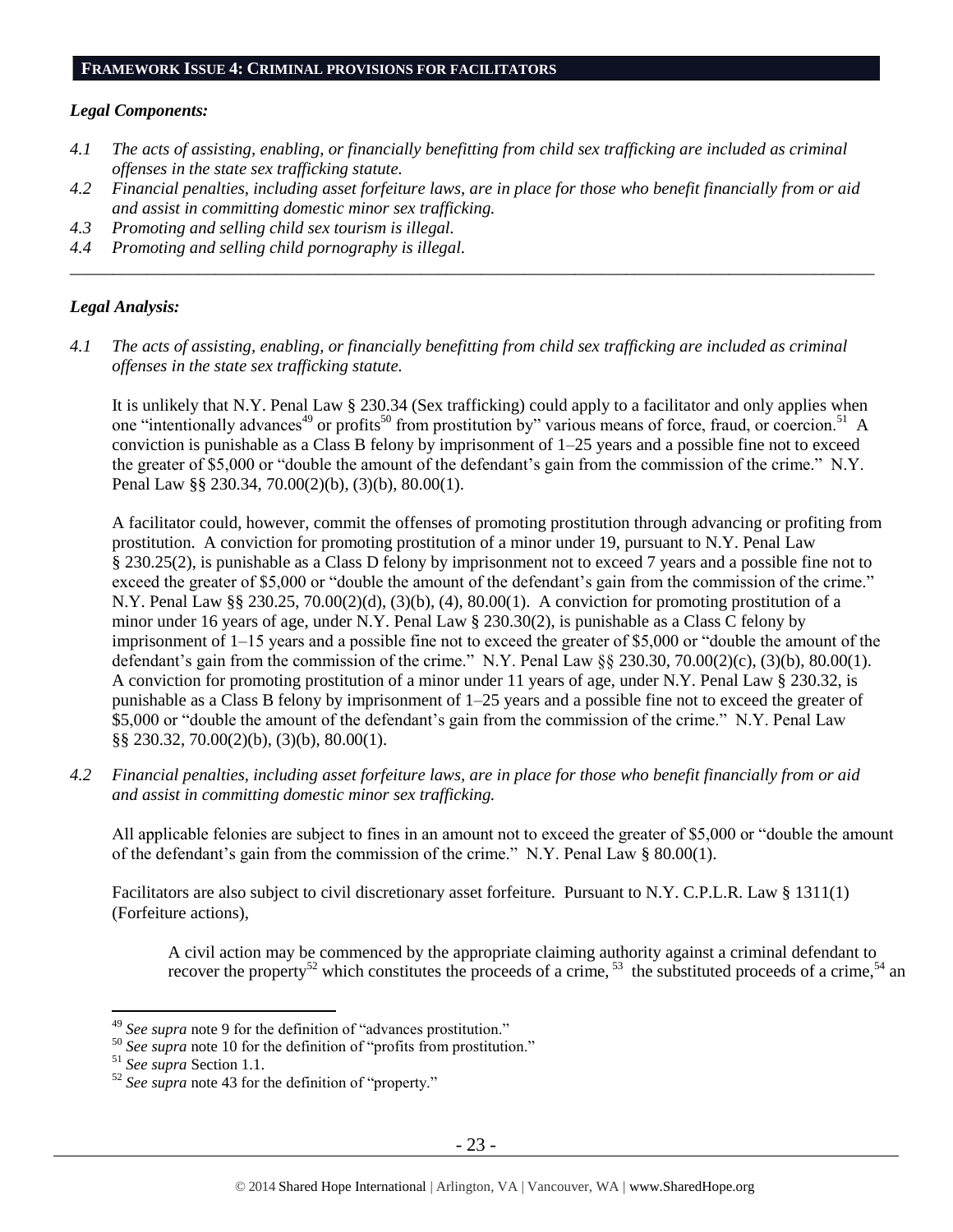## FRAMEWORK ISSUE 4: CRIMINAL PROVISIONS FOR FACILITATORS

### *Legal Components:*

*4.1 The acts of assisting, enabling, or financially benefitting from child sex trafficking are included as criminal offenses in the state sex trafficking statute.*

*4.2 Financial penalties, including asset forfeiture laws, are in place for those who benefit financially from or aid and assist in committing domestic minor sex trafficking.*

*4.3 Promoting and selling child sex tourism is illegal.*

*4.4 Promoting and selling child pornography is illegal.*

---

### *Legal Analysis:*

*4.1 The acts of assisting, enabling, or financially benefitting from child sex trafficking are included as criminal offenses in the state sex trafficking statute.*

It is unlikely that N.Y. Penal Law § 230.34 (Sex trafficking) could apply to a facilitator and only applies when one "intentionally advances[49] or profits[50] from prostitution by" various means of force, fraud, or coercion.[51] A conviction is punishable as a Class B felony by imprisonment of 1–25 years and a possible fine not to exceed the greater of $5,000 or "double the amount of the defendant's gain from the commission of the crime." N.Y. Penal Law §§ 230.34, 70.00(2)(b), (3)(b), 80.00(1).

A facilitator could, however, commit the offenses of promoting prostitution through advancing or profiting from prostitution. A conviction for promoting prostitution of a minor under 19, pursuant to N.Y. Penal Law § 230.25(2), is punishable as a Class D felony by imprisonment not to exceed 7 years and a possible fine not to exceed the greater of $5,000 or "double the amount of the defendant's gain from the commission of the crime." N.Y. Penal Law §§ 230.25, 70.00(2)(d), (3)(b), (4), 80.00(1). A conviction for promoting prostitution of a minor under 16 years of age, under N.Y. Penal Law § 230.30(2), is punishable as a Class C felony by imprisonment of 1–15 years and a possible fine not to exceed the greater of $5,000 or "double the amount of the defendant's gain from the commission of the crime." N.Y. Penal Law §§ 230.30, 70.00(2)(c), (3)(b), 80.00(1). A conviction for promoting prostitution of a minor under 11 years of age, under N.Y. Penal Law § 230.32, is punishable as a Class B felony by imprisonment of 1–25 years and a possible fine not to exceed the greater of $5,000 or "double the amount of the defendant's gain from the commission of the crime." N.Y. Penal Law §§ 230.32, 70.00(2)(b), (3)(b), 80.00(1).

*4.2 Financial penalties, including asset forfeiture laws, are in place for those who benefit financially from or aid and assist in committing domestic minor sex trafficking.*

All applicable felonies are subject to fines in an amount not to exceed the greater of $5,000 or "double the amount of the defendant's gain from the commission of the crime." N.Y. Penal Law § 80.00(1).

Facilitators are also subject to civil discretionary asset forfeiture. Pursuant to N.Y. C.P.L.R. Law § 1311(1) (Forfeiture actions),

> A civil action may be commenced by the appropriate claiming authority against a criminal defendant to recover the property[52] which constitutes the proceeds of a crime, [53] the substituted proceeds of a crime,[54] an

---

[49] *See supra* note 9 for the definition of "advances prostitution."

[50] *See supra* note 10 for the definition of "profits from prostitution."

[51] *See supra* Section 1.1.

[52] *See supra* note 43 for the definition of "property."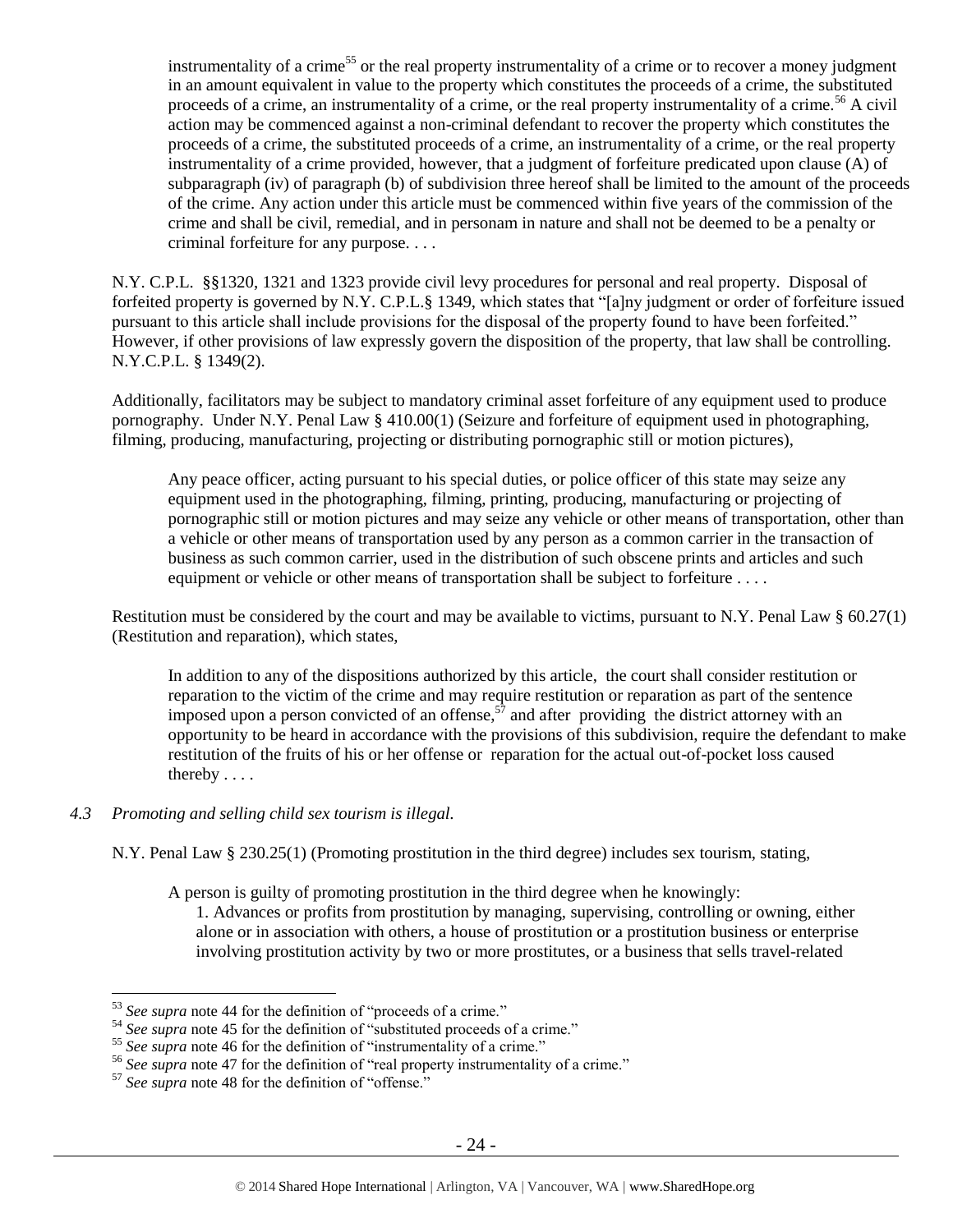> instrumentality of a crime[55] or the real property instrumentality of a crime or to recover a money judgment in an amount equivalent in value to the property which constitutes the proceeds of a crime, the substituted proceeds of a crime, an instrumentality of a crime, or the real property instrumentality of a crime.[56] A civil action may be commenced against a non-criminal defendant to recover the property which constitutes the proceeds of a crime, the substituted proceeds of a crime, an instrumentality of a crime, or the real property instrumentality of a crime provided, however, that a judgment of forfeiture predicated upon clause (A) of subparagraph (iv) of paragraph (b) of subdivision three hereof shall be limited to the amount of the proceeds of the crime. Any action under this article must be commenced within five years of the commission of the crime and shall be civil, remedial, and in personam in nature and shall not be deemed to be a penalty or criminal forfeiture for any purpose. . . .

N.Y. C.P.L. §§1320, 1321 and 1323 provide civil levy procedures for personal and real property. Disposal of forfeited property is governed by N.Y. C.P.L.§ 1349, which states that "[a]ny judgment or order of forfeiture issued pursuant to this article shall include provisions for the disposal of the property found to have been forfeited." However, if other provisions of law expressly govern the disposition of the property, that law shall be controlling. N.Y.C.P.L. § 1349(2).

Additionally, facilitators may be subject to mandatory criminal asset forfeiture of any equipment used to produce pornography. Under N.Y. Penal Law § 410.00(1) (Seizure and forfeiture of equipment used in photographing, filming, producing, manufacturing, projecting or distributing pornographic still or motion pictures),

> Any peace officer, acting pursuant to his special duties, or police officer of this state may seize any equipment used in the photographing, filming, printing, producing, manufacturing or projecting of pornographic still or motion pictures and may seize any vehicle or other means of transportation, other than a vehicle or other means of transportation used by any person as a common carrier in the transaction of business as such common carrier, used in the distribution of such obscene prints and articles and such equipment or vehicle or other means of transportation shall be subject to forfeiture . . . .

Restitution must be considered by the court and may be available to victims, pursuant to N.Y. Penal Law § 60.27(1) (Restitution and reparation), which states,

> In addition to any of the dispositions authorized by this article, the court shall consider restitution or reparation to the victim of the crime and may require restitution or reparation as part of the sentence imposed upon a person convicted of an offense,[57] and after providing the district attorney with an opportunity to be heard in accordance with the provisions of this subdivision, require the defendant to make restitution of the fruits of his or her offense or reparation for the actual out-of-pocket loss caused thereby . . . .

*4.3 Promoting and selling child sex tourism is illegal.*

N.Y. Penal Law § 230.25(1) (Promoting prostitution in the third degree) includes sex tourism, stating,

> A person is guilty of promoting prostitution in the third degree when he knowingly:
>
> 1. Advances or profits from prostitution by managing, supervising, controlling or owning, either alone or in association with others, a house of prostitution or a prostitution business or enterprise involving prostitution activity by two or more prostitutes, or a business that sells travel-related

---

[53] *See supra* note 44 for the definition of "proceeds of a crime."

[54] *See supra* note 45 for the definition of "substituted proceeds of a crime."

[55] *See supra* note 46 for the definition of "instrumentality of a crime."

[56] *See supra* note 47 for the definition of "real property instrumentality of a crime."

[57] *See supra* note 48 for the definition of "offense."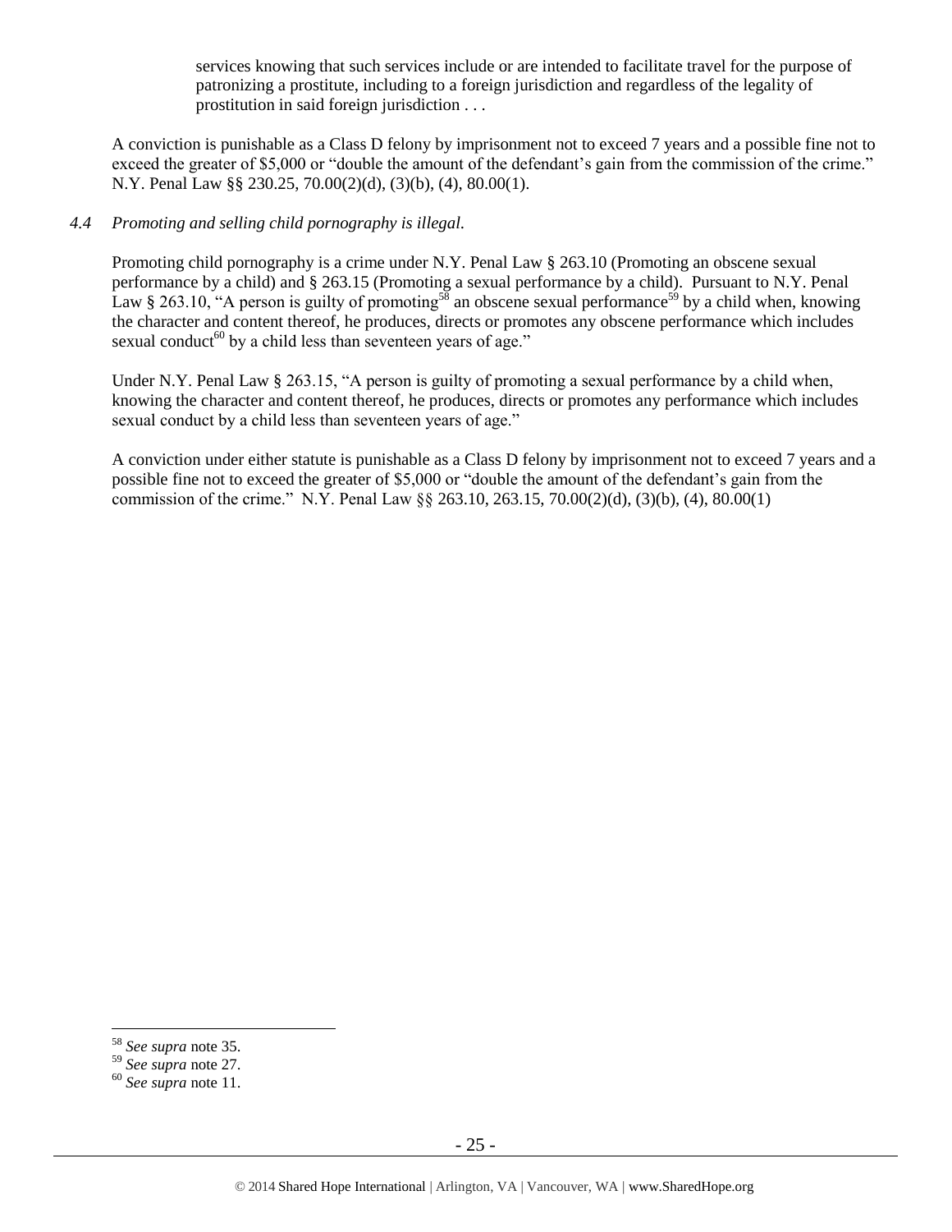services knowing that such services include or are intended to facilitate travel for the purpose of patronizing a prostitute, including to a foreign jurisdiction and regardless of the legality of prostitution in said foreign jurisdiction . . .

A conviction is punishable as a Class D felony by imprisonment not to exceed 7 years and a possible fine not to exceed the greater of $5,000 or "double the amount of the defendant's gain from the commission of the crime." N.Y. Penal Law §§ 230.25, 70.00(2)(d), (3)(b), (4), 80.00(1).

*4.4 Promoting and selling child pornography is illegal.*

Promoting child pornography is a crime under N.Y. Penal Law § 263.10 (Promoting an obscene sexual performance by a child) and § 263.15 (Promoting a sexual performance by a child). Pursuant to N.Y. Penal Law § 263.10, "A person is guilty of promoting[58] an obscene sexual performance[59] by a child when, knowing the character and content thereof, he produces, directs or promotes any obscene performance which includes sexual conduct[60] by a child less than seventeen years of age."

Under N.Y. Penal Law § 263.15, "A person is guilty of promoting a sexual performance by a child when, knowing the character and content thereof, he produces, directs or promotes any performance which includes sexual conduct by a child less than seventeen years of age."

A conviction under either statute is punishable as a Class D felony by imprisonment not to exceed 7 years and a possible fine not to exceed the greater of $5,000 or "double the amount of the defendant's gain from the commission of the crime." N.Y. Penal Law §§ 263.10, 263.15, 70.00(2)(d), (3)(b), (4), 80.00(1)

---

[58] *See supra* note 35.

[59] *See supra* note 27.

[60] *See supra* note 11.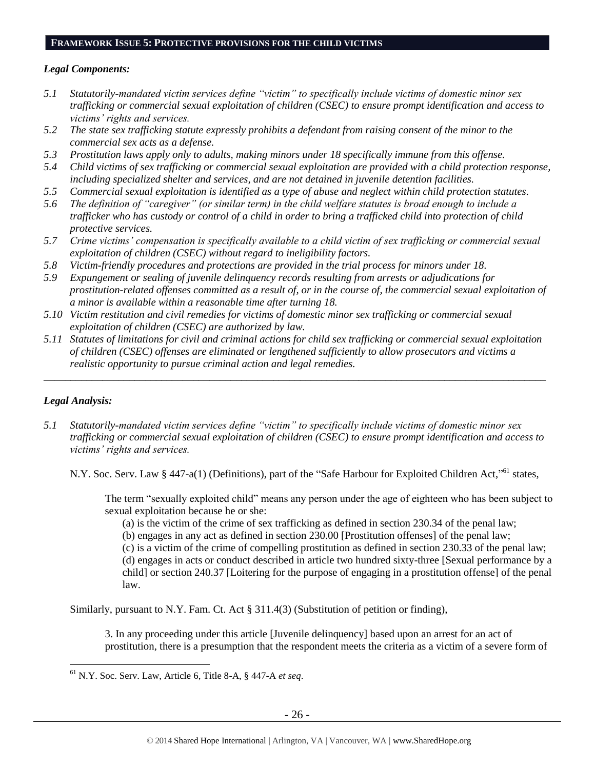## FRAMEWORK ISSUE 5: PROTECTIVE PROVISIONS FOR THE CHILD VICTIMS

### *Legal Components:*

*5.1 Statutorily-mandated victim services define "victim" to specifically include victims of domestic minor sex trafficking or commercial sexual exploitation of children (CSEC) to ensure prompt identification and access to victims' rights and services.*

*5.2 The state sex trafficking statute expressly prohibits a defendant from raising consent of the minor to the commercial sex acts as a defense.*

*5.3 Prostitution laws apply only to adults, making minors under 18 specifically immune from this offense.*

*5.4 Child victims of sex trafficking or commercial sexual exploitation are provided with a child protection response, including specialized shelter and services, and are not detained in juvenile detention facilities.*

*5.5 Commercial sexual exploitation is identified as a type of abuse and neglect within child protection statutes.*

*5.6 The definition of "caregiver" (or similar term) in the child welfare statutes is broad enough to include a trafficker who has custody or control of a child in order to bring a trafficked child into protection of child protective services.*

*5.7 Crime victims' compensation is specifically available to a child victim of sex trafficking or commercial sexual exploitation of children (CSEC) without regard to ineligibility factors.*

*5.8 Victim-friendly procedures and protections are provided in the trial process for minors under 18.*

*5.9 Expungement or sealing of juvenile delinquency records resulting from arrests or adjudications for prostitution-related offenses committed as a result of, or in the course of, the commercial sexual exploitation of a minor is available within a reasonable time after turning 18.*

*5.10 Victim restitution and civil remedies for victims of domestic minor sex trafficking or commercial sexual exploitation of children (CSEC) are authorized by law.*

*5.11 Statutes of limitations for civil and criminal actions for child sex trafficking or commercial sexual exploitation of children (CSEC) offenses are eliminated or lengthened sufficiently to allow prosecutors and victims a realistic opportunity to pursue criminal action and legal remedies.*

---

### *Legal Analysis:*

*5.1 Statutorily-mandated victim services define "victim" to specifically include victims of domestic minor sex trafficking or commercial sexual exploitation of children (CSEC) to ensure prompt identification and access to victims' rights and services.*

N.Y. Soc. Serv. Law § 447-a(1) (Definitions), part of the "Safe Harbour for Exploited Children Act,"[61] states,

> The term "sexually exploited child" means any person under the age of eighteen who has been subject to sexual exploitation because he or she:
>
> (a) is the victim of the crime of sex trafficking as defined in section 230.34 of the penal law;
> (b) engages in any act as defined in section 230.00 [Prostitution offenses] of the penal law;
> (c) is a victim of the crime of compelling prostitution as defined in section 230.33 of the penal law;
> (d) engages in acts or conduct described in article two hundred sixty-three [Sexual performance by a child] or section 240.37 [Loitering for the purpose of engaging in a prostitution offense] of the penal law.

Similarly, pursuant to N.Y. Fam. Ct. Act § 311.4(3) (Substitution of petition or finding),

> 3. In any proceeding under this article [Juvenile delinquency] based upon an arrest for an act of prostitution, there is a presumption that the respondent meets the criteria as a victim of a severe form of

[61] N.Y. Soc. Serv. Law, Article 6, Title 8-A, § 447-A *et seq*.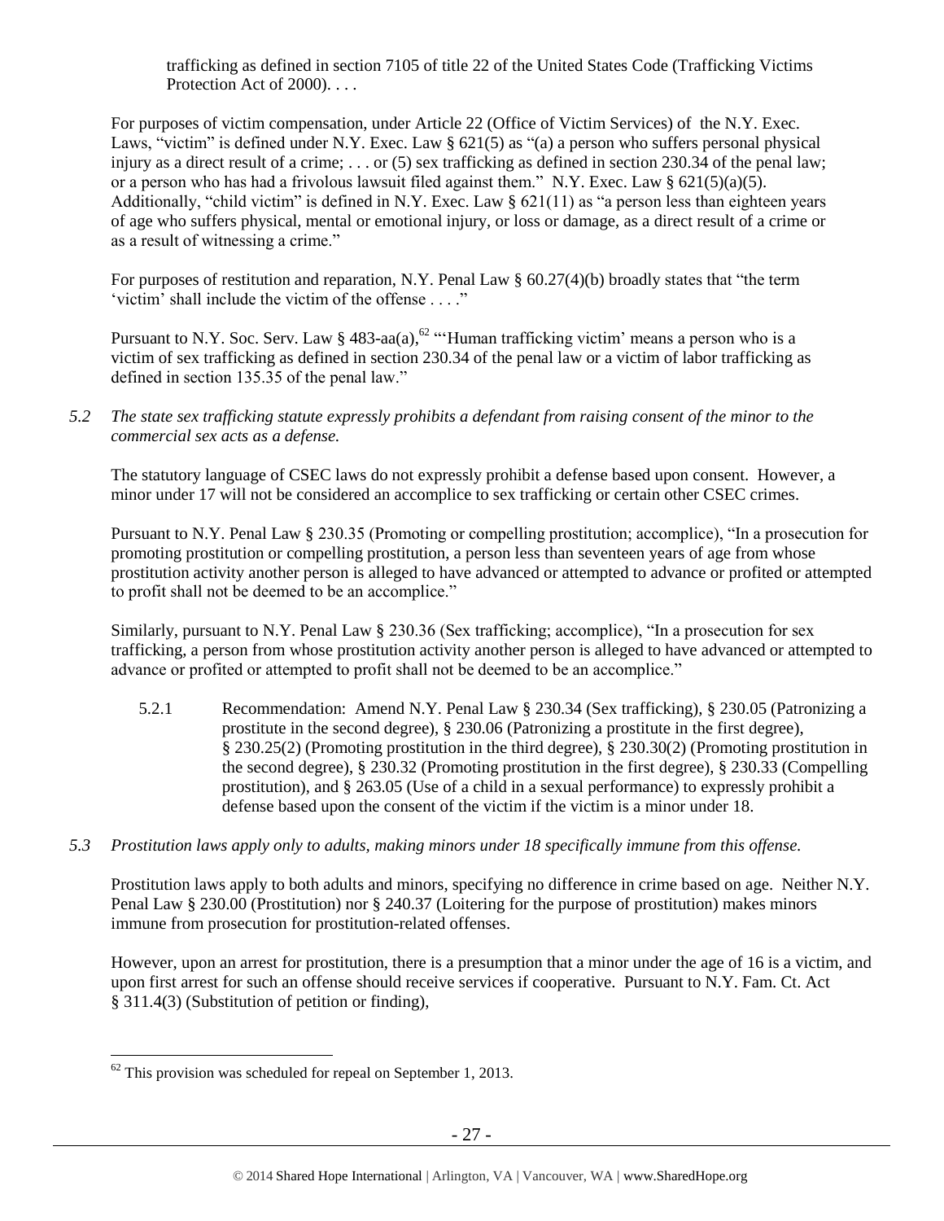trafficking as defined in section 7105 of title 22 of the United States Code (Trafficking Victims Protection Act of 2000). . . .

For purposes of victim compensation, under Article 22 (Office of Victim Services) of the N.Y. Exec. Laws, "victim" is defined under N.Y. Exec. Law § 621(5) as "(a) a person who suffers personal physical injury as a direct result of a crime; . . . or (5) sex trafficking as defined in section 230.34 of the penal law; or a person who has had a frivolous lawsuit filed against them." N.Y. Exec. Law § 621(5)(a)(5). Additionally, "child victim" is defined in N.Y. Exec. Law § 621(11) as "a person less than eighteen years of age who suffers physical, mental or emotional injury, or loss or damage, as a direct result of a crime or as a result of witnessing a crime."

For purposes of restitution and reparation, N.Y. Penal Law § 60.27(4)(b) broadly states that "the term 'victim' shall include the victim of the offense . . . ."

Pursuant to N.Y. Soc. Serv. Law § 483-aa(a),[62] "'Human trafficking victim' means a person who is a victim of sex trafficking as defined in section 230.34 of the penal law or a victim of labor trafficking as defined in section 135.35 of the penal law."

*5.2 The state sex trafficking statute expressly prohibits a defendant from raising consent of the minor to the commercial sex acts as a defense.*

The statutory language of CSEC laws do not expressly prohibit a defense based upon consent. However, a minor under 17 will not be considered an accomplice to sex trafficking or certain other CSEC crimes.

Pursuant to N.Y. Penal Law § 230.35 (Promoting or compelling prostitution; accomplice), "In a prosecution for promoting prostitution or compelling prostitution, a person less than seventeen years of age from whose prostitution activity another person is alleged to have advanced or attempted to advance or profited or attempted to profit shall not be deemed to be an accomplice."

Similarly, pursuant to N.Y. Penal Law § 230.36 (Sex trafficking; accomplice), "In a prosecution for sex trafficking, a person from whose prostitution activity another person is alleged to have advanced or attempted to advance or profited or attempted to profit shall not be deemed to be an accomplice."

5.2.1 Recommendation: Amend N.Y. Penal Law § 230.34 (Sex trafficking), § 230.05 (Patronizing a prostitute in the second degree), § 230.06 (Patronizing a prostitute in the first degree), § 230.25(2) (Promoting prostitution in the third degree), § 230.30(2) (Promoting prostitution in the second degree), § 230.32 (Promoting prostitution in the first degree), § 230.33 (Compelling prostitution), and § 263.05 (Use of a child in a sexual performance) to expressly prohibit a defense based upon the consent of the victim if the victim is a minor under 18.

*5.3 Prostitution laws apply only to adults, making minors under 18 specifically immune from this offense.*

Prostitution laws apply to both adults and minors, specifying no difference in crime based on age. Neither N.Y. Penal Law § 230.00 (Prostitution) nor § 240.37 (Loitering for the purpose of prostitution) makes minors immune from prosecution for prostitution-related offenses.

However, upon an arrest for prostitution, there is a presumption that a minor under the age of 16 is a victim, and upon first arrest for such an offense should receive services if cooperative. Pursuant to N.Y. Fam. Ct. Act § 311.4(3) (Substitution of petition or finding),

---

[62] This provision was scheduled for repeal on September 1, 2013.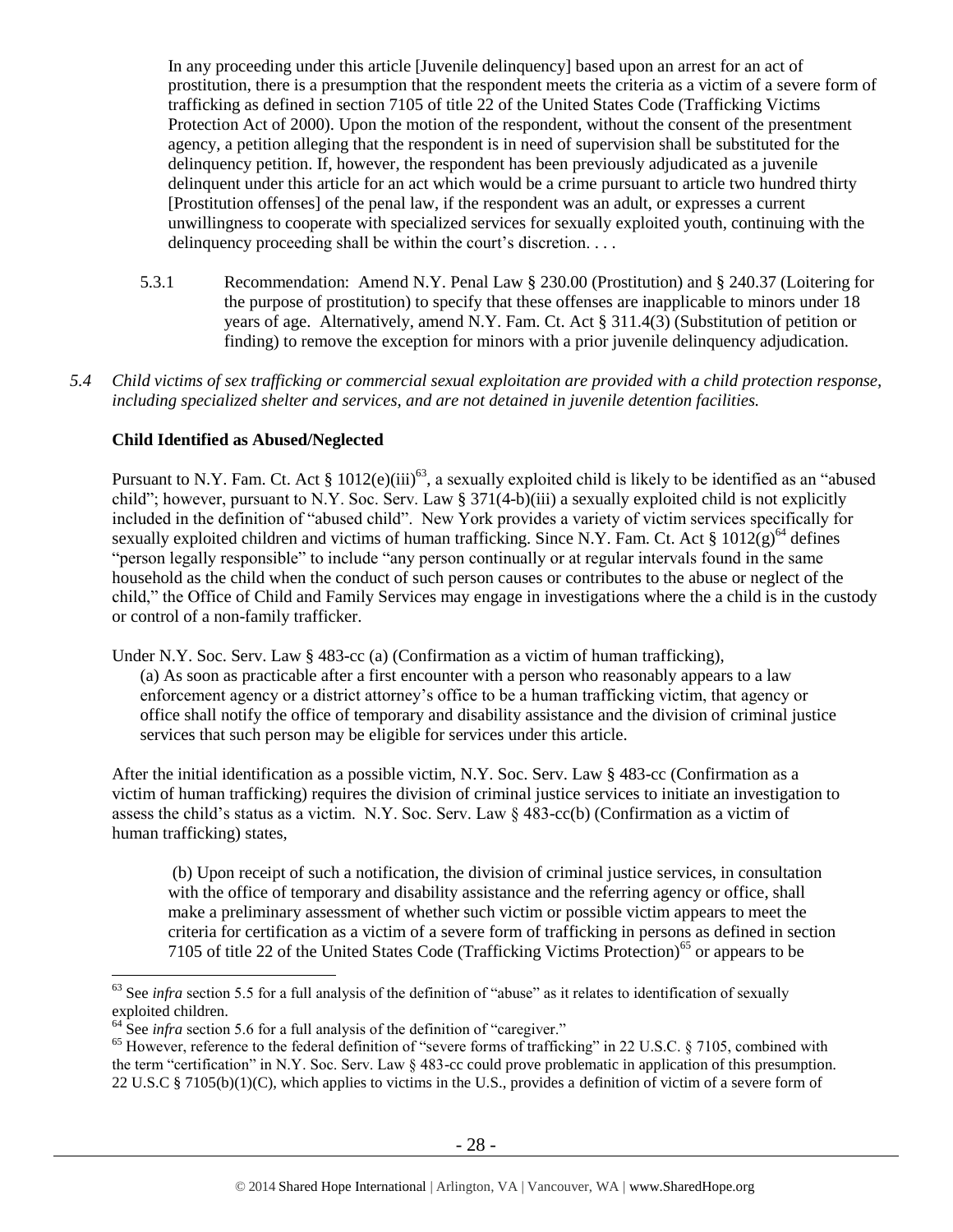In any proceeding under this article [Juvenile delinquency] based upon an arrest for an act of prostitution, there is a presumption that the respondent meets the criteria as a victim of a severe form of trafficking as defined in section 7105 of title 22 of the United States Code (Trafficking Victims Protection Act of 2000). Upon the motion of the respondent, without the consent of the presentment agency, a petition alleging that the respondent is in need of supervision shall be substituted for the delinquency petition. If, however, the respondent has been previously adjudicated as a juvenile delinquent under this article for an act which would be a crime pursuant to article two hundred thirty [Prostitution offenses] of the penal law, if the respondent was an adult, or expresses a current unwillingness to cooperate with specialized services for sexually exploited youth, continuing with the delinquency proceeding shall be within the court's discretion. . . .

5.3.1 Recommendation: Amend N.Y. Penal Law § 230.00 (Prostitution) and § 240.37 (Loitering for the purpose of prostitution) to specify that these offenses are inapplicable to minors under 18 years of age. Alternatively, amend N.Y. Fam. Ct. Act § 311.4(3) (Substitution of petition or finding) to remove the exception for minors with a prior juvenile delinquency adjudication.

*5.4 Child victims of sex trafficking or commercial sexual exploitation are provided with a child protection response, including specialized shelter and services, and are not detained in juvenile detention facilities.*

**Child Identified as Abused/Neglected**

Pursuant to N.Y. Fam. Ct. Act § 1012(e)(iii)[63], a sexually exploited child is likely to be identified as an "abused child"; however, pursuant to N.Y. Soc. Serv. Law § 371(4-b)(iii) a sexually exploited child is not explicitly included in the definition of "abused child". New York provides a variety of victim services specifically for sexually exploited children and victims of human trafficking. Since N.Y. Fam. Ct. Act § 1012(g)[64] defines "person legally responsible" to include "any person continually or at regular intervals found in the same household as the child when the conduct of such person causes or contributes to the abuse or neglect of the child," the Office of Child and Family Services may engage in investigations where the a child is in the custody or control of a non-family trafficker.

Under N.Y. Soc. Serv. Law § 483-cc (a) (Confirmation as a victim of human trafficking),

(a) As soon as practicable after a first encounter with a person who reasonably appears to a law enforcement agency or a district attorney's office to be a human trafficking victim, that agency or office shall notify the office of temporary and disability assistance and the division of criminal justice services that such person may be eligible for services under this article.

After the initial identification as a possible victim, N.Y. Soc. Serv. Law § 483-cc (Confirmation as a victim of human trafficking) requires the division of criminal justice services to initiate an investigation to assess the child's status as a victim. N.Y. Soc. Serv. Law § 483-cc(b) (Confirmation as a victim of human trafficking) states,

(b) Upon receipt of such a notification, the division of criminal justice services, in consultation with the office of temporary and disability assistance and the referring agency or office, shall make a preliminary assessment of whether such victim or possible victim appears to meet the criteria for certification as a victim of a severe form of trafficking in persons as defined in section 7105 of title 22 of the United States Code (Trafficking Victims Protection)[65] or appears to be

[63] See *infra* section 5.5 for a full analysis of the definition of "abuse" as it relates to identification of sexually exploited children.

[64] See *infra* section 5.6 for a full analysis of the definition of "caregiver."

[65] However, reference to the federal definition of "severe forms of trafficking" in 22 U.S.C. § 7105, combined with the term "certification" in N.Y. Soc. Serv. Law § 483-cc could prove problematic in application of this presumption. 22 U.S.C § 7105(b)(1)(C), which applies to victims in the U.S., provides a definition of victim of a severe form of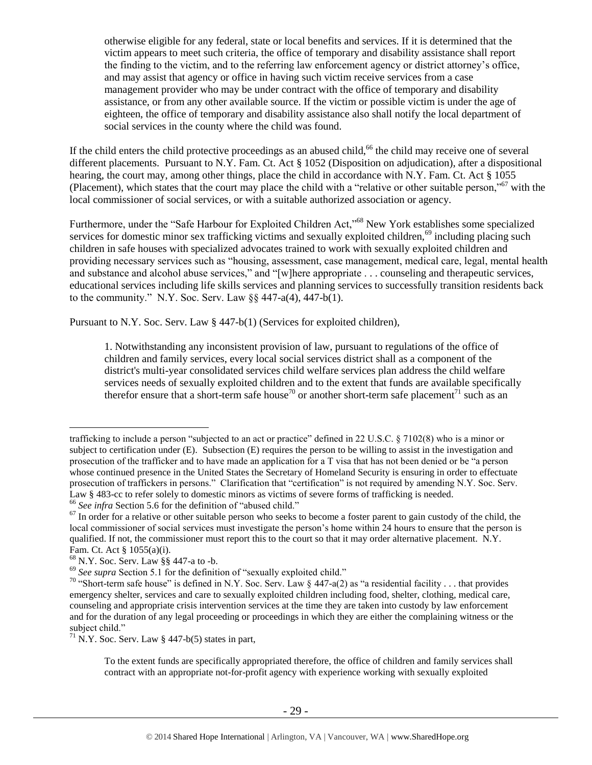otherwise eligible for any federal, state or local benefits and services. If it is determined that the victim appears to meet such criteria, the office of temporary and disability assistance shall report the finding to the victim, and to the referring law enforcement agency or district attorney's office, and may assist that agency or office in having such victim receive services from a case management provider who may be under contract with the office of temporary and disability assistance, or from any other available source. If the victim or possible victim is under the age of eighteen, the office of temporary and disability assistance also shall notify the local department of social services in the county where the child was found.

If the child enters the child protective proceedings as an abused child,[66] the child may receive one of several different placements. Pursuant to N.Y. Fam. Ct. Act § 1052 (Disposition on adjudication), after a dispositional hearing, the court may, among other things, place the child in accordance with N.Y. Fam. Ct. Act § 1055 (Placement), which states that the court may place the child with a "relative or other suitable person,"[67] with the local commissioner of social services, or with a suitable authorized association or agency.

Furthermore, under the "Safe Harbour for Exploited Children Act,"[68] New York establishes some specialized services for domestic minor sex trafficking victims and sexually exploited children,[69] including placing such children in safe houses with specialized advocates trained to work with sexually exploited children and providing necessary services such as "housing, assessment, case management, medical care, legal, mental health and substance and alcohol abuse services," and "[w]here appropriate . . . counseling and therapeutic services, educational services including life skills services and planning services to successfully transition residents back to the community." N.Y. Soc. Serv. Law §§ 447-a(4), 447-b(1).

Pursuant to N.Y. Soc. Serv. Law § 447-b(1) (Services for exploited children),

> 1. Notwithstanding any inconsistent provision of law, pursuant to regulations of the office of children and family services, every local social services district shall as a component of the district's multi-year consolidated services child welfare services plan address the child welfare services needs of sexually exploited children and to the extent that funds are available specifically therefor ensure that a short-term safe house[70] or another short-term safe placement[71] such as an

---

trafficking to include a person "subjected to an act or practice" defined in 22 U.S.C. § 7102(8) who is a minor or subject to certification under (E). Subsection (E) requires the person to be willing to assist in the investigation and prosecution of the trafficker and to have made an application for a T visa that has not been denied or be "a person whose continued presence in the United States the Secretary of Homeland Security is ensuring in order to effectuate prosecution of traffickers in persons." Clarification that "certification" is not required by amending N.Y. Soc. Serv. Law § 483-cc to refer solely to domestic minors as victims of severe forms of trafficking is needed.

[66] *See infra* Section 5.6 for the definition of "abused child."

[67] In order for a relative or other suitable person who seeks to become a foster parent to gain custody of the child, the local commissioner of social services must investigate the person's home within 24 hours to ensure that the person is qualified. If not, the commissioner must report this to the court so that it may order alternative placement. N.Y. Fam. Ct. Act § 1055(a)(i).

[68] N.Y. Soc. Serv. Law §§ 447-a to -b.

[69] *See supra* Section 5.1 for the definition of "sexually exploited child."

[70] "Short-term safe house" is defined in N.Y. Soc. Serv. Law § 447-a(2) as "a residential facility . . . that provides emergency shelter, services and care to sexually exploited children including food, shelter, clothing, medical care, counseling and appropriate crisis intervention services at the time they are taken into custody by law enforcement and for the duration of any legal proceeding or proceedings in which they are either the complaining witness or the subject child."

[71] N.Y. Soc. Serv. Law § 447-b(5) states in part,

> To the extent funds are specifically appropriated therefore, the office of children and family services shall contract with an appropriate not-for-profit agency with experience working with sexually exploited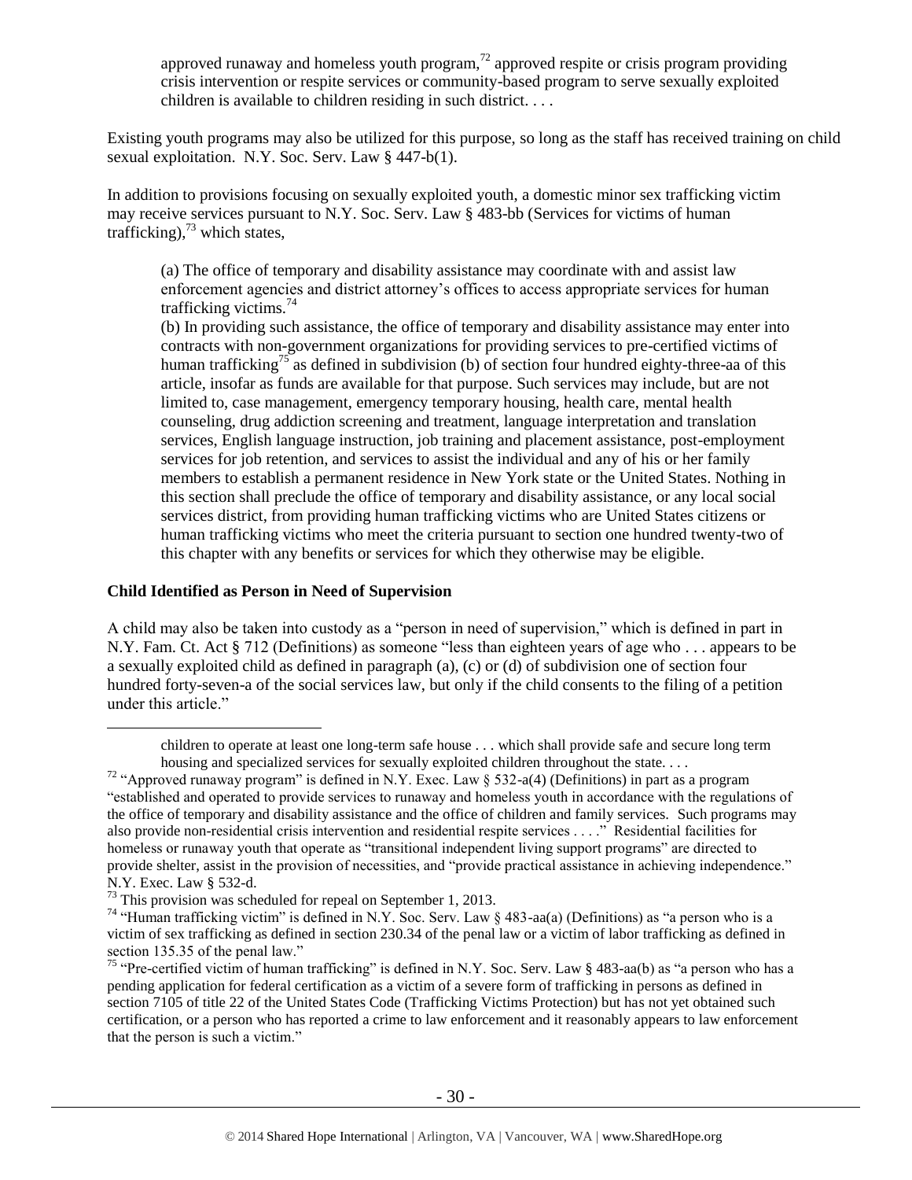approved runaway and homeless youth program,[72] approved respite or crisis program providing crisis intervention or respite services or community-based program to serve sexually exploited children is available to children residing in such district. . . .

Existing youth programs may also be utilized for this purpose, so long as the staff has received training on child sexual exploitation. N.Y. Soc. Serv. Law § 447-b(1).

In addition to provisions focusing on sexually exploited youth, a domestic minor sex trafficking victim may receive services pursuant to N.Y. Soc. Serv. Law § 483-bb (Services for victims of human trafficking),[73] which states,

> (a) The office of temporary and disability assistance may coordinate with and assist law enforcement agencies and district attorney's offices to access appropriate services for human trafficking victims.[74]
>
> (b) In providing such assistance, the office of temporary and disability assistance may enter into contracts with non-government organizations for providing services to pre-certified victims of human trafficking[75] as defined in subdivision (b) of section four hundred eighty-three-aa of this article, insofar as funds are available for that purpose. Such services may include, but are not limited to, case management, emergency temporary housing, health care, mental health counseling, drug addiction screening and treatment, language interpretation and translation services, English language instruction, job training and placement assistance, post-employment services for job retention, and services to assist the individual and any of his or her family members to establish a permanent residence in New York state or the United States. Nothing in this section shall preclude the office of temporary and disability assistance, or any local social services district, from providing human trafficking victims who are United States citizens or human trafficking victims who meet the criteria pursuant to section one hundred twenty-two of this chapter with any benefits or services for which they otherwise may be eligible.

**Child Identified as Person in Need of Supervision**

A child may also be taken into custody as a "person in need of supervision," which is defined in part in N.Y. Fam. Ct. Act § 712 (Definitions) as someone "less than eighteen years of age who . . . appears to be a sexually exploited child as defined in paragraph (a), (c) or (d) of subdivision one of section four hundred forty-seven-a of the social services law, but only if the child consents to the filing of a petition under this article."

---

children to operate at least one long-term safe house . . . which shall provide safe and secure long term housing and specialized services for sexually exploited children throughout the state. . . .

[72] "Approved runaway program" is defined in N.Y. Exec. Law § 532-a(4) (Definitions) in part as a program "established and operated to provide services to runaway and homeless youth in accordance with the regulations of the office of temporary and disability assistance and the office of children and family services. Such programs may also provide non-residential crisis intervention and residential respite services . . . ." Residential facilities for homeless or runaway youth that operate as "transitional independent living support programs" are directed to provide shelter, assist in the provision of necessities, and "provide practical assistance in achieving independence." N.Y. Exec. Law § 532-d.

[73] This provision was scheduled for repeal on September 1, 2013.

[74] "Human trafficking victim" is defined in N.Y. Soc. Serv. Law § 483-aa(a) (Definitions) as "a person who is a victim of sex trafficking as defined in section 230.34 of the penal law or a victim of labor trafficking as defined in section 135.35 of the penal law."

[75] "Pre-certified victim of human trafficking" is defined in N.Y. Soc. Serv. Law § 483-aa(b) as "a person who has a pending application for federal certification as a victim of a severe form of trafficking in persons as defined in section 7105 of title 22 of the United States Code (Trafficking Victims Protection) but has not yet obtained such certification, or a person who has reported a crime to law enforcement and it reasonably appears to law enforcement that the person is such a victim."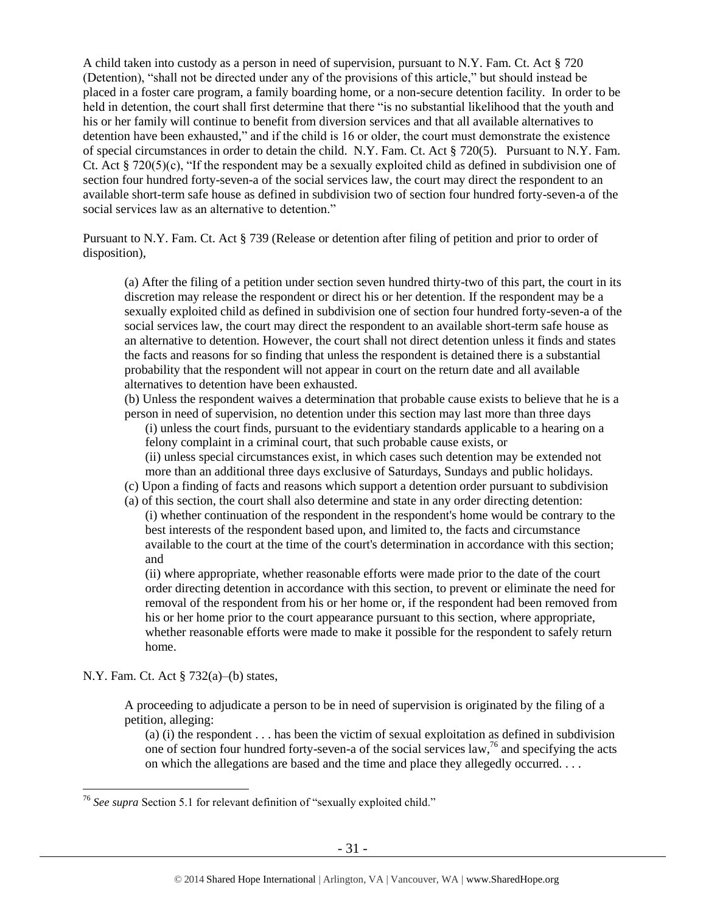A child taken into custody as a person in need of supervision, pursuant to N.Y. Fam. Ct. Act § 720 (Detention), "shall not be directed under any of the provisions of this article," but should instead be placed in a foster care program, a family boarding home, or a non-secure detention facility. In order to be held in detention, the court shall first determine that there "is no substantial likelihood that the youth and his or her family will continue to benefit from diversion services and that all available alternatives to detention have been exhausted," and if the child is 16 or older, the court must demonstrate the existence of special circumstances in order to detain the child. N.Y. Fam. Ct. Act § 720(5). Pursuant to N.Y. Fam. Ct. Act § 720(5)(c), "If the respondent may be a sexually exploited child as defined in subdivision one of section four hundred forty-seven-a of the social services law, the court may direct the respondent to an available short-term safe house as defined in subdivision two of section four hundred forty-seven-a of the social services law as an alternative to detention."

Pursuant to N.Y. Fam. Ct. Act § 739 (Release or detention after filing of petition and prior to order of disposition),

> (a) After the filing of a petition under section seven hundred thirty-two of this part, the court in its discretion may release the respondent or direct his or her detention. If the respondent may be a sexually exploited child as defined in subdivision one of section four hundred forty-seven-a of the social services law, the court may direct the respondent to an available short-term safe house as an alternative to detention. However, the court shall not direct detention unless it finds and states the facts and reasons for so finding that unless the respondent is detained there is a substantial probability that the respondent will not appear in court on the return date and all available alternatives to detention have been exhausted.
>
> (b) Unless the respondent waives a determination that probable cause exists to believe that he is a person in need of supervision, no detention under this section may last more than three days
>
> (i) unless the court finds, pursuant to the evidentiary standards applicable to a hearing on a felony complaint in a criminal court, that such probable cause exists, or
>
> (ii) unless special circumstances exist, in which cases such detention may be extended not more than an additional three days exclusive of Saturdays, Sundays and public holidays.
>
> (c) Upon a finding of facts and reasons which support a detention order pursuant to subdivision (a) of this section, the court shall also determine and state in any order directing detention:
>
> (i) whether continuation of the respondent in the respondent's home would be contrary to the best interests of the respondent based upon, and limited to, the facts and circumstance available to the court at the time of the court's determination in accordance with this section; and
>
> (ii) where appropriate, whether reasonable efforts were made prior to the date of the court order directing detention in accordance with this section, to prevent or eliminate the need for removal of the respondent from his or her home or, if the respondent had been removed from his or her home prior to the court appearance pursuant to this section, where appropriate, whether reasonable efforts were made to make it possible for the respondent to safely return home.

N.Y. Fam. Ct. Act § 732(a)–(b) states,

> A proceeding to adjudicate a person to be in need of supervision is originated by the filing of a petition, alleging:
>
> (a) (i) the respondent . . . has been the victim of sexual exploitation as defined in subdivision one of section four hundred forty-seven-a of the social services law,[76] and specifying the acts on which the allegations are based and the time and place they allegedly occurred. . . .

[76] *See supra* Section 5.1 for relevant definition of "sexually exploited child."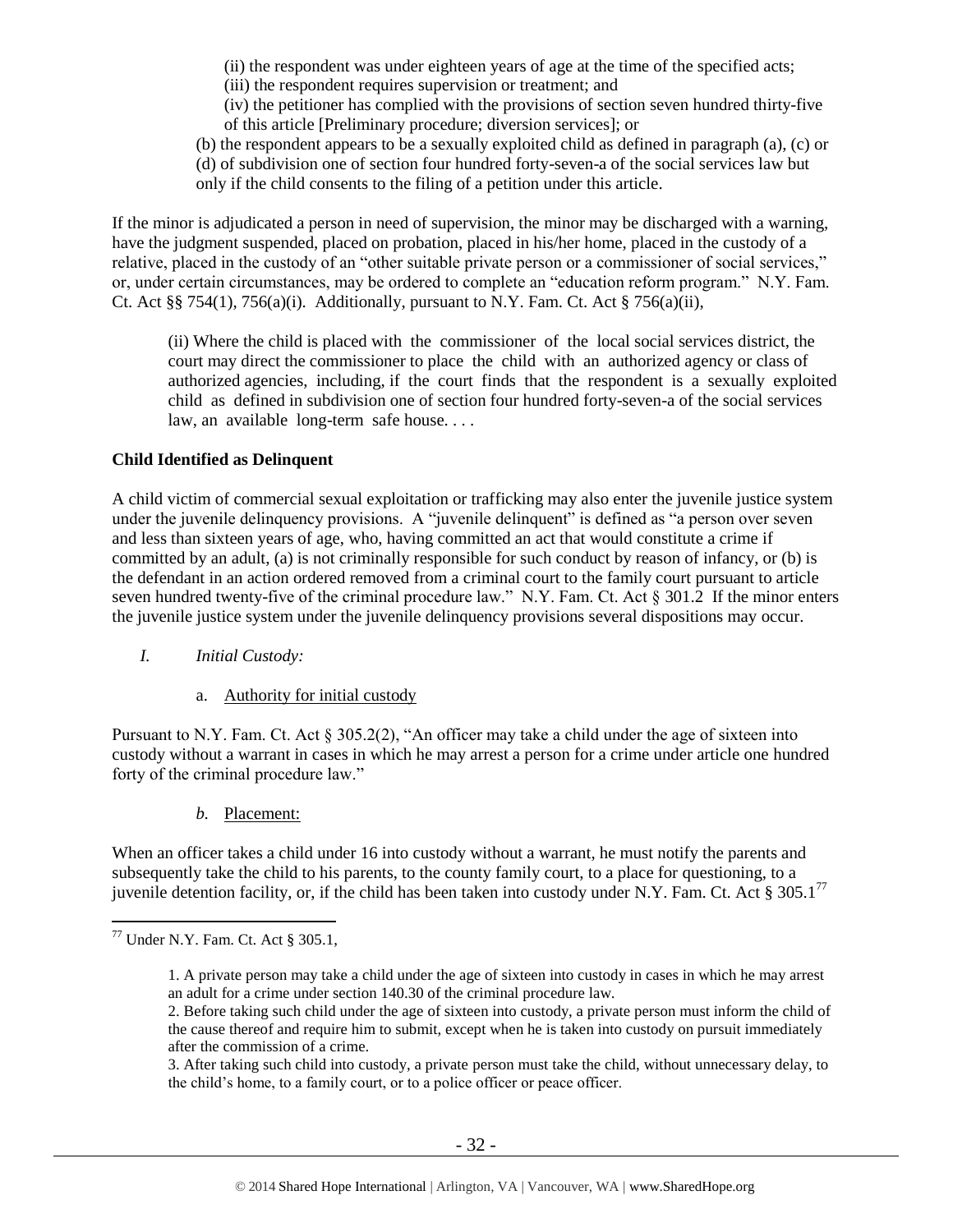(ii) the respondent was under eighteen years of age at the time of the specified acts;
(iii) the respondent requires supervision or treatment; and
(iv) the petitioner has complied with the provisions of section seven hundred thirty-five of this article [Preliminary procedure; diversion services]; or

(b) the respondent appears to be a sexually exploited child as defined in paragraph (a), (c) or (d) of subdivision one of section four hundred forty-seven-a of the social services law but only if the child consents to the filing of a petition under this article.

If the minor is adjudicated a person in need of supervision, the minor may be discharged with a warning, have the judgment suspended, placed on probation, placed in his/her home, placed in the custody of a relative, placed in the custody of an "other suitable private person or a commissioner of social services," or, under certain circumstances, may be ordered to complete an "education reform program." N.Y. Fam. Ct. Act §§ 754(1), 756(a)(i). Additionally, pursuant to N.Y. Fam. Ct. Act § 756(a)(ii),

> (ii) Where the child is placed with the commissioner of the local social services district, the court may direct the commissioner to place the child with an authorized agency or class of authorized agencies, including, if the court finds that the respondent is a sexually exploited child as defined in subdivision one of section four hundred forty-seven-a of the social services law, an available long-term safe house. . . .

**Child Identified as Delinquent**

A child victim of commercial sexual exploitation or trafficking may also enter the juvenile justice system under the juvenile delinquency provisions. A "juvenile delinquent" is defined as "a person over seven and less than sixteen years of age, who, having committed an act that would constitute a crime if committed by an adult, (a) is not criminally responsible for such conduct by reason of infancy, or (b) is the defendant in an action ordered removed from a criminal court to the family court pursuant to article seven hundred twenty-five of the criminal procedure law." N.Y. Fam. Ct. Act § 301.2 If the minor enters the juvenile justice system under the juvenile delinquency provisions several dispositions may occur.

*I. Initial Custody:*

a. Authority for initial custody

Pursuant to N.Y. Fam. Ct. Act § 305.2(2), "An officer may take a child under the age of sixteen into custody without a warrant in cases in which he may arrest a person for a crime under article one hundred forty of the criminal procedure law."

*b.* Placement:

When an officer takes a child under 16 into custody without a warrant, he must notify the parents and subsequently take the child to his parents, to the county family court, to a place for questioning, to a juvenile detention facility, or, if the child has been taken into custody under N.Y. Fam. Ct. Act § 305.1[77]

[77] Under N.Y. Fam. Ct. Act § 305.1,

> 1. A private person may take a child under the age of sixteen into custody in cases in which he may arrest an adult for a crime under section 140.30 of the criminal procedure law.
> 2. Before taking such child under the age of sixteen into custody, a private person must inform the child of the cause thereof and require him to submit, except when he is taken into custody on pursuit immediately after the commission of a crime.
> 3. After taking such child into custody, a private person must take the child, without unnecessary delay, to the child's home, to a family court, or to a police officer or peace officer.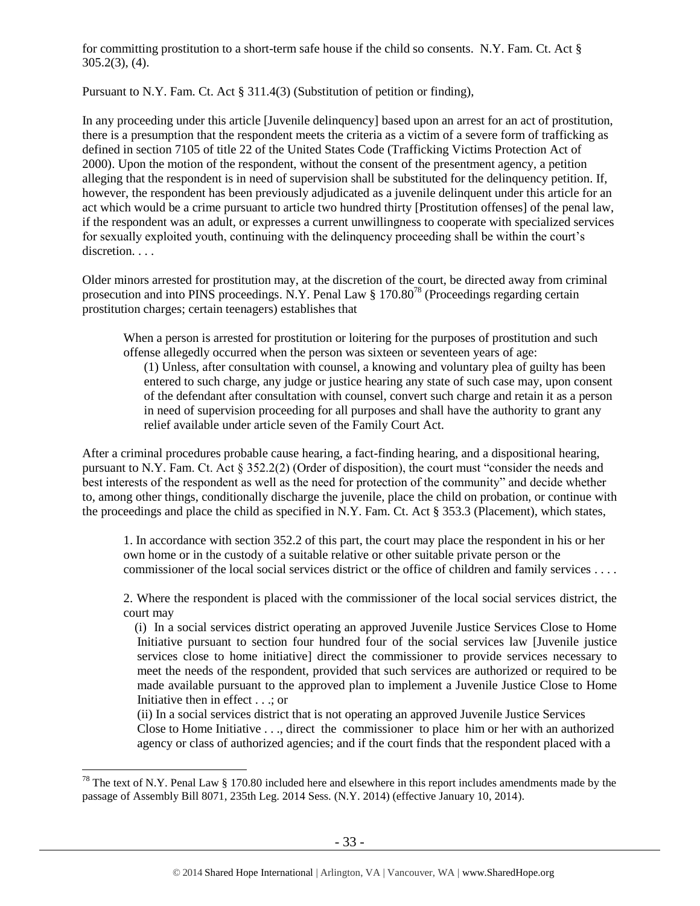for committing prostitution to a short-term safe house if the child so consents. N.Y. Fam. Ct. Act § 305.2(3), (4).

Pursuant to N.Y. Fam. Ct. Act § 311.4(3) (Substitution of petition or finding),

In any proceeding under this article [Juvenile delinquency] based upon an arrest for an act of prostitution, there is a presumption that the respondent meets the criteria as a victim of a severe form of trafficking as defined in section 7105 of title 22 of the United States Code (Trafficking Victims Protection Act of 2000). Upon the motion of the respondent, without the consent of the presentment agency, a petition alleging that the respondent is in need of supervision shall be substituted for the delinquency petition. If, however, the respondent has been previously adjudicated as a juvenile delinquent under this article for an act which would be a crime pursuant to article two hundred thirty [Prostitution offenses] of the penal law, if the respondent was an adult, or expresses a current unwillingness to cooperate with specialized services for sexually exploited youth, continuing with the delinquency proceeding shall be within the court's discretion. . . .

Older minors arrested for prostitution may, at the discretion of the court, be directed away from criminal prosecution and into PINS proceedings. N.Y. Penal Law § 170.80[78] (Proceedings regarding certain prostitution charges; certain teenagers) establishes that

> When a person is arrested for prostitution or loitering for the purposes of prostitution and such offense allegedly occurred when the person was sixteen or seventeen years of age:
>
> (1) Unless, after consultation with counsel, a knowing and voluntary plea of guilty has been entered to such charge, any judge or justice hearing any state of such case may, upon consent of the defendant after consultation with counsel, convert such charge and retain it as a person in need of supervision proceeding for all purposes and shall have the authority to grant any relief available under article seven of the Family Court Act.

After a criminal procedures probable cause hearing, a fact-finding hearing, and a dispositional hearing, pursuant to N.Y. Fam. Ct. Act § 352.2(2) (Order of disposition), the court must "consider the needs and best interests of the respondent as well as the need for protection of the community" and decide whether to, among other things, conditionally discharge the juvenile, place the child on probation, or continue with the proceedings and place the child as specified in N.Y. Fam. Ct. Act § 353.3 (Placement), which states,

> 1. In accordance with section 352.2 of this part, the court may place the respondent in his or her own home or in the custody of a suitable relative or other suitable private person or the commissioner of the local social services district or the office of children and family services . . . .
>
> 2. Where the respondent is placed with the commissioner of the local social services district, the court may
>
> (i) In a social services district operating an approved Juvenile Justice Services Close to Home Initiative pursuant to section four hundred four of the social services law [Juvenile justice services close to home initiative] direct the commissioner to provide services necessary to meet the needs of the respondent, provided that such services are authorized or required to be made available pursuant to the approved plan to implement a Juvenile Justice Close to Home Initiative then in effect . . .; or
>
> (ii) In a social services district that is not operating an approved Juvenile Justice Services Close to Home Initiative . . ., direct the commissioner to place him or her with an authorized agency or class of authorized agencies; and if the court finds that the respondent placed with a

[78] The text of N.Y. Penal Law § 170.80 included here and elsewhere in this report includes amendments made by the passage of Assembly Bill 8071, 235th Leg. 2014 Sess. (N.Y. 2014) (effective January 10, 2014).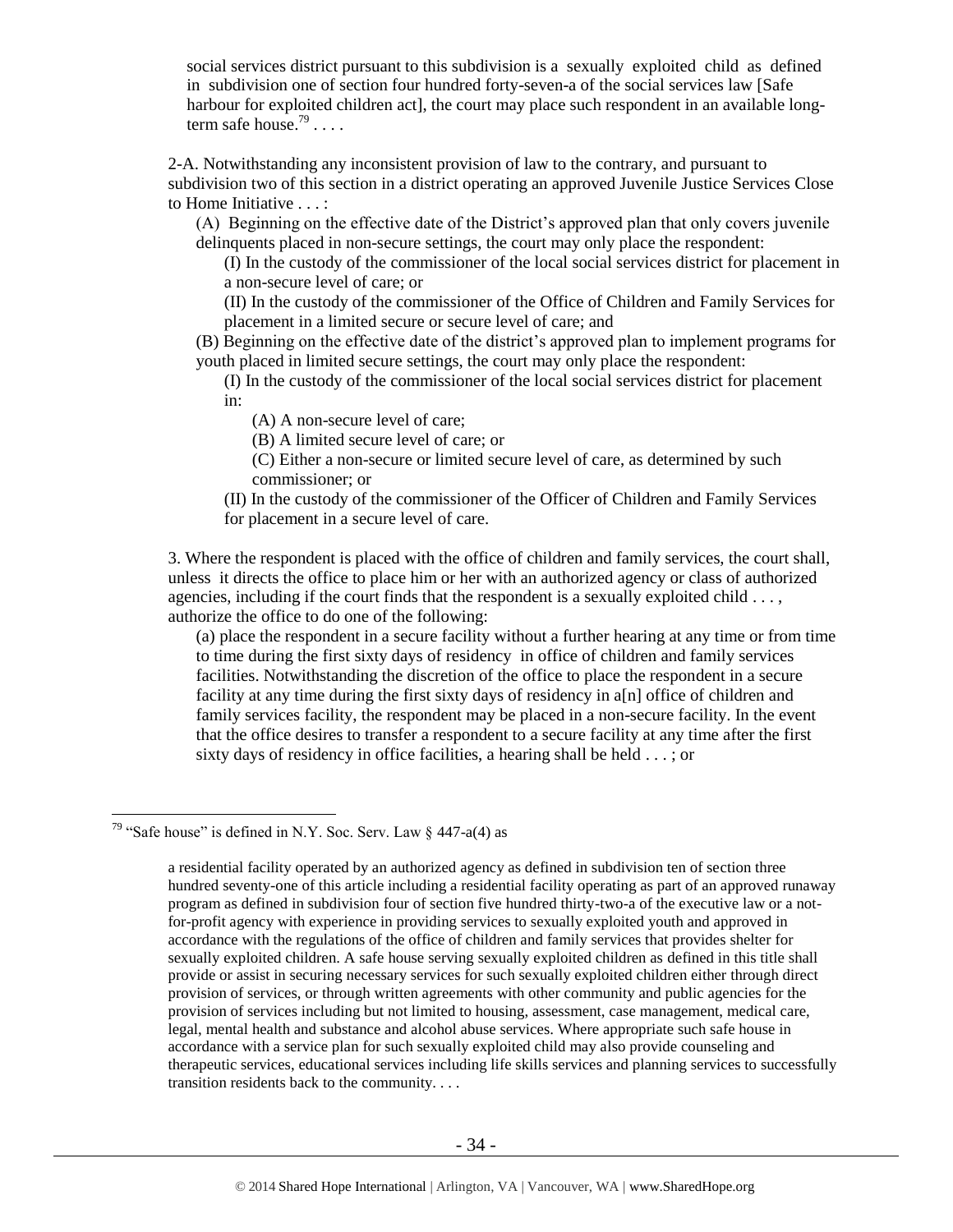social services district pursuant to this subdivision is a sexually exploited child as defined in subdivision one of section four hundred forty-seven-a of the social services law [Safe harbour for exploited children act], the court may place such respondent in an available long-term safe house.[79] . . . .

2-A. Notwithstanding any inconsistent provision of law to the contrary, and pursuant to subdivision two of this section in a district operating an approved Juvenile Justice Services Close to Home Initiative . . . :

(A) Beginning on the effective date of the District's approved plan that only covers juvenile delinquents placed in non-secure settings, the court may only place the respondent:

(I) In the custody of the commissioner of the local social services district for placement in a non-secure level of care; or

(II) In the custody of the commissioner of the Office of Children and Family Services for placement in a limited secure or secure level of care; and

(B) Beginning on the effective date of the district's approved plan to implement programs for youth placed in limited secure settings, the court may only place the respondent:

(I) In the custody of the commissioner of the local social services district for placement in:

(A) A non-secure level of care;

(B) A limited secure level of care; or

(C) Either a non-secure or limited secure level of care, as determined by such commissioner; or

(II) In the custody of the commissioner of the Officer of Children and Family Services for placement in a secure level of care.

3. Where the respondent is placed with the office of children and family services, the court shall, unless it directs the office to place him or her with an authorized agency or class of authorized agencies, including if the court finds that the respondent is a sexually exploited child . . . , authorize the office to do one of the following:

(a) place the respondent in a secure facility without a further hearing at any time or from time to time during the first sixty days of residency in office of children and family services facilities. Notwithstanding the discretion of the office to place the respondent in a secure facility at any time during the first sixty days of residency in a[n] office of children and family services facility, the respondent may be placed in a non-secure facility. In the event that the office desires to transfer a respondent to a secure facility at any time after the first sixty days of residency in office facilities, a hearing shall be held . . . ; or

---

[79] "Safe house" is defined in N.Y. Soc. Serv. Law § 447-a(4) as

> a residential facility operated by an authorized agency as defined in subdivision ten of section three hundred seventy-one of this article including a residential facility operating as part of an approved runaway program as defined in subdivision four of section five hundred thirty-two-a of the executive law or a not-for-profit agency with experience in providing services to sexually exploited youth and approved in accordance with the regulations of the office of children and family services that provides shelter for sexually exploited children. A safe house serving sexually exploited children as defined in this title shall provide or assist in securing necessary services for such sexually exploited children either through direct provision of services, or through written agreements with other community and public agencies for the provision of services including but not limited to housing, assessment, case management, medical care, legal, mental health and substance and alcohol abuse services. Where appropriate such safe house in accordance with a service plan for such sexually exploited child may also provide counseling and therapeutic services, educational services including life skills services and planning services to successfully transition residents back to the community. . . .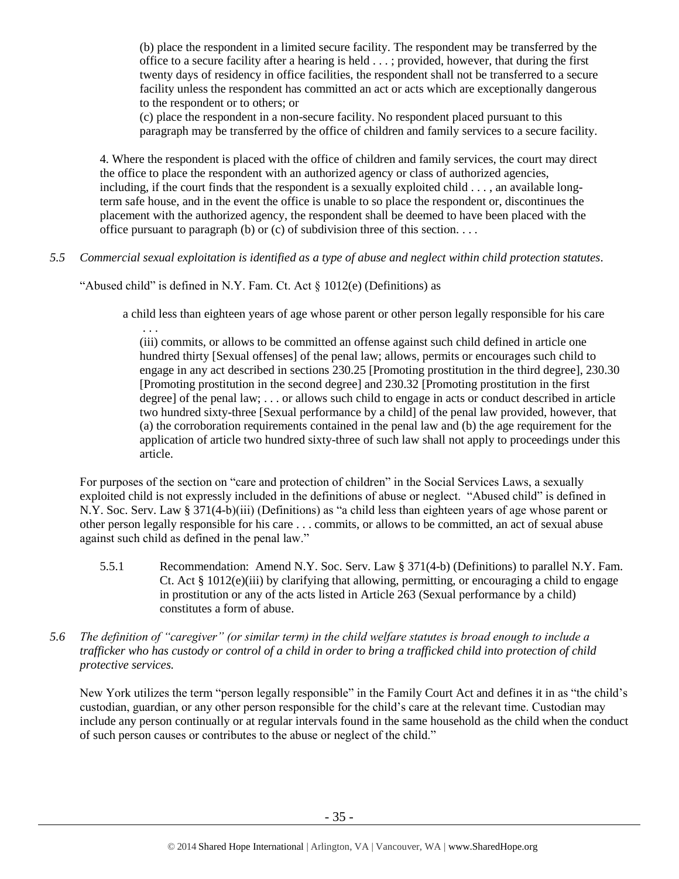> (b) place the respondent in a limited secure facility. The respondent may be transferred by the office to a secure facility after a hearing is held . . . ; provided, however, that during the first twenty days of residency in office facilities, the respondent shall not be transferred to a secure facility unless the respondent has committed an act or acts which are exceptionally dangerous to the respondent or to others; or
>
> (c) place the respondent in a non-secure facility. No respondent placed pursuant to this paragraph may be transferred by the office of children and family services to a secure facility.

> 4. Where the respondent is placed with the office of children and family services, the court may direct the office to place the respondent with an authorized agency or class of authorized agencies, including, if the court finds that the respondent is a sexually exploited child . . . , an available long-term safe house, and in the event the office is unable to so place the respondent or, discontinues the placement with the authorized agency, the respondent shall be deemed to have been placed with the office pursuant to paragraph (b) or (c) of subdivision three of this section. . . .

*5.5 Commercial sexual exploitation is identified as a type of abuse and neglect within child protection statutes.*

"Abused child" is defined in N.Y. Fam. Ct. Act § 1012(e) (Definitions) as

> a child less than eighteen years of age whose parent or other person legally responsible for his care
> . . .
> (iii) commits, or allows to be committed an offense against such child defined in article one hundred thirty [Sexual offenses] of the penal law; allows, permits or encourages such child to engage in any act described in sections 230.25 [Promoting prostitution in the third degree], 230.30 [Promoting prostitution in the second degree] and 230.32 [Promoting prostitution in the first degree] of the penal law; . . . or allows such child to engage in acts or conduct described in article two hundred sixty-three [Sexual performance by a child] of the penal law provided, however, that (a) the corroboration requirements contained in the penal law and (b) the age requirement for the application of article two hundred sixty-three of such law shall not apply to proceedings under this article.

For purposes of the section on "care and protection of children" in the Social Services Laws, a sexually exploited child is not expressly included in the definitions of abuse or neglect. "Abused child" is defined in N.Y. Soc. Serv. Law § 371(4-b)(iii) (Definitions) as "a child less than eighteen years of age whose parent or other person legally responsible for his care . . . commits, or allows to be committed, an act of sexual abuse against such child as defined in the penal law."

5.5.1 Recommendation: Amend N.Y. Soc. Serv. Law § 371(4-b) (Definitions) to parallel N.Y. Fam. Ct. Act § 1012(e)(iii) by clarifying that allowing, permitting, or encouraging a child to engage in prostitution or any of the acts listed in Article 263 (Sexual performance by a child) constitutes a form of abuse.

*5.6 The definition of "caregiver" (or similar term) in the child welfare statutes is broad enough to include a trafficker who has custody or control of a child in order to bring a trafficked child into protection of child protective services.*

New York utilizes the term "person legally responsible" in the Family Court Act and defines it in as "the child's custodian, guardian, or any other person responsible for the child's care at the relevant time. Custodian may include any person continually or at regular intervals found in the same household as the child when the conduct of such person causes or contributes to the abuse or neglect of the child."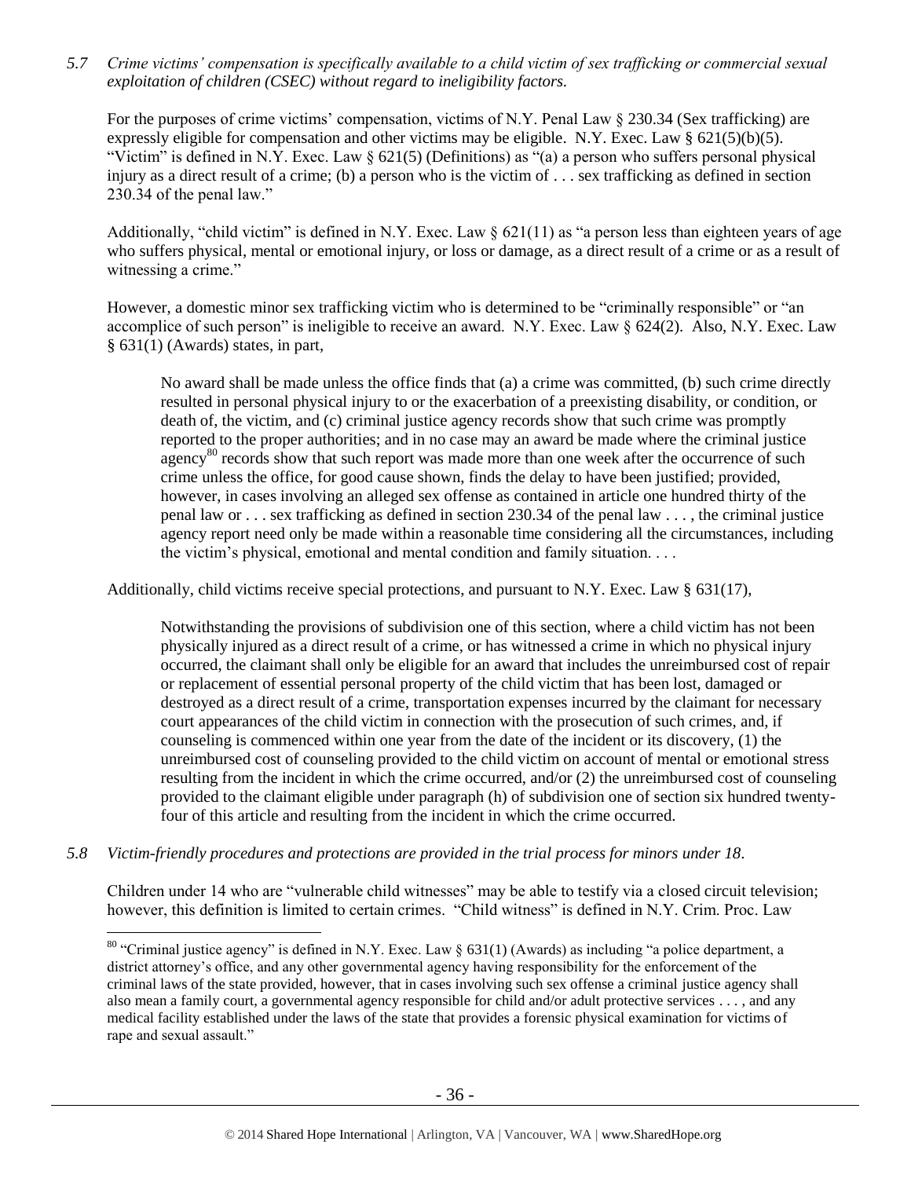*5.7 Crime victims' compensation is specifically available to a child victim of sex trafficking or commercial sexual exploitation of children (CSEC) without regard to ineligibility factors.*

For the purposes of crime victims' compensation, victims of N.Y. Penal Law § 230.34 (Sex trafficking) are expressly eligible for compensation and other victims may be eligible. N.Y. Exec. Law § 621(5)(b)(5). "Victim" is defined in N.Y. Exec. Law § 621(5) (Definitions) as "(a) a person who suffers personal physical injury as a direct result of a crime; (b) a person who is the victim of . . . sex trafficking as defined in section 230.34 of the penal law."

Additionally, "child victim" is defined in N.Y. Exec. Law § 621(11) as "a person less than eighteen years of age who suffers physical, mental or emotional injury, or loss or damage, as a direct result of a crime or as a result of witnessing a crime."

However, a domestic minor sex trafficking victim who is determined to be "criminally responsible" or "an accomplice of such person" is ineligible to receive an award. N.Y. Exec. Law § 624(2). Also, N.Y. Exec. Law § 631(1) (Awards) states, in part,

> No award shall be made unless the office finds that (a) a crime was committed, (b) such crime directly resulted in personal physical injury to or the exacerbation of a preexisting disability, or condition, or death of, the victim, and (c) criminal justice agency records show that such crime was promptly reported to the proper authorities; and in no case may an award be made where the criminal justice agency[80] records show that such report was made more than one week after the occurrence of such crime unless the office, for good cause shown, finds the delay to have been justified; provided, however, in cases involving an alleged sex offense as contained in article one hundred thirty of the penal law or . . . sex trafficking as defined in section 230.34 of the penal law . . . , the criminal justice agency report need only be made within a reasonable time considering all the circumstances, including the victim's physical, emotional and mental condition and family situation. . . .

Additionally, child victims receive special protections, and pursuant to N.Y. Exec. Law § 631(17),

> Notwithstanding the provisions of subdivision one of this section, where a child victim has not been physically injured as a direct result of a crime, or has witnessed a crime in which no physical injury occurred, the claimant shall only be eligible for an award that includes the unreimbursed cost of repair or replacement of essential personal property of the child victim that has been lost, damaged or destroyed as a direct result of a crime, transportation expenses incurred by the claimant for necessary court appearances of the child victim in connection with the prosecution of such crimes, and, if counseling is commenced within one year from the date of the incident or its discovery, (1) the unreimbursed cost of counseling provided to the child victim on account of mental or emotional stress resulting from the incident in which the crime occurred, and/or (2) the unreimbursed cost of counseling provided to the claimant eligible under paragraph (h) of subdivision one of section six hundred twenty-four of this article and resulting from the incident in which the crime occurred.

*5.8 Victim-friendly procedures and protections are provided in the trial process for minors under 18.*

Children under 14 who are "vulnerable child witnesses" may be able to testify via a closed circuit television; however, this definition is limited to certain crimes. "Child witness" is defined in N.Y. Crim. Proc. Law

---

[80] "Criminal justice agency" is defined in N.Y. Exec. Law § 631(1) (Awards) as including "a police department, a district attorney's office, and any other governmental agency having responsibility for the enforcement of the criminal laws of the state provided, however, that in cases involving such sex offense a criminal justice agency shall also mean a family court, a governmental agency responsible for child and/or adult protective services . . . , and any medical facility established under the laws of the state that provides a forensic physical examination for victims of rape and sexual assault."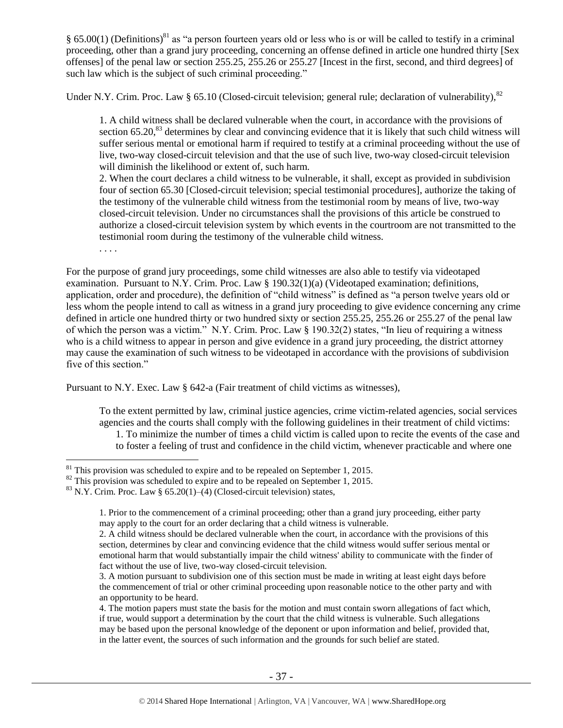§ 65.00(1) (Definitions)[81] as "a person fourteen years old or less who is or will be called to testify in a criminal proceeding, other than a grand jury proceeding, concerning an offense defined in article one hundred thirty [Sex offenses] of the penal law or section 255.25, 255.26 or 255.27 [Incest in the first, second, and third degrees] of such law which is the subject of such criminal proceeding."

Under N.Y. Crim. Proc. Law § 65.10 (Closed-circuit television; general rule; declaration of vulnerability),[82]

> 1. A child witness shall be declared vulnerable when the court, in accordance with the provisions of section 65.20,[83] determines by clear and convincing evidence that it is likely that such child witness will suffer serious mental or emotional harm if required to testify at a criminal proceeding without the use of live, two-way closed-circuit television and that the use of such live, two-way closed-circuit television will diminish the likelihood or extent of, such harm.
>
> 2. When the court declares a child witness to be vulnerable, it shall, except as provided in subdivision four of section 65.30 [Closed-circuit television; special testimonial procedures], authorize the taking of the testimony of the vulnerable child witness from the testimonial room by means of live, two-way closed-circuit television. Under no circumstances shall the provisions of this article be construed to authorize a closed-circuit television system by which events in the courtroom are not transmitted to the testimonial room during the testimony of the vulnerable child witness.
>
> . . . .

For the purpose of grand jury proceedings, some child witnesses are also able to testify via videotaped examination. Pursuant to N.Y. Crim. Proc. Law § 190.32(1)(a) (Videotaped examination; definitions, application, order and procedure), the definition of "child witness" is defined as "a person twelve years old or less whom the people intend to call as witness in a grand jury proceeding to give evidence concerning any crime defined in article one hundred thirty or two hundred sixty or section 255.25, 255.26 or 255.27 of the penal law of which the person was a victim." N.Y. Crim. Proc. Law § 190.32(2) states, "In lieu of requiring a witness who is a child witness to appear in person and give evidence in a grand jury proceeding, the district attorney may cause the examination of such witness to be videotaped in accordance with the provisions of subdivision five of this section."

Pursuant to N.Y. Exec. Law § 642-a (Fair treatment of child victims as witnesses),

> To the extent permitted by law, criminal justice agencies, crime victim-related agencies, social services agencies and the courts shall comply with the following guidelines in their treatment of child victims:
>
> 1. To minimize the number of times a child victim is called upon to recite the events of the case and to foster a feeling of trust and confidence in the child victim, whenever practicable and where one

---

[81] This provision was scheduled to expire and to be repealed on September 1, 2015.

[82] This provision was scheduled to expire and to be repealed on September 1, 2015.

[83] N.Y. Crim. Proc. Law § 65.20(1)–(4) (Closed-circuit television) states,

> 1. Prior to the commencement of a criminal proceeding; other than a grand jury proceeding, either party may apply to the court for an order declaring that a child witness is vulnerable.
>
> 2. A child witness should be declared vulnerable when the court, in accordance with the provisions of this section, determines by clear and convincing evidence that the child witness would suffer serious mental or emotional harm that would substantially impair the child witness' ability to communicate with the finder of fact without the use of live, two-way closed-circuit television.
>
> 3. A motion pursuant to subdivision one of this section must be made in writing at least eight days before the commencement of trial or other criminal proceeding upon reasonable notice to the other party and with an opportunity to be heard.
>
> 4. The motion papers must state the basis for the motion and must contain sworn allegations of fact which, if true, would support a determination by the court that the child witness is vulnerable. Such allegations may be based upon the personal knowledge of the deponent or upon information and belief, provided that, in the latter event, the sources of such information and the grounds for such belief are stated.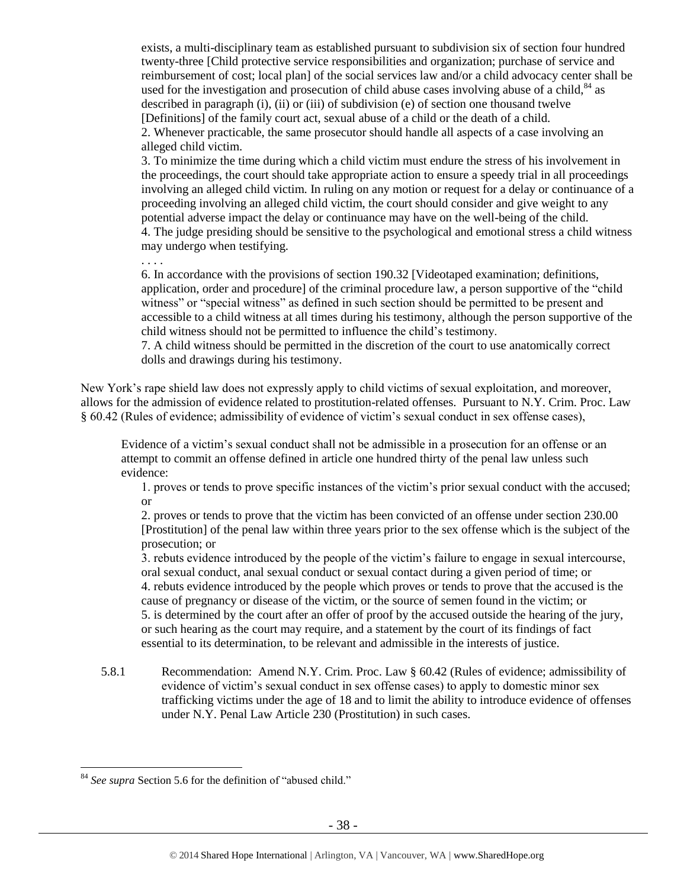exists, a multi-disciplinary team as established pursuant to subdivision six of section four hundred twenty-three [Child protective service responsibilities and organization; purchase of service and reimbursement of cost; local plan] of the social services law and/or a child advocacy center shall be used for the investigation and prosecution of child abuse cases involving abuse of a child,[84] as described in paragraph (i), (ii) or (iii) of subdivision (e) of section one thousand twelve [Definitions] of the family court act, sexual abuse of a child or the death of a child.

> 2. Whenever practicable, the same prosecutor should handle all aspects of a case involving an alleged child victim.
>
> 3. To minimize the time during which a child victim must endure the stress of his involvement in the proceedings, the court should take appropriate action to ensure a speedy trial in all proceedings involving an alleged child victim. In ruling on any motion or request for a delay or continuance of a proceeding involving an alleged child victim, the court should consider and give weight to any potential adverse impact the delay or continuance may have on the well-being of the child.
>
> 4. The judge presiding should be sensitive to the psychological and emotional stress a child witness may undergo when testifying.
>
> . . . .
>
> 6. In accordance with the provisions of section 190.32 [Videotaped examination; definitions, application, order and procedure] of the criminal procedure law, a person supportive of the "child witness" or "special witness" as defined in such section should be permitted to be present and accessible to a child witness at all times during his testimony, although the person supportive of the child witness should not be permitted to influence the child's testimony.
>
> 7. A child witness should be permitted in the discretion of the court to use anatomically correct dolls and drawings during his testimony.

New York's rape shield law does not expressly apply to child victims of sexual exploitation, and moreover, allows for the admission of evidence related to prostitution-related offenses. Pursuant to N.Y. Crim. Proc. Law § 60.42 (Rules of evidence; admissibility of evidence of victim's sexual conduct in sex offense cases),

> Evidence of a victim's sexual conduct shall not be admissible in a prosecution for an offense or an attempt to commit an offense defined in article one hundred thirty of the penal law unless such evidence:
>
> 1. proves or tends to prove specific instances of the victim's prior sexual conduct with the accused; or
>
> 2. proves or tends to prove that the victim has been convicted of an offense under section 230.00 [Prostitution] of the penal law within three years prior to the sex offense which is the subject of the prosecution; or
>
> 3. rebuts evidence introduced by the people of the victim's failure to engage in sexual intercourse, oral sexual conduct, anal sexual conduct or sexual contact during a given period of time; or
>
> 4. rebuts evidence introduced by the people which proves or tends to prove that the accused is the cause of pregnancy or disease of the victim, or the source of semen found in the victim; or
>
> 5. is determined by the court after an offer of proof by the accused outside the hearing of the jury, or such hearing as the court may require, and a statement by the court of its findings of fact essential to its determination, to be relevant and admissible in the interests of justice.

5.8.1 Recommendation: Amend N.Y. Crim. Proc. Law § 60.42 (Rules of evidence; admissibility of evidence of victim's sexual conduct in sex offense cases) to apply to domestic minor sex trafficking victims under the age of 18 and to limit the ability to introduce evidence of offenses under N.Y. Penal Law Article 230 (Prostitution) in such cases.

---

[84] *See supra* Section 5.6 for the definition of "abused child."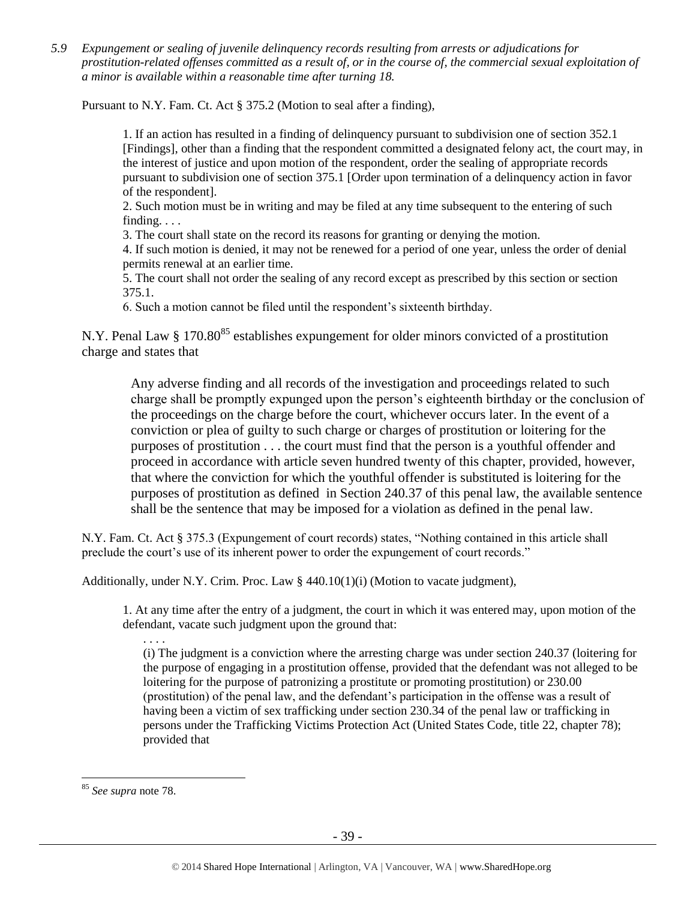*5.9 Expungement or sealing of juvenile delinquency records resulting from arrests or adjudications for prostitution-related offenses committed as a result of, or in the course of, the commercial sexual exploitation of a minor is available within a reasonable time after turning 18.*

Pursuant to N.Y. Fam. Ct. Act § 375.2 (Motion to seal after a finding),

> 1. If an action has resulted in a finding of delinquency pursuant to subdivision one of section 352.1 [Findings], other than a finding that the respondent committed a designated felony act, the court may, in the interest of justice and upon motion of the respondent, order the sealing of appropriate records pursuant to subdivision one of section 375.1 [Order upon termination of a delinquency action in favor of the respondent].
> 2. Such motion must be in writing and may be filed at any time subsequent to the entering of such finding. . . .
> 3. The court shall state on the record its reasons for granting or denying the motion.
> 4. If such motion is denied, it may not be renewed for a period of one year, unless the order of denial permits renewal at an earlier time.
> 5. The court shall not order the sealing of any record except as prescribed by this section or section 375.1.
> 6. Such a motion cannot be filed until the respondent's sixteenth birthday.

N.Y. Penal Law § 170.80[85] establishes expungement for older minors convicted of a prostitution charge and states that

> Any adverse finding and all records of the investigation and proceedings related to such charge shall be promptly expunged upon the person's eighteenth birthday or the conclusion of the proceedings on the charge before the court, whichever occurs later. In the event of a conviction or plea of guilty to such charge or charges of prostitution or loitering for the purposes of prostitution . . . the court must find that the person is a youthful offender and proceed in accordance with article seven hundred twenty of this chapter, provided, however, that where the conviction for which the youthful offender is substituted is loitering for the purposes of prostitution as defined in Section 240.37 of this penal law, the available sentence shall be the sentence that may be imposed for a violation as defined in the penal law.

N.Y. Fam. Ct. Act § 375.3 (Expungement of court records) states, "Nothing contained in this article shall preclude the court's use of its inherent power to order the expungement of court records."

Additionally, under N.Y. Crim. Proc. Law § 440.10(1)(i) (Motion to vacate judgment),

> 1. At any time after the entry of a judgment, the court in which it was entered may, upon motion of the defendant, vacate such judgment upon the ground that:
> . . . .
> (i) The judgment is a conviction where the arresting charge was under section 240.37 (loitering for the purpose of engaging in a prostitution offense, provided that the defendant was not alleged to be loitering for the purpose of patronizing a prostitute or promoting prostitution) or 230.00 (prostitution) of the penal law, and the defendant's participation in the offense was a result of having been a victim of sex trafficking under section 230.34 of the penal law or trafficking in persons under the Trafficking Victims Protection Act (United States Code, title 22, chapter 78); provided that

---

[85] *See supra* note 78.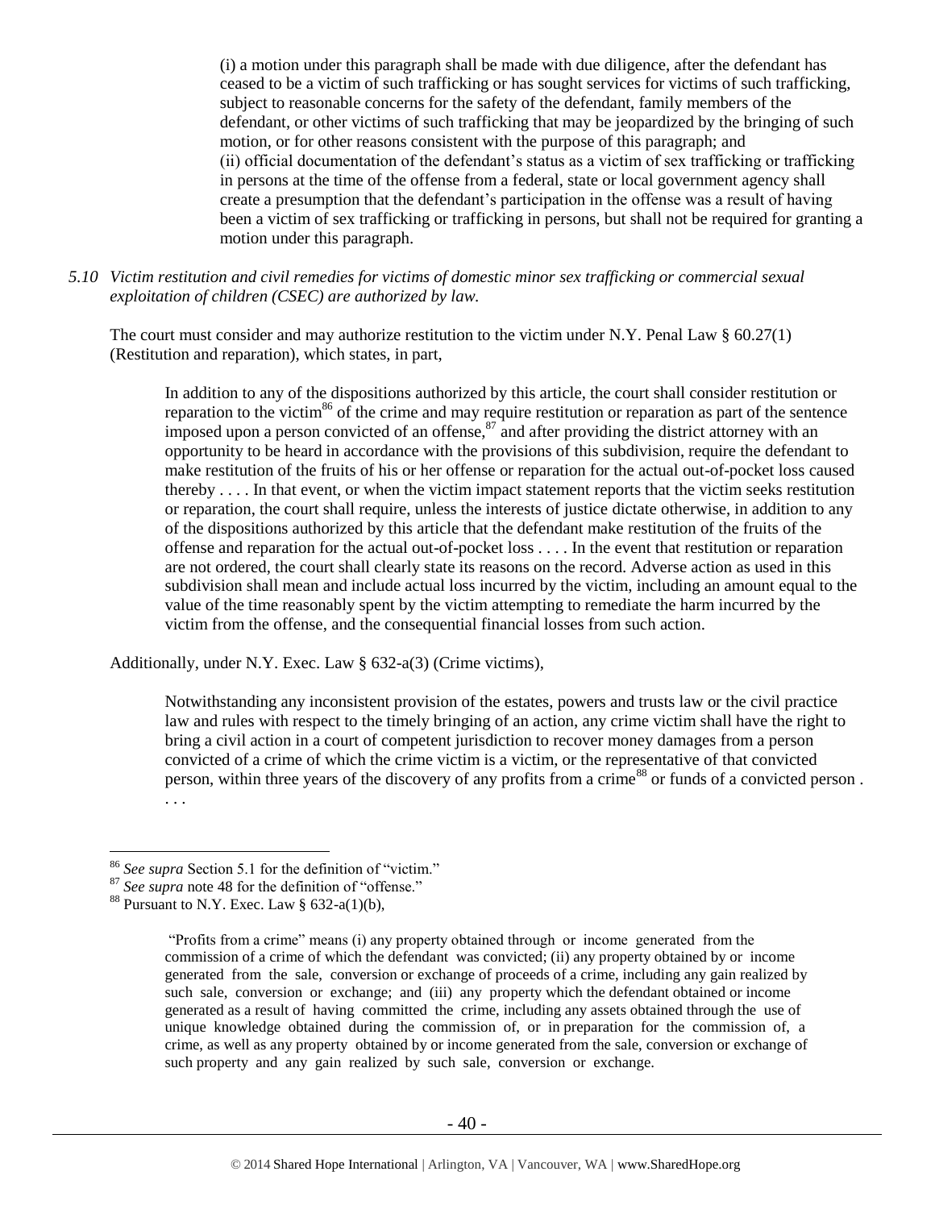> (i) a motion under this paragraph shall be made with due diligence, after the defendant has ceased to be a victim of such trafficking or has sought services for victims of such trafficking, subject to reasonable concerns for the safety of the defendant, family members of the defendant, or other victims of such trafficking that may be jeopardized by the bringing of such motion, or for other reasons consistent with the purpose of this paragraph; and
> (ii) official documentation of the defendant's status as a victim of sex trafficking or trafficking in persons at the time of the offense from a federal, state or local government agency shall create a presumption that the defendant's participation in the offense was a result of having been a victim of sex trafficking or trafficking in persons, but shall not be required for granting a motion under this paragraph.

*5.10 Victim restitution and civil remedies for victims of domestic minor sex trafficking or commercial sexual exploitation of children (CSEC) are authorized by law.*

The court must consider and may authorize restitution to the victim under N.Y. Penal Law § 60.27(1) (Restitution and reparation), which states, in part,

> In addition to any of the dispositions authorized by this article, the court shall consider restitution or reparation to the victim[86] of the crime and may require restitution or reparation as part of the sentence imposed upon a person convicted of an offense,[87] and after providing the district attorney with an opportunity to be heard in accordance with the provisions of this subdivision, require the defendant to make restitution of the fruits of his or her offense or reparation for the actual out-of-pocket loss caused thereby . . . . In that event, or when the victim impact statement reports that the victim seeks restitution or reparation, the court shall require, unless the interests of justice dictate otherwise, in addition to any of the dispositions authorized by this article that the defendant make restitution of the fruits of the offense and reparation for the actual out-of-pocket loss . . . . In the event that restitution or reparation are not ordered, the court shall clearly state its reasons on the record. Adverse action as used in this subdivision shall mean and include actual loss incurred by the victim, including an amount equal to the value of the time reasonably spent by the victim attempting to remediate the harm incurred by the victim from the offense, and the consequential financial losses from such action.

Additionally, under N.Y. Exec. Law § 632-a(3) (Crime victims),

> Notwithstanding any inconsistent provision of the estates, powers and trusts law or the civil practice law and rules with respect to the timely bringing of an action, any crime victim shall have the right to bring a civil action in a court of competent jurisdiction to recover money damages from a person convicted of a crime of which the crime victim is a victim, or the representative of that convicted person, within three years of the discovery of any profits from a crime[88] or funds of a convicted person . . . .

---

[86] *See supra* Section 5.1 for the definition of "victim."

[87] *See supra* note 48 for the definition of "offense."

[88] Pursuant to N.Y. Exec. Law § 632-a(1)(b),

> "Profits from a crime" means (i) any property obtained through or income generated from the commission of a crime of which the defendant was convicted; (ii) any property obtained by or income generated from the sale, conversion or exchange of proceeds of a crime, including any gain realized by such sale, conversion or exchange; and (iii) any property which the defendant obtained or income generated as a result of having committed the crime, including any assets obtained through the use of unique knowledge obtained during the commission of, or in preparation for the commission of, a crime, as well as any property obtained by or income generated from the sale, conversion or exchange of such property and any gain realized by such sale, conversion or exchange.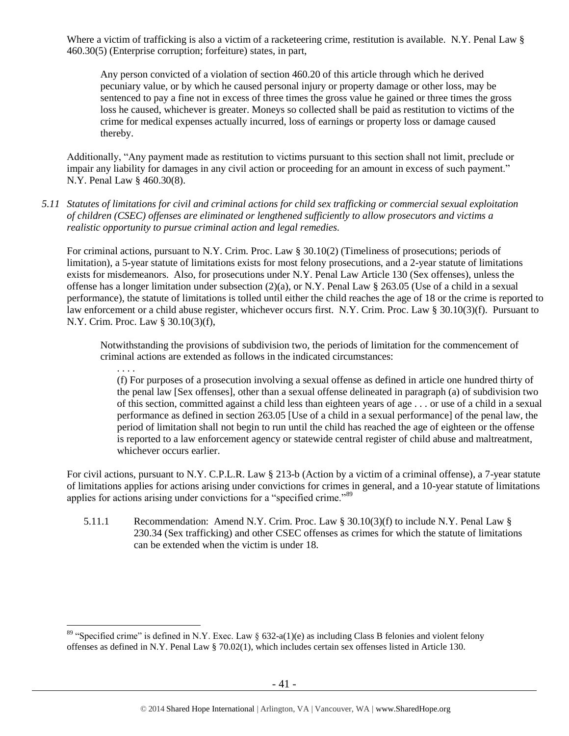Where a victim of trafficking is also a victim of a racketeering crime, restitution is available. N.Y. Penal Law § 460.30(5) (Enterprise corruption; forfeiture) states, in part,

> Any person convicted of a violation of section 460.20 of this article through which he derived pecuniary value, or by which he caused personal injury or property damage or other loss, may be sentenced to pay a fine not in excess of three times the gross value he gained or three times the gross loss he caused, whichever is greater. Moneys so collected shall be paid as restitution to victims of the crime for medical expenses actually incurred, loss of earnings or property loss or damage caused thereby.

Additionally, "Any payment made as restitution to victims pursuant to this section shall not limit, preclude or impair any liability for damages in any civil action or proceeding for an amount in excess of such payment." N.Y. Penal Law § 460.30(8).

*5.11 Statutes of limitations for civil and criminal actions for child sex trafficking or commercial sexual exploitation of children (CSEC) offenses are eliminated or lengthened sufficiently to allow prosecutors and victims a realistic opportunity to pursue criminal action and legal remedies.*

For criminal actions, pursuant to N.Y. Crim. Proc. Law § 30.10(2) (Timeliness of prosecutions; periods of limitation), a 5-year statute of limitations exists for most felony prosecutions, and a 2-year statute of limitations exists for misdemeanors. Also, for prosecutions under N.Y. Penal Law Article 130 (Sex offenses), unless the offense has a longer limitation under subsection (2)(a), or N.Y. Penal Law § 263.05 (Use of a child in a sexual performance), the statute of limitations is tolled until either the child reaches the age of 18 or the crime is reported to law enforcement or a child abuse register, whichever occurs first. N.Y. Crim. Proc. Law § 30.10(3)(f). Pursuant to N.Y. Crim. Proc. Law § 30.10(3)(f),

> Notwithstanding the provisions of subdivision two, the periods of limitation for the commencement of criminal actions are extended as follows in the indicated circumstances:
>
> > . . . .
> >
> > (f) For purposes of a prosecution involving a sexual offense as defined in article one hundred thirty of the penal law [Sex offenses], other than a sexual offense delineated in paragraph (a) of subdivision two of this section, committed against a child less than eighteen years of age . . . or use of a child in a sexual performance as defined in section 263.05 [Use of a child in a sexual performance] of the penal law, the period of limitation shall not begin to run until the child has reached the age of eighteen or the offense is reported to a law enforcement agency or statewide central register of child abuse and maltreatment, whichever occurs earlier.

For civil actions, pursuant to N.Y. C.P.L.R. Law § 213-b (Action by a victim of a criminal offense), a 7-year statute of limitations applies for actions arising under convictions for crimes in general, and a 10-year statute of limitations applies for actions arising under convictions for a "specified crime."[89]

5.11.1 Recommendation: Amend N.Y. Crim. Proc. Law § 30.10(3)(f) to include N.Y. Penal Law § 230.34 (Sex trafficking) and other CSEC offenses as crimes for which the statute of limitations can be extended when the victim is under 18.

---

[89] "Specified crime" is defined in N.Y. Exec. Law § 632-a(1)(e) as including Class B felonies and violent felony offenses as defined in N.Y. Penal Law § 70.02(1), which includes certain sex offenses listed in Article 130.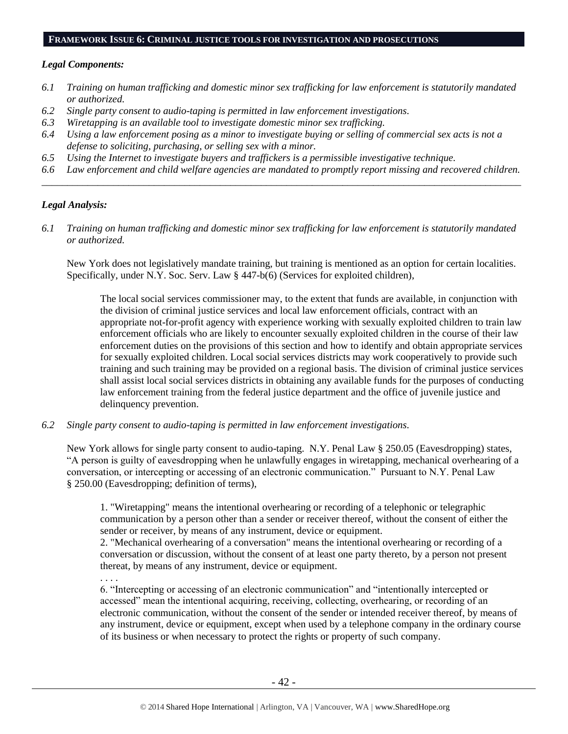## FRAMEWORK ISSUE 6: CRIMINAL JUSTICE TOOLS FOR INVESTIGATION AND PROSECUTIONS

### *Legal Components:*

*6.1 Training on human trafficking and domestic minor sex trafficking for law enforcement is statutorily mandated or authorized.*
*6.2 Single party consent to audio-taping is permitted in law enforcement investigations.*
*6.3 Wiretapping is an available tool to investigate domestic minor sex trafficking.*
*6.4 Using a law enforcement posing as a minor to investigate buying or selling of commercial sex acts is not a defense to soliciting, purchasing, or selling sex with a minor.*
*6.5 Using the Internet to investigate buyers and traffickers is a permissible investigative technique.*
*6.6 Law enforcement and child welfare agencies are mandated to promptly report missing and recovered children.*

---

### *Legal Analysis:*

*6.1 Training on human trafficking and domestic minor sex trafficking for law enforcement is statutorily mandated or authorized.*

New York does not legislatively mandate training, but training is mentioned as an option for certain localities. Specifically, under N.Y. Soc. Serv. Law § 447-b(6) (Services for exploited children),

> The local social services commissioner may, to the extent that funds are available, in conjunction with the division of criminal justice services and local law enforcement officials, contract with an appropriate not-for-profit agency with experience working with sexually exploited children to train law enforcement officials who are likely to encounter sexually exploited children in the course of their law enforcement duties on the provisions of this section and how to identify and obtain appropriate services for sexually exploited children. Local social services districts may work cooperatively to provide such training and such training may be provided on a regional basis. The division of criminal justice services shall assist local social services districts in obtaining any available funds for the purposes of conducting law enforcement training from the federal justice department and the office of juvenile justice and delinquency prevention.

*6.2 Single party consent to audio-taping is permitted in law enforcement investigations.*

New York allows for single party consent to audio-taping. N.Y. Penal Law § 250.05 (Eavesdropping) states, "A person is guilty of eavesdropping when he unlawfully engages in wiretapping, mechanical overhearing of a conversation, or intercepting or accessing of an electronic communication." Pursuant to N.Y. Penal Law § 250.00 (Eavesdropping; definition of terms),

> 1. "Wiretapping" means the intentional overhearing or recording of a telephonic or telegraphic communication by a person other than a sender or receiver thereof, without the consent of either the sender or receiver, by means of any instrument, device or equipment.
> 2. "Mechanical overhearing of a conversation" means the intentional overhearing or recording of a conversation or discussion, without the consent of at least one party thereto, by a person not present thereat, by means of any instrument, device or equipment.
> . . . .
> 6. "Intercepting or accessing of an electronic communication" and "intentionally intercepted or accessed" mean the intentional acquiring, receiving, collecting, overhearing, or recording of an electronic communication, without the consent of the sender or intended receiver thereof, by means of any instrument, device or equipment, except when used by a telephone company in the ordinary course of its business or when necessary to protect the rights or property of such company.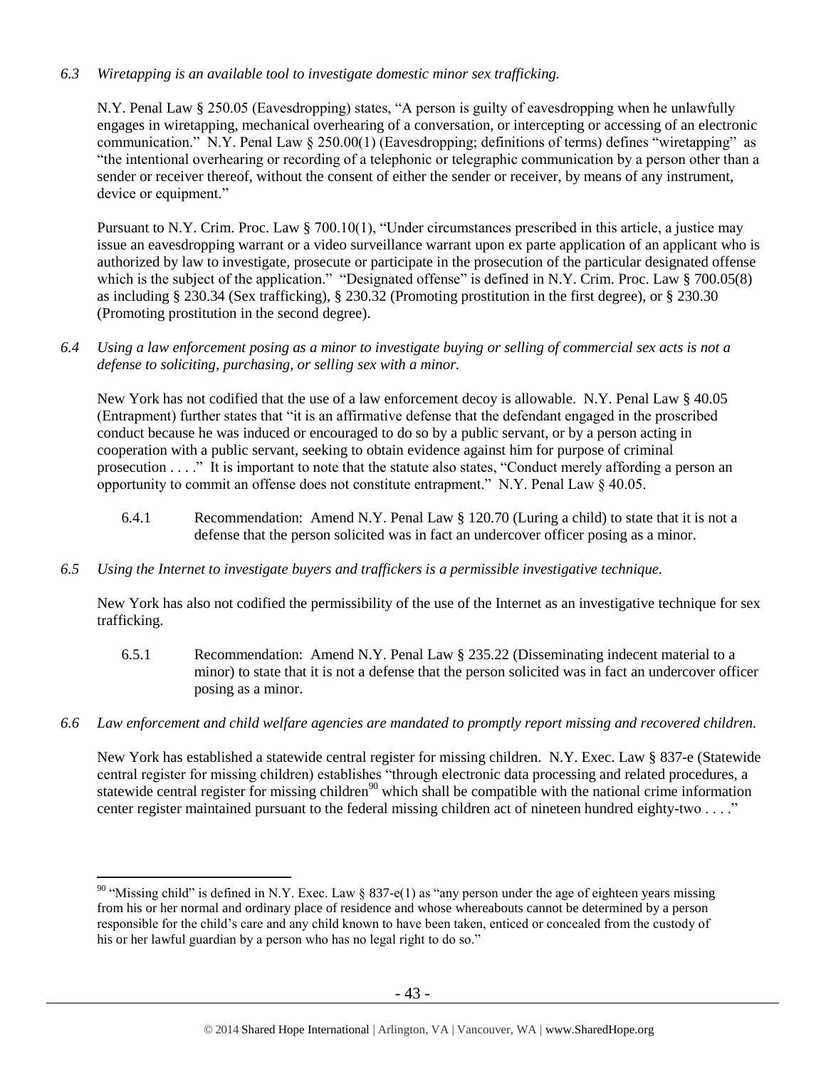*6.3 Wiretapping is an available tool to investigate domestic minor sex trafficking.*

N.Y. Penal Law § 250.05 (Eavesdropping) states, "A person is guilty of eavesdropping when he unlawfully engages in wiretapping, mechanical overhearing of a conversation, or intercepting or accessing of an electronic communication." N.Y. Penal Law § 250.00(1) (Eavesdropping; definitions of terms) defines "wiretapping" as "the intentional overhearing or recording of a telephonic or telegraphic communication by a person other than a sender or receiver thereof, without the consent of either the sender or receiver, by means of any instrument, device or equipment."

Pursuant to N.Y. Crim. Proc. Law § 700.10(1), "Under circumstances prescribed in this article, a justice may issue an eavesdropping warrant or a video surveillance warrant upon ex parte application of an applicant who is authorized by law to investigate, prosecute or participate in the prosecution of the particular designated offense which is the subject of the application." "Designated offense" is defined in N.Y. Crim. Proc. Law § 700.05(8) as including § 230.34 (Sex trafficking), § 230.32 (Promoting prostitution in the first degree), or § 230.30 (Promoting prostitution in the second degree).

*6.4 Using a law enforcement posing as a minor to investigate buying or selling of commercial sex acts is not a defense to soliciting, purchasing, or selling sex with a minor.*

New York has not codified that the use of a law enforcement decoy is allowable. N.Y. Penal Law § 40.05 (Entrapment) further states that "it is an affirmative defense that the defendant engaged in the proscribed conduct because he was induced or encouraged to do so by a public servant, or by a person acting in cooperation with a public servant, seeking to obtain evidence against him for purpose of criminal prosecution . . . ." It is important to note that the statute also states, "Conduct merely affording a person an opportunity to commit an offense does not constitute entrapment." N.Y. Penal Law § 40.05.

6.4.1 Recommendation: Amend N.Y. Penal Law § 120.70 (Luring a child) to state that it is not a defense that the person solicited was in fact an undercover officer posing as a minor.

*6.5 Using the Internet to investigate buyers and traffickers is a permissible investigative technique.*

New York has also not codified the permissibility of the use of the Internet as an investigative technique for sex trafficking.

6.5.1 Recommendation: Amend N.Y. Penal Law § 235.22 (Disseminating indecent material to a minor) to state that it is not a defense that the person solicited was in fact an undercover officer posing as a minor.

*6.6 Law enforcement and child welfare agencies are mandated to promptly report missing and recovered children.*

New York has established a statewide central register for missing children. N.Y. Exec. Law § 837-e (Statewide central register for missing children) establishes "through electronic data processing and related procedures, a statewide central register for missing children[90] which shall be compatible with the national crime information center register maintained pursuant to the federal missing children act of nineteen hundred eighty-two . . . ."

[90] "Missing child" is defined in N.Y. Exec. Law § 837-e(1) as "any person under the age of eighteen years missing from his or her normal and ordinary place of residence and whose whereabouts cannot be determined by a person responsible for the child's care and any child known to have been taken, enticed or concealed from the custody of his or her lawful guardian by a person who has no legal right to do so."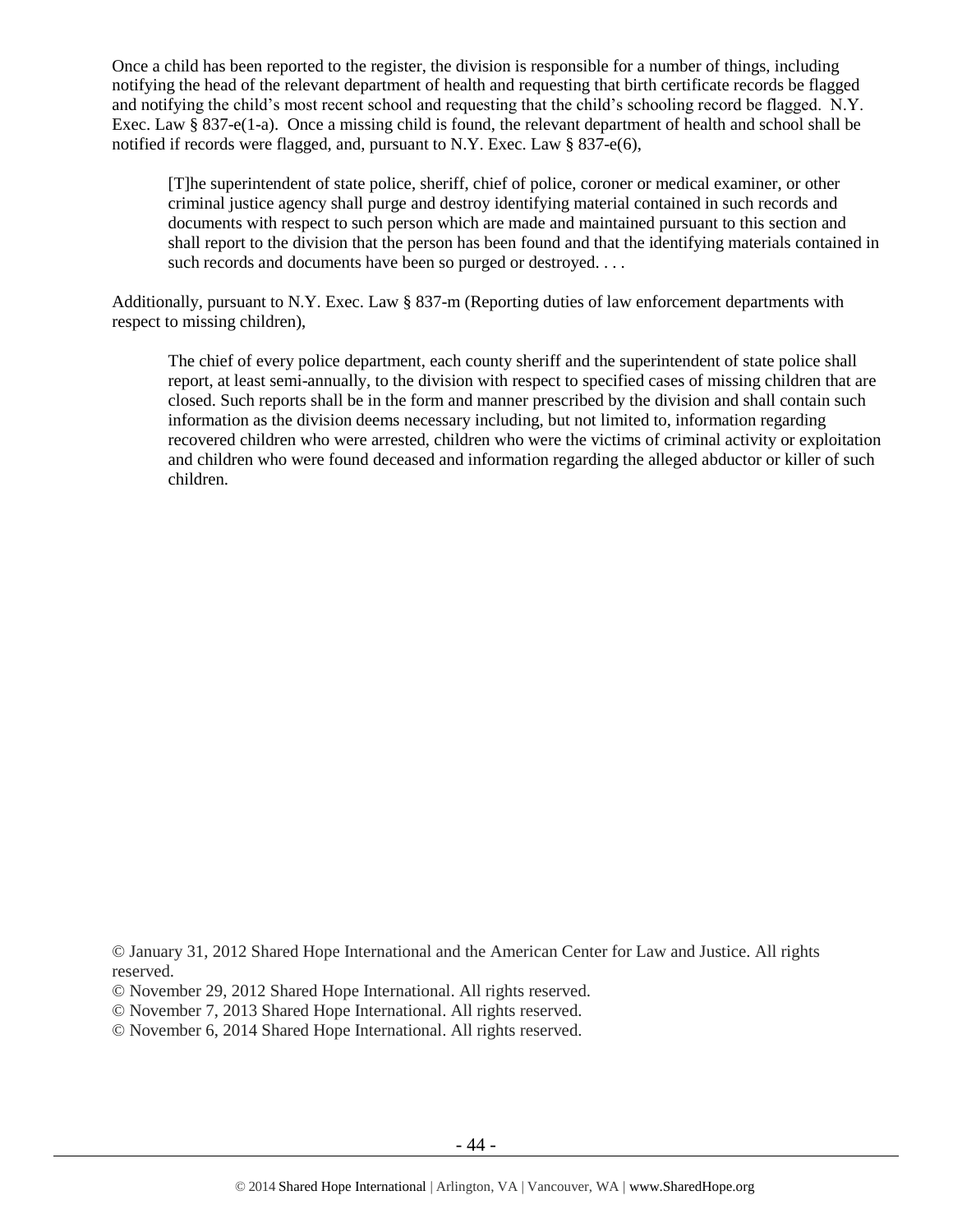Once a child has been reported to the register, the division is responsible for a number of things, including notifying the head of the relevant department of health and requesting that birth certificate records be flagged and notifying the child's most recent school and requesting that the child's schooling record be flagged. N.Y. Exec. Law § 837-e(1-a). Once a missing child is found, the relevant department of health and school shall be notified if records were flagged, and, pursuant to N.Y. Exec. Law § 837-e(6),

> [T]he superintendent of state police, sheriff, chief of police, coroner or medical examiner, or other criminal justice agency shall purge and destroy identifying material contained in such records and documents with respect to such person which are made and maintained pursuant to this section and shall report to the division that the person has been found and that the identifying materials contained in such records and documents have been so purged or destroyed. . . .

Additionally, pursuant to N.Y. Exec. Law § 837-m (Reporting duties of law enforcement departments with respect to missing children),

> The chief of every police department, each county sheriff and the superintendent of state police shall report, at least semi-annually, to the division with respect to specified cases of missing children that are closed. Such reports shall be in the form and manner prescribed by the division and shall contain such information as the division deems necessary including, but not limited to, information regarding recovered children who were arrested, children who were the victims of criminal activity or exploitation and children who were found deceased and information regarding the alleged abductor or killer of such children.

© January 31, 2012 Shared Hope International and the American Center for Law and Justice. All rights reserved.
© November 29, 2012 Shared Hope International. All rights reserved.
© November 7, 2013 Shared Hope International. All rights reserved.
© November 6, 2014 Shared Hope International. All rights reserved.